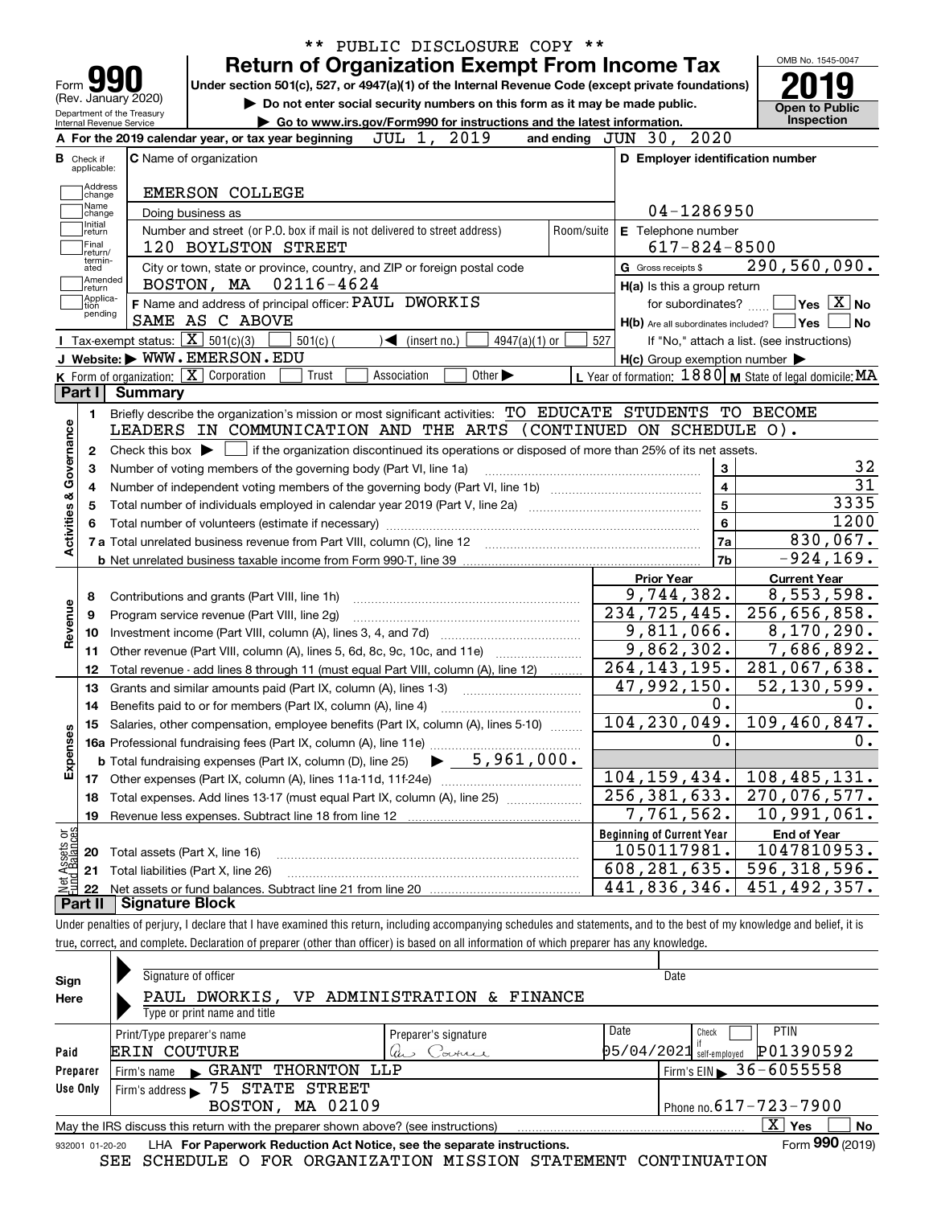** PUBLIC DISCLOSURE COPY **

# Form 990 — Return of Organization Exempt From Income Tax

(Rev. January 2020)

Under section 501(c), 527, or 4947(a)(1) of the Internal Revenue Code (except private foundations)

▶ Do not enter social security numbers on this form as it may be made public.

▶ Go to www.irs.gov/Form990 for instructions and the latest information.

Department of the Treasury
Internal Revenue Service

OMB No. 1545-0047

**2019**

**Open to Public Inspection**

**A** For the 2019 calendar year, or tax year beginning JUL 1, 2019 and ending JUN 30, 2020

**B** Check if applicable: Address change, Name change, Initial return, Final return/terminated, Amended return, Application pending

**C** Name of organization: EMERSON COLLEGE

Doing business as

Number and street (or P.O. box if mail is not delivered to street address): 120 BOYLSTON STREET | Room/suite

City or town, state or province, country, and ZIP or foreign postal code: BOSTON, MA 02116-4624

**D** Employer identification number: 04-1286950

**E** Telephone number: 617-824-8500

**G** Gross receipts $ 290,560,090.

**F** Name and address of principal officer: PAUL DWORKIS
SAME AS C ABOVE

**H(a)** Is this a group return for subordinates? Yes [ ] No [X]

**H(b)** Are all subordinates included? Yes [ ] No [ ]
If "No," attach a list. (see instructions)

**H(c)** Group exemption number ▶

**I** Tax-exempt status: [X] 501(c)(3) [ ] 501(c) ( ) ◀ (insert no.) [ ] 4947(a)(1) or [ ] 527

**J** Website: ▶ WWW.EMERSON.EDU

**K** Form of organization: [X] Corporation [ ] Trust [ ] Association [ ] Other ▶

**L** Year of formation: 1880 **M** State of legal domicile: MA

## Part I Summary

**Activities & Governance**

1. Briefly describe the organization's mission or most significant activities: TO EDUCATE STUDENTS TO BECOME LEADERS IN COMMUNICATION AND THE ARTS (CONTINUED ON SCHEDULE O).
2. Check this box ▶ [ ] if the organization discontinued its operations or disposed of more than 25% of its net assets.

| | | Line | Value |
|---|---|---|---|
| 3 | Number of voting members of the governing body (Part VI, line 1a) | 3 | 32 |
| 4 | Number of independent voting members of the governing body (Part VI, line 1b) | 4 | 31 |
| 5 | Total number of individuals employed in calendar year 2019 (Part V, line 2a) | 5 | 3335 |
| 6 | Total number of volunteers (estimate if necessary) | 6 | 1200 |
| 7a | Total unrelated business revenue from Part VIII, column (C), line 12 | 7a | 830,067. |
| 7b | Net unrelated business taxable income from Form 990-T, line 39 | 7b | -924,169. |

| | | Prior Year | Current Year |
|---|---|---|---|
| **Revenue** | | | |
| 8 | Contributions and grants (Part VIII, line 1h) | 9,744,382. | 8,553,598. |
| 9 | Program service revenue (Part VIII, line 2g) | 234,725,445. | 256,656,858. |
| 10 | Investment income (Part VIII, column (A), lines 3, 4, and 7d) | 9,811,066. | 8,170,290. |
| 11 | Other revenue (Part VIII, column (A), lines 5, 6d, 8c, 9c, 10c, and 11e) | 9,862,302. | 7,686,892. |
| 12 | Total revenue - add lines 8 through 11 (must equal Part VIII, column (A), line 12) | 264,143,195. | 281,067,638. |
| **Expenses** | | | |
| 13 | Grants and similar amounts paid (Part IX, column (A), lines 1-3) | 47,992,150. | 52,130,599. |
| 14 | Benefits paid to or for members (Part IX, column (A), line 4) | 0. | 0. |
| 15 | Salaries, other compensation, employee benefits (Part IX, column (A), lines 5-10) | 104,230,049. | 109,460,847. |
| 16a | Professional fundraising fees (Part IX, column (A), line 11e) | 0. | 0. |
| b | Total fundraising expenses (Part IX, column (D), line 25) ▶ 5,961,000. | | |
| 17 | Other expenses (Part IX, column (A), lines 11a-11d, 11f-24e) | 104,159,434. | 108,485,131. |
| 18 | Total expenses. Add lines 13-17 (must equal Part IX, column (A), line 25) | 256,381,633. | 270,076,577. |
| 19 | Revenue less expenses. Subtract line 18 from line 12 | 7,761,562. | 10,991,061. |

| **Net Assets or Fund Balances** | | Beginning of Current Year | End of Year |
|---|---|---|---|
| 20 | Total assets (Part X, line 16) | 1050117981. | 1047810953. |
| 21 | Total liabilities (Part X, line 26) | 608,281,635. | 596,318,596. |
| 22 | Net assets or fund balances. Subtract line 21 from line 20 | 441,836,346. | 451,492,357. |

## Part II Signature Block

Under penalties of perjury, I declare that I have examined this return, including accompanying schedules and statements, and to the best of my knowledge and belief, it is true, correct, and complete. Declaration of preparer (other than officer) is based on all information of which preparer has any knowledge.

**Sign Here**

Signature of officer | Date

PAUL DWORKIS, VP ADMINISTRATION & FINANCE
Type or print name and title

**Paid Preparer Use Only**

| Print/Type preparer's name | Preparer's signature | Date | Check if self-employed | PTIN |
|---|---|---|---|---|
| ERIN COUTURE | Erin Couture | 05/04/2021 | [ ] | P01390592 |

Firm's name ▶ GRANT THORNTON LLP | Firm's EIN ▶ 36-6055558

Firm's address ▶ 75 STATE STREET, BOSTON, MA 02109 | Phone no. 617-723-7900

May the IRS discuss this return with the preparer shown above? (see instructions) [X] Yes [ ] No

932001 01-20-20 LHA For Paperwork Reduction Act Notice, see the separate instructions. Form **990** (2019)

SEE SCHEDULE O FOR ORGANIZATION MISSION STATEMENT CONTINUATION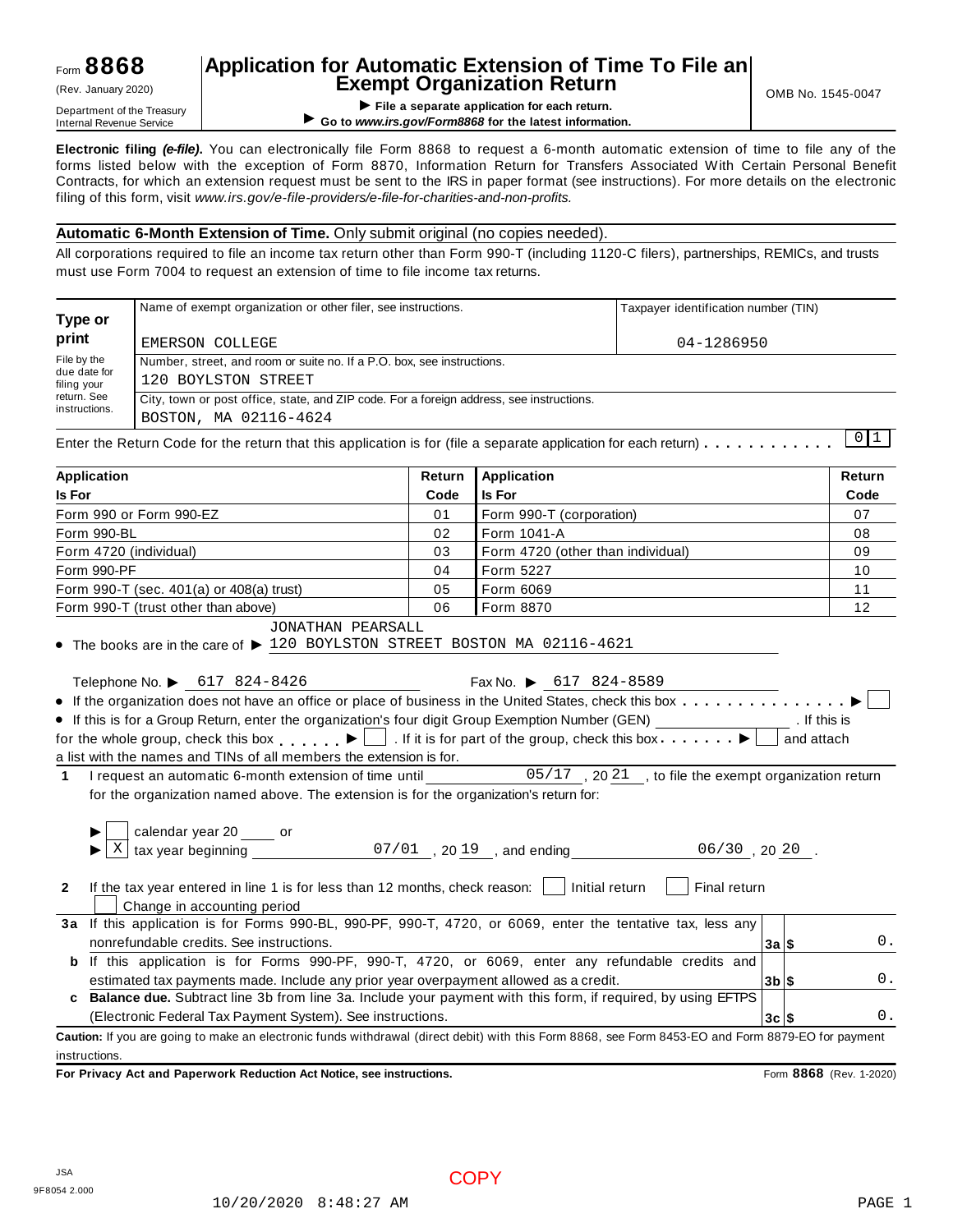Form **8868**
(Rev. January 2020)
Department of the Treasury
Internal Revenue Service

# Application for Automatic Extension of Time To File an Exempt Organization Return

▶ **File a separate application for each return.**
▶ **Go to *www.irs.gov/Form8868* for the latest information.**

OMB No. 1545-0047

**Electronic filing *(e-file)*.** You can electronically file Form 8868 to request a 6-month automatic extension of time to file any of the forms listed below with the exception of Form 8870, Information Return for Transfers Associated With Certain Personal Benefit Contracts, for which an extension request must be sent to the IRS in paper format (see instructions). For more details on the electronic filing of this form, visit *www.irs.gov/e-file-providers/e-file-for-charities-and-non-profits.*

**Automatic 6-Month Extension of Time.** Only submit original (no copies needed).

All corporations required to file an income tax return other than Form 990-T (including 1120-C filers), partnerships, REMICs, and trusts must use Form 7004 to request an extension of time to file income tax returns.

| **Type or print** | Name of exempt organization or other filer, see instructions. | Taxpayer identification number (TIN) |
|---|---|---|
| File by the due date for filing your return. See instructions. | EMERSON COLLEGE | 04-1286950 |
| | Number, street, and room or suite no. If a P.O. box, see instructions. 120 BOYLSTON STREET | |
| | City, town or post office, state, and ZIP code. For a foreign address, see instructions. BOSTON, MA 02116-4624 | |

Enter the Return Code for the return that this application is for (file a separate application for each return) . . . . . . . . . . . 01

| Application Is For | Return Code | Application Is For | Return Code |
|---|---|---|---|
| Form 990 or Form 990-EZ | 01 | Form 990-T (corporation) | 07 |
| Form 990-BL | 02 | Form 1041-A | 08 |
| Form 4720 (individual) | 03 | Form 4720 (other than individual) | 09 |
| Form 990-PF | 04 | Form 5227 | 10 |
| Form 990-T (sec. 401(a) or 408(a) trust) | 05 | Form 6069 | 11 |
| Form 990-T (trust other than above) | 06 | Form 8870 | 12 |

- The books are in the care of ▶ JONATHAN PEARSALL 120 BOYLSTON STREET BOSTON MA 02116-4621

Telephone No. ▶ 617 824-8426 Fax No. ▶ 617 824-8589

- If the organization does not have an office or place of business in the United States, check this box . . . . . . . . . . . . . . . ▶ ☐
- If this is for a Group Return, enter the organization's four digit Group Exemption Number (GEN) ________ . If this is for the whole group, check this box . . . . . . ▶ ☐ . If it is for part of the group, check this box . . . . . . . ▶ ☐ and attach a list with the names and TINs of all members the extension is for.

**1** I request an automatic 6-month extension of time until 05/17 , 20 21 , to file the exempt organization return for the organization named above. The extension is for the organization's return for:

▶ ☐ calendar year 20 ____ or
▶ ☒ tax year beginning 07/01 , 20 19 , and ending 06/30 , 20 20 .

**2** If the tax year entered in line 1 is for less than 12 months, check reason: ☐ Initial return ☐ Final return ☐ Change in accounting period

| | | | |
|---|---|---|---|
| **3a** | If this application is for Forms 990-BL, 990-PF, 990-T, 4720, or 6069, enter the tentative tax, less any nonrefundable credits. See instructions. | **3a** $ | 0. |
| **b** | If this application is for Forms 990-PF, 990-T, 4720, or 6069, enter any refundable credits and estimated tax payments made. Include any prior year overpayment allowed as a credit. | **3b** $ | 0. |
| **c** | **Balance due.** Subtract line 3b from line 3a. Include your payment with this form, if required, by using EFTPS (Electronic Federal Tax Payment System). See instructions. | **3c** $ | 0. |

**Caution:** If you are going to make an electronic funds withdrawal (direct debit) with this Form 8868, see Form 8453-EO and Form 8879-EO for payment instructions.

**For Privacy Act and Paperwork Reduction Act Notice, see instructions.** Form **8868** (Rev. 1-2020)

JSA
9F8054 2.000

COPY

10/20/2020 8:48:27 AM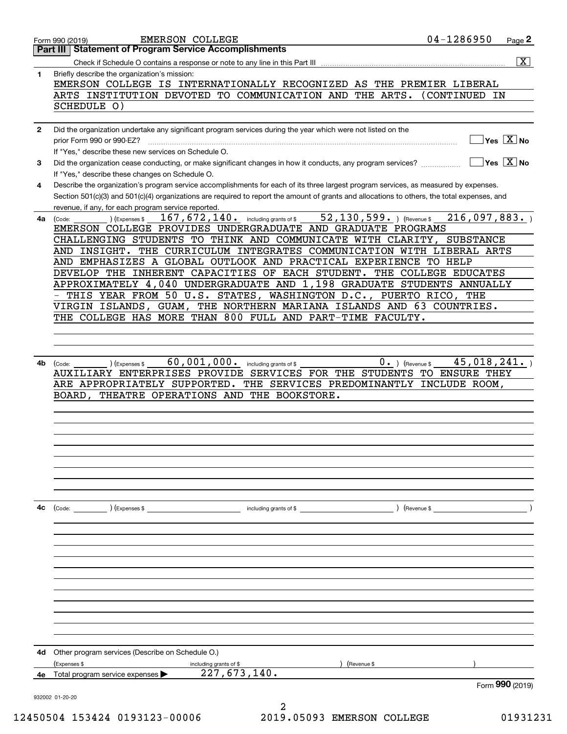Form 990 (2019) EMERSON COLLEGE 04-1286950 Page 2

## Part III Statement of Program Service Accomplishments

Check if Schedule O contains a response or note to any line in this Part III .......... [X]

**1** Briefly describe the organization's mission:

EMERSON COLLEGE IS INTERNATIONALLY RECOGNIZED AS THE PREMIER LIBERAL ARTS INSTITUTION DEVOTED TO COMMUNICATION AND THE ARTS. (CONTINUED IN SCHEDULE O)

**2** Did the organization undertake any significant program services during the year which were not listed on the prior Form 990 or 990-EZ? .......... [ ] Yes [X] No

If "Yes," describe these new services on Schedule O.

**3** Did the organization cease conducting, or make significant changes in how it conducts, any program services? .......... [ ] Yes [X] No

If "Yes," describe these changes on Schedule O.

**4** Describe the organization's program service accomplishments for each of its three largest program services, as measured by expenses. Section 501(c)(3) and 501(c)(4) organizations are required to report the amount of grants and allocations to others, the total expenses, and revenue, if any, for each program service reported.

**4a** (Code: ) (Expenses $ 167,672,140. including grants of $ 52,130,599. ) (Revenue $ 216,097,883. )

EMERSON COLLEGE PROVIDES UNDERGRADUATE AND GRADUATE PROGRAMS CHALLENGING STUDENTS TO THINK AND COMMUNICATE WITH CLARITY, SUBSTANCE AND INSIGHT. THE CURRICULUM INTEGRATES COMMUNICATION WITH LIBERAL ARTS AND EMPHASIZES A GLOBAL OUTLOOK AND PRACTICAL EXPERIENCE TO HELP DEVELOP THE INHERENT CAPACITIES OF EACH STUDENT. THE COLLEGE EDUCATES APPROXIMATELY 4,040 UNDERGRADUATE AND 1,198 GRADUATE STUDENTS ANNUALLY - THIS YEAR FROM 50 U.S. STATES, WASHINGTON D.C., PUERTO RICO, THE VIRGIN ISLANDS, GUAM, THE NORTHERN MARIANA ISLANDS AND 63 COUNTRIES. THE COLLEGE HAS MORE THAN 800 FULL AND PART-TIME FACULTY.

**4b** (Code: ) (Expenses $ 60,001,000. including grants of $ 0. ) (Revenue $ 45,018,241. )

AUXILIARY ENTERPRISES PROVIDE SERVICES FOR THE STUDENTS TO ENSURE THEY ARE APPROPRIATELY SUPPORTED. THE SERVICES PREDOMINANTLY INCLUDE ROOM, BOARD, THEATRE OPERATIONS AND THE BOOKSTORE.

**4c** (Code: ) (Expenses $ including grants of $ ) (Revenue $ )

**4d** Other program services (Describe on Schedule O.)

(Expenses $ including grants of $ ) (Revenue $ )

**4e** Total program service expenses ▶ 227,673,140.

Form **990** (2019)

932002 01-20-20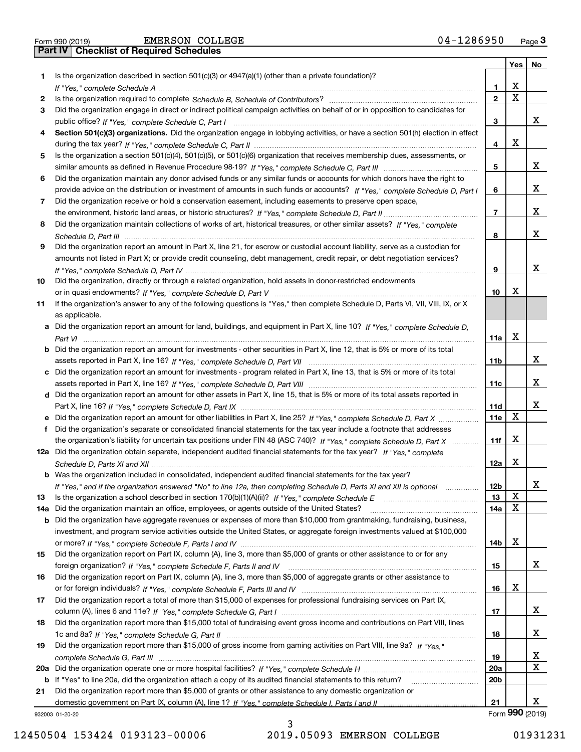Form 990 (2019) EMERSON COLLEGE 04-1286950

## Part IV Checklist of Required Schedules

| | | | Yes | No |
|---|---|---|---|---|
| 1 | Is the organization described in section 501(c)(3) or 4947(a)(1) (other than a private foundation)? *If "Yes," complete Schedule A* | 1 | X | |
| 2 | Is the organization required to complete *Schedule B, Schedule of Contributors*? | 2 | X | |
| 3 | Did the organization engage in direct or indirect political campaign activities on behalf of or in opposition to candidates for public office? *If "Yes," complete Schedule C, Part I* | 3 | | X |
| 4 | **Section 501(c)(3) organizations.** Did the organization engage in lobbying activities, or have a section 501(h) election in effect during the tax year? *If "Yes," complete Schedule C, Part II* | 4 | X | |
| 5 | Is the organization a section 501(c)(4), 501(c)(5), or 501(c)(6) organization that receives membership dues, assessments, or similar amounts as defined in Revenue Procedure 98-19? *If "Yes," complete Schedule C, Part III* | 5 | | X |
| 6 | Did the organization maintain any donor advised funds or any similar funds or accounts for which donors have the right to provide advice on the distribution or investment of amounts in such funds or accounts? *If "Yes," complete Schedule D, Part I* | 6 | | X |
| 7 | Did the organization receive or hold a conservation easement, including easements to preserve open space, the environment, historic land areas, or historic structures? *If "Yes," complete Schedule D, Part II* | 7 | | X |
| 8 | Did the organization maintain collections of works of art, historical treasures, or other similar assets? *If "Yes," complete Schedule D, Part III* | 8 | | X |
| 9 | Did the organization report an amount in Part X, line 21, for escrow or custodial account liability, serve as a custodian for amounts not listed in Part X; or provide credit counseling, debt management, credit repair, or debt negotiation services? *If "Yes," complete Schedule D, Part IV* | 9 | | X |
| 10 | Did the organization, directly or through a related organization, hold assets in donor-restricted endowments or in quasi endowments? *If "Yes," complete Schedule D, Part V* | 10 | X | |
| 11 | If the organization's answer to any of the following questions is "Yes," then complete Schedule D, Parts VI, VII, VIII, IX, or X as applicable. | | | |
| a | Did the organization report an amount for land, buildings, and equipment in Part X, line 10? *If "Yes," complete Schedule D, Part VI* | 11a | X | |
| b | Did the organization report an amount for investments - other securities in Part X, line 12, that is 5% or more of its total assets reported in Part X, line 16? *If "Yes," complete Schedule D, Part VII* | 11b | | X |
| c | Did the organization report an amount for investments - program related in Part X, line 13, that is 5% or more of its total assets reported in Part X, line 16? *If "Yes," complete Schedule D, Part VIII* | 11c | | X |
| d | Did the organization report an amount for other assets in Part X, line 15, that is 5% or more of its total assets reported in Part X, line 16? *If "Yes," complete Schedule D, Part IX* | 11d | | X |
| e | Did the organization report an amount for other liabilities in Part X, line 25? *If "Yes," complete Schedule D, Part X* | 11e | X | |
| f | Did the organization's separate or consolidated financial statements for the tax year include a footnote that addresses the organization's liability for uncertain tax positions under FIN 48 (ASC 740)? *If "Yes," complete Schedule D, Part X* | 11f | X | |
| 12a | Did the organization obtain separate, independent audited financial statements for the tax year? *If "Yes," complete Schedule D, Parts XI and XII* | 12a | X | |
| b | Was the organization included in consolidated, independent audited financial statements for the tax year? *If "Yes," and if the organization answered "No" to line 12a, then completing Schedule D, Parts XI and XII is optional* | 12b | | X |
| 13 | Is the organization a school described in section 170(b)(1)(A)(ii)? *If "Yes," complete Schedule E* | 13 | X | |
| 14a | Did the organization maintain an office, employees, or agents outside of the United States? | 14a | X | |
| b | Did the organization have aggregate revenues or expenses of more than $10,000 from grantmaking, fundraising, business, investment, and program service activities outside the United States, or aggregate foreign investments valued at $100,000 or more? *If "Yes," complete Schedule F, Parts I and IV* | 14b | X | |
| 15 | Did the organization report on Part IX, column (A), line 3, more than $5,000 of grants or other assistance to or for any foreign organization? *If "Yes," complete Schedule F, Parts II and IV* | 15 | | X |
| 16 | Did the organization report on Part IX, column (A), line 3, more than $5,000 of aggregate grants or other assistance to or for foreign individuals? *If "Yes," complete Schedule F, Parts III and IV* | 16 | X | |
| 17 | Did the organization report a total of more than $15,000 of expenses for professional fundraising services on Part IX, column (A), lines 6 and 11e? *If "Yes," complete Schedule G, Part I* | 17 | | X |
| 18 | Did the organization report more than $15,000 total of fundraising event gross income and contributions on Part VIII, lines 1c and 8a? *If "Yes," complete Schedule G, Part II* | 18 | | X |
| 19 | Did the organization report more than $15,000 of gross income from gaming activities on Part VIII, line 9a? *If "Yes," complete Schedule G, Part III* | 19 | | X |
| 20a | Did the organization operate one or more hospital facilities? *If "Yes," complete Schedule H* | 20a | | X |
| b | If "Yes" to line 20a, did the organization attach a copy of its audited financial statements to this return? | 20b | | |
| 21 | Did the organization report more than $5,000 of grants or other assistance to any domestic organization or domestic government on Part IX, column (A), line 1? *If "Yes," complete Schedule I, Parts I and II* | 21 | | X |

932003 01-20-20

Form **990** (2019)

12450504 153424 0193123-00006 2019.05093 EMERSON COLLEGE 01931231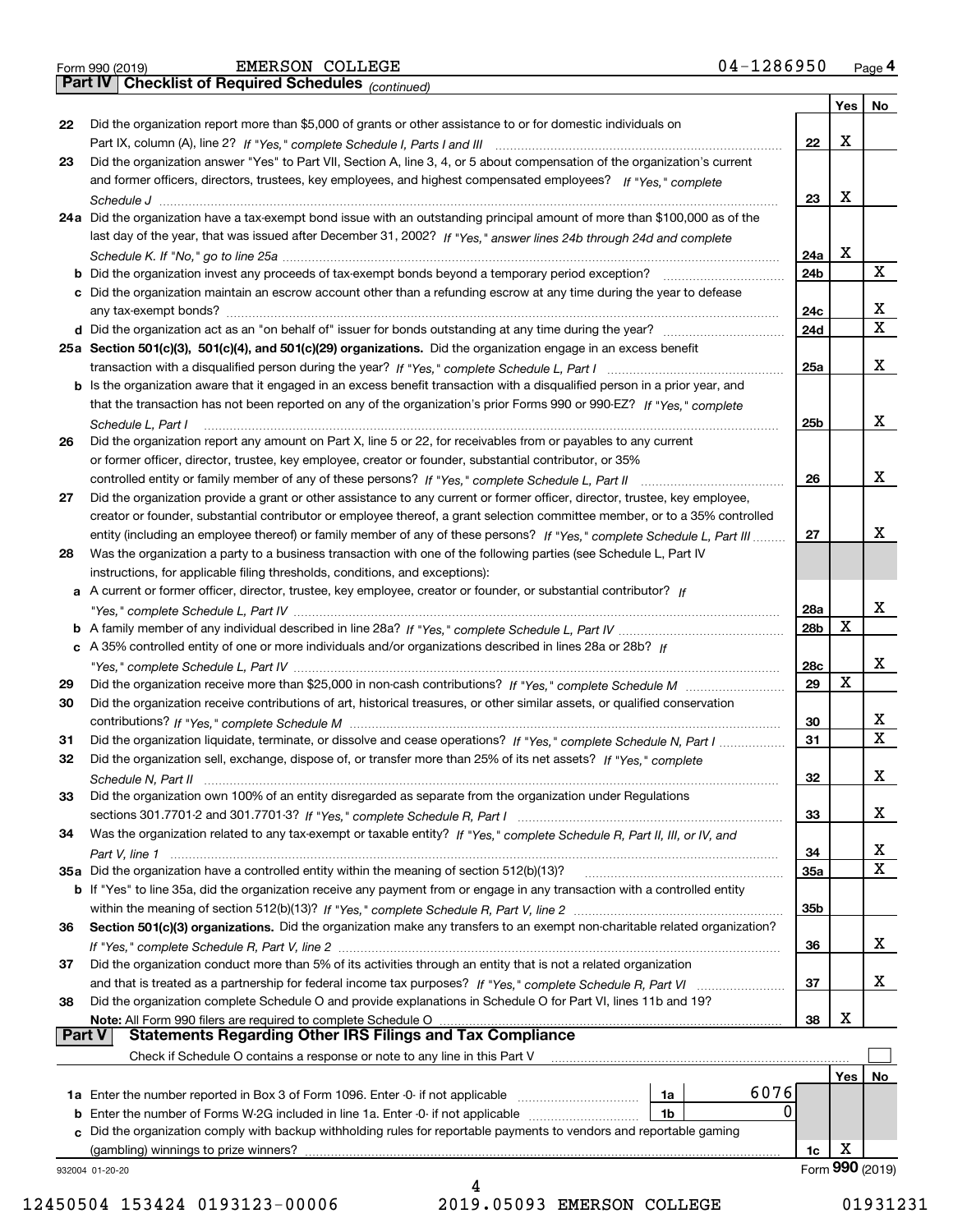Form 990 (2019) EMERSON COLLEGE 04-1286950 Page 4

## Part IV Checklist of Required Schedules *(continued)*

| | | | Yes | No |
|---|---|---|---|---|
| 22 | Did the organization report more than $5,000 of grants or other assistance to or for domestic individuals on Part IX, column (A), line 2? *If "Yes," complete Schedule I, Parts I and III* | 22 | X | |
| 23 | Did the organization answer "Yes" to Part VII, Section A, line 3, 4, or 5 about compensation of the organization's current and former officers, directors, trustees, key employees, and highest compensated employees? *If "Yes," complete Schedule J* | 23 | X | |
| 24a | Did the organization have a tax-exempt bond issue with an outstanding principal amount of more than $100,000 as of the last day of the year, that was issued after December 31, 2002? *If "Yes," answer lines 24b through 24d and complete Schedule K. If "No," go to line 25a* | 24a | X | |
| b | Did the organization invest any proceeds of tax-exempt bonds beyond a temporary period exception? | 24b | | X |
| c | Did the organization maintain an escrow account other than a refunding escrow at any time during the year to defease any tax-exempt bonds? | 24c | | X |
| d | Did the organization act as an "on behalf of" issuer for bonds outstanding at any time during the year? | 24d | | X |
| 25a | **Section 501(c)(3), 501(c)(4), and 501(c)(29) organizations.** Did the organization engage in an excess benefit transaction with a disqualified person during the year? *If "Yes," complete Schedule L, Part I* | 25a | | X |
| b | Is the organization aware that it engaged in an excess benefit transaction with a disqualified person in a prior year, and that the transaction has not been reported on any of the organization's prior Forms 990 or 990-EZ? *If "Yes," complete Schedule L, Part I* | 25b | | X |
| 26 | Did the organization report any amount on Part X, line 5 or 22, for receivables from or payables to any current or former officer, director, trustee, key employee, creator or founder, substantial contributor, or 35% controlled entity or family member of any of these persons? *If "Yes," complete Schedule L, Part II* | 26 | | X |
| 27 | Did the organization provide a grant or other assistance to any current or former officer, director, trustee, key employee, creator or founder, substantial contributor or employee thereof, a grant selection committee member, or to a 35% controlled entity (including an employee thereof) or family member of any of these persons? *If "Yes," complete Schedule L, Part III* | 27 | | X |
| 28 | Was the organization a party to a business transaction with one of the following parties (see Schedule L, Part IV instructions, for applicable filing thresholds, conditions, and exceptions): | | | |
| a | A current or former officer, director, trustee, key employee, creator or founder, or substantial contributor? *If "Yes," complete Schedule L, Part IV* | 28a | | X |
| b | A family member of any individual described in line 28a? *If "Yes," complete Schedule L, Part IV* | 28b | X | |
| c | A 35% controlled entity of one or more individuals and/or organizations described in lines 28a or 28b? *If "Yes," complete Schedule L, Part IV* | 28c | | X |
| 29 | Did the organization receive more than $25,000 in non-cash contributions? *If "Yes," complete Schedule M* | 29 | X | |
| 30 | Did the organization receive contributions of art, historical treasures, or other similar assets, or qualified conservation contributions? *If "Yes," complete Schedule M* | 30 | | X |
| 31 | Did the organization liquidate, terminate, or dissolve and cease operations? *If "Yes," complete Schedule N, Part I* | 31 | | X |
| 32 | Did the organization sell, exchange, dispose of, or transfer more than 25% of its net assets? *If "Yes," complete Schedule N, Part II* | 32 | | X |
| 33 | Did the organization own 100% of an entity disregarded as separate from the organization under Regulations sections 301.7701-2 and 301.7701-3? *If "Yes," complete Schedule R, Part I* | 33 | | X |
| 34 | Was the organization related to any tax-exempt or taxable entity? *If "Yes," complete Schedule R, Part II, III, or IV, and Part V, line 1* | 34 | | X |
| 35a | Did the organization have a controlled entity within the meaning of section 512(b)(13)? | 35a | | X |
| b | If "Yes" to line 35a, did the organization receive any payment from or engage in any transaction with a controlled entity within the meaning of section 512(b)(13)? *If "Yes," complete Schedule R, Part V, line 2* | 35b | | |
| 36 | **Section 501(c)(3) organizations.** Did the organization make any transfers to an exempt non-charitable related organization? *If "Yes," complete Schedule R, Part V, line 2* | 36 | | X |
| 37 | Did the organization conduct more than 5% of its activities through an entity that is not a related organization and that is treated as a partnership for federal income tax purposes? *If "Yes," complete Schedule R, Part VI* | 37 | | X |
| 38 | Did the organization complete Schedule O and provide explanations in Schedule O for Part VI, lines 11b and 19? **Note:** All Form 990 filers are required to complete Schedule O | 38 | X | |

## Part V Statements Regarding Other IRS Filings and Tax Compliance

Check if Schedule O contains a response or note to any line in this Part V ☐

| | | | | | Yes | No |
|---|---|---|---|---|---|---|
| 1a | Enter the number reported in Box 3 of Form 1096. Enter -0- if not applicable | 1a | 6076 | | | |
| b | Enter the number of Forms W-2G included in line 1a. Enter -0- if not applicable | 1b | 0 | | | |
| c | Did the organization comply with backup withholding rules for reportable payments to vendors and reportable gaming (gambling) winnings to prize winners? | | | 1c | X | |

932004 01-20-20 Form **990** (2019)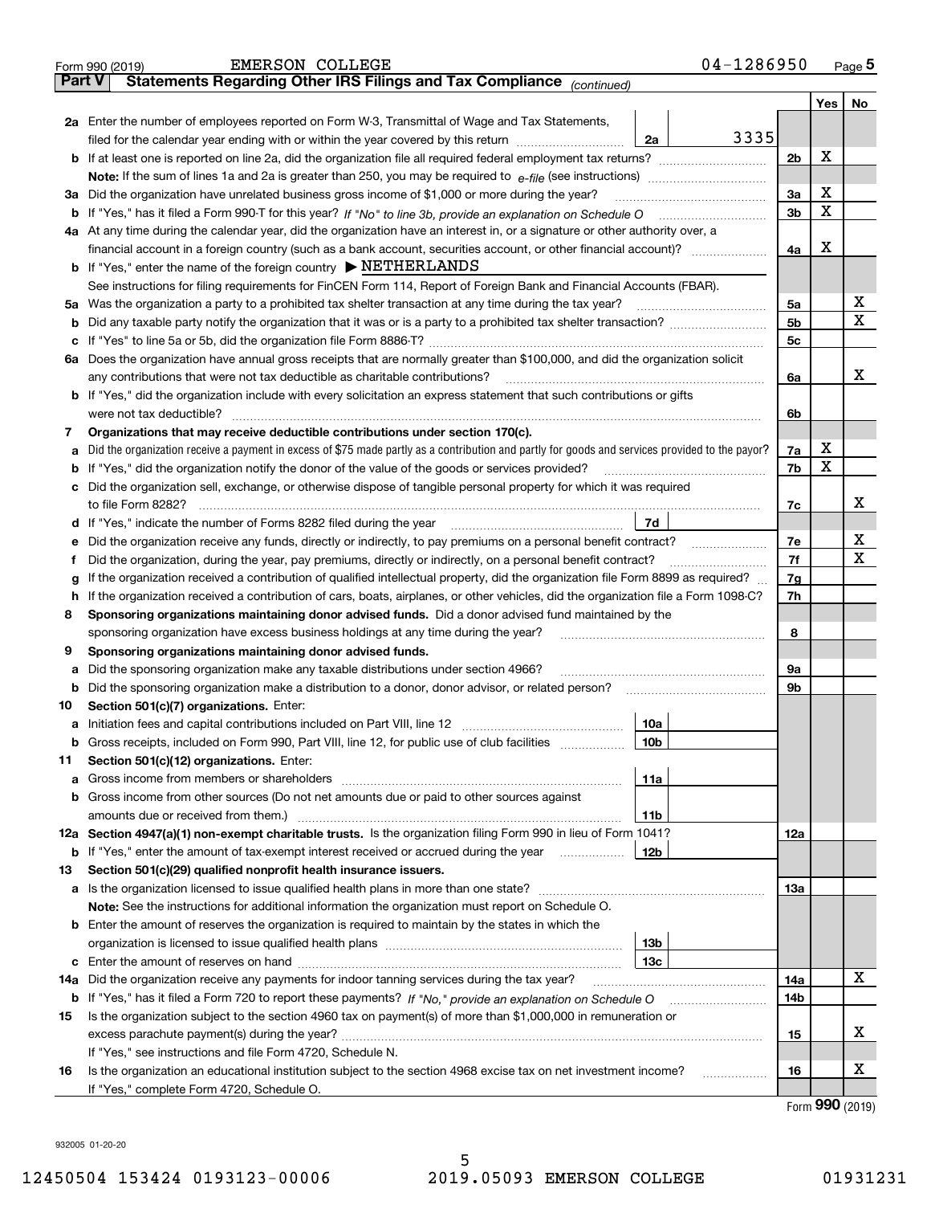Form 990 (2019) EMERSON COLLEGE 04-1286950 Page 5

## Part V Statements Regarding Other IRS Filings and Tax Compliance *(continued)*

| | | | | | Yes | No |
|---|---|---|---|---|---|---|
| **2a** | Enter the number of employees reported on Form W-3, Transmittal of Wage and Tax Statements, filed for the calendar year ending with or within the year covered by this return | 2a | 3335 | | | |
| **b** | If at least one is reported on line 2a, did the organization file all required federal employment tax returns? | | | 2b | X | |
| | **Note:** If the sum of lines 1a and 2a is greater than 250, you may be required to *e-file* (see instructions) | | | | | |
| **3a** | Did the organization have unrelated business gross income of $1,000 or more during the year? | | | 3a | X | |
| **b** | If "Yes," has it filed a Form 990-T for this year? *If "No" to line 3b, provide an explanation on Schedule O* | | | 3b | X | |
| **4a** | At any time during the calendar year, did the organization have an interest in, or a signature or other authority over, a financial account in a foreign country (such as a bank account, securities account, or other financial account)? | | | 4a | X | |
| **b** | If "Yes," enter the name of the foreign country ▶ NETHERLANDS | | | | | |
| | See instructions for filing requirements for FinCEN Form 114, Report of Foreign Bank and Financial Accounts (FBAR). | | | | | |
| **5a** | Was the organization a party to a prohibited tax shelter transaction at any time during the tax year? | | | 5a | | X |
| **b** | Did any taxable party notify the organization that it was or is a party to a prohibited tax shelter transaction? | | | 5b | | X |
| **c** | If "Yes" to line 5a or 5b, did the organization file Form 8886-T? | | | 5c | | |
| **6a** | Does the organization have annual gross receipts that are normally greater than $100,000, and did the organization solicit any contributions that were not tax deductible as charitable contributions? | | | 6a | | X |
| **b** | If "Yes," did the organization include with every solicitation an express statement that such contributions or gifts were not tax deductible? | | | 6b | | |
| **7** | **Organizations that may receive deductible contributions under section 170(c).** | | | | | |
| **a** | Did the organization receive a payment in excess of $75 made partly as a contribution and partly for goods and services provided to the payor? | | | 7a | X | |
| **b** | If "Yes," did the organization notify the donor of the value of the goods or services provided? | | | 7b | X | |
| **c** | Did the organization sell, exchange, or otherwise dispose of tangible personal property for which it was required to file Form 8282? | | | 7c | | X |
| **d** | If "Yes," indicate the number of Forms 8282 filed during the year | 7d | | | | |
| **e** | Did the organization receive any funds, directly or indirectly, to pay premiums on a personal benefit contract? | | | 7e | | X |
| **f** | Did the organization, during the year, pay premiums, directly or indirectly, on a personal benefit contract? | | | 7f | | X |
| **g** | If the organization received a contribution of qualified intellectual property, did the organization file Form 8899 as required? | | | 7g | | |
| **h** | If the organization received a contribution of cars, boats, airplanes, or other vehicles, did the organization file a Form 1098-C? | | | 7h | | |
| **8** | **Sponsoring organizations maintaining donor advised funds.** Did a donor advised fund maintained by the sponsoring organization have excess business holdings at any time during the year? | | | 8 | | |
| **9** | **Sponsoring organizations maintaining donor advised funds.** | | | | | |
| **a** | Did the sponsoring organization make any taxable distributions under section 4966? | | | 9a | | |
| **b** | Did the sponsoring organization make a distribution to a donor, donor advisor, or related person? | | | 9b | | |
| **10** | **Section 501(c)(7) organizations.** Enter: | | | | | |
| **a** | Initiation fees and capital contributions included on Part VIII, line 12 | 10a | | | | |
| **b** | Gross receipts, included on Form 990, Part VIII, line 12, for public use of club facilities | 10b | | | | |
| **11** | **Section 501(c)(12) organizations.** Enter: | | | | | |
| **a** | Gross income from members or shareholders | 11a | | | | |
| **b** | Gross income from other sources (Do not net amounts due or paid to other sources against amounts due or received from them.) | 11b | | | | |
| **12a** | **Section 4947(a)(1) non-exempt charitable trusts.** Is the organization filing Form 990 in lieu of Form 1041? | | | 12a | | |
| **b** | If "Yes," enter the amount of tax-exempt interest received or accrued during the year | 12b | | | | |
| **13** | **Section 501(c)(29) qualified nonprofit health insurance issuers.** | | | | | |
| **a** | Is the organization licensed to issue qualified health plans in more than one state? | | | 13a | | |
| | **Note:** See the instructions for additional information the organization must report on Schedule O. | | | | | |
| **b** | Enter the amount of reserves the organization is required to maintain by the states in which the organization is licensed to issue qualified health plans | 13b | | | | |
| **c** | Enter the amount of reserves on hand | 13c | | | | |
| **14a** | Did the organization receive any payments for indoor tanning services during the tax year? | | | 14a | | X |
| **b** | If "Yes," has it filed a Form 720 to report these payments? *If "No," provide an explanation on Schedule O* | | | 14b | | |
| **15** | Is the organization subject to the section 4960 tax on payment(s) of more than $1,000,000 in remuneration or excess parachute payment(s) during the year? | | | 15 | | X |
| | If "Yes," see instructions and file Form 4720, Schedule N. | | | | | |
| **16** | Is the organization an educational institution subject to the section 4968 excise tax on net investment income? | | | 16 | | X |
| | If "Yes," complete Form 4720, Schedule O. | | | | | |

Form **990** (2019)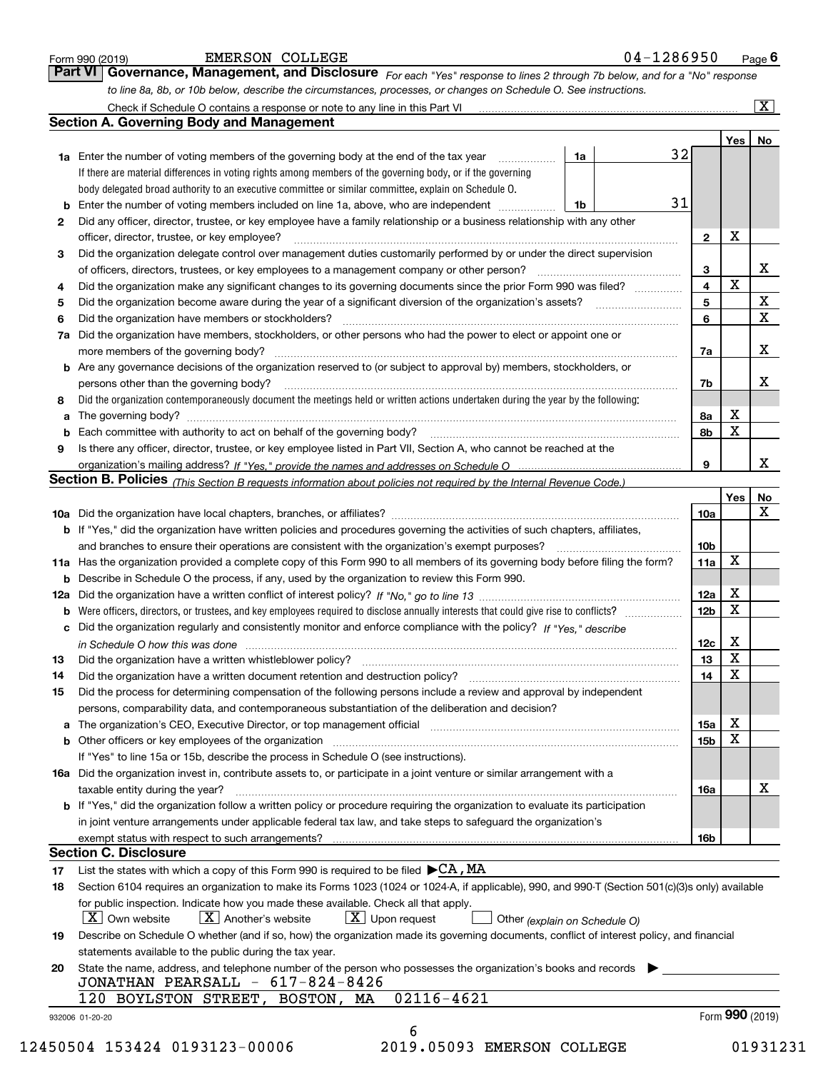Form 990 (2019) EMERSON COLLEGE 04-1286950 Page 6

**Part VI Governance, Management, and Disclosure** *For each "Yes" response to lines 2 through 7b below, and for a "No" response to line 8a, 8b, or 10b below, describe the circumstances, processes, or changes on Schedule O. See instructions.*

Check if Schedule O contains a response or note to any line in this Part VI ..... [X]

## Section A. Governing Body and Management

| | | | | Yes | No |
|---|---|---|---|---|---|
| **1a** | Enter the number of voting members of the governing body at the end of the tax year ..... **1a** 32. If there are material differences in voting rights among members of the governing body, or if the governing body delegated broad authority to an executive committee or similar committee, explain on Schedule O. | | | | |
| **b** | Enter the number of voting members included on line 1a, above, who are independent ..... **1b** 31 | | | | |
| **2** | Did any officer, director, trustee, or key employee have a family relationship or a business relationship with any other officer, director, trustee, or key employee? | | **2** | X | |
| **3** | Did the organization delegate control over management duties customarily performed by or under the direct supervision of officers, directors, trustees, or key employees to a management company or other person? | | **3** | | X |
| **4** | Did the organization make any significant changes to its governing documents since the prior Form 990 was filed? | | **4** | X | |
| **5** | Did the organization become aware during the year of a significant diversion of the organization's assets? | | **5** | | X |
| **6** | Did the organization have members or stockholders? | | **6** | | X |
| **7a** | Did the organization have members, stockholders, or other persons who had the power to elect or appoint one or more members of the governing body? | | **7a** | | X |
| **b** | Are any governance decisions of the organization reserved to (or subject to approval by) members, stockholders, or persons other than the governing body? | | **7b** | | X |
| **8** | Did the organization contemporaneously document the meetings held or written actions undertaken during the year by the following: | | | | |
| **a** | The governing body? | | **8a** | X | |
| **b** | Each committee with authority to act on behalf of the governing body? | | **8b** | X | |
| **9** | Is there any officer, director, trustee, or key employee listed in Part VII, Section A, who cannot be reached at the organization's mailing address? *If "Yes," provide the names and addresses on Schedule O* | | **9** | | X |

## Section B. Policies *(This Section B requests information about policies not required by the Internal Revenue Code.)*

| | | | Yes | No |
|---|---|---|---|---|
| **10a** | Did the organization have local chapters, branches, or affiliates? | **10a** | | X |
| **b** | If "Yes," did the organization have written policies and procedures governing the activities of such chapters, affiliates, and branches to ensure their operations are consistent with the organization's exempt purposes? | **10b** | | |
| **11a** | Has the organization provided a complete copy of this Form 990 to all members of its governing body before filing the form? | **11a** | X | |
| **b** | Describe in Schedule O the process, if any, used by the organization to review this Form 990. | | | |
| **12a** | Did the organization have a written conflict of interest policy? *If "No," go to line 13* | **12a** | X | |
| **b** | Were officers, directors, or trustees, and key employees required to disclose annually interests that could give rise to conflicts? | **12b** | X | |
| **c** | Did the organization regularly and consistently monitor and enforce compliance with the policy? *If "Yes," describe in Schedule O how this was done* | **12c** | X | |
| **13** | Did the organization have a written whistleblower policy? | **13** | X | |
| **14** | Did the organization have a written document retention and destruction policy? | **14** | X | |
| **15** | Did the process for determining compensation of the following persons include a review and approval by independent persons, comparability data, and contemporaneous substantiation of the deliberation and decision? | | | |
| **a** | The organization's CEO, Executive Director, or top management official | **15a** | X | |
| **b** | Other officers or key employees of the organization | **15b** | X | |
| | If "Yes" to line 15a or 15b, describe the process in Schedule O (see instructions). | | | |
| **16a** | Did the organization invest in, contribute assets to, or participate in a joint venture or similar arrangement with a taxable entity during the year? | **16a** | | X |
| **b** | If "Yes," did the organization follow a written policy or procedure requiring the organization to evaluate its participation in joint venture arrangements under applicable federal tax law, and take steps to safeguard the organization's exempt status with respect to such arrangements? | **16b** | | |

## Section C. Disclosure

**17** List the states with which a copy of this Form 990 is required to be filed ▶ CA, MA

**18** Section 6104 requires an organization to make its Forms 1023 (1024 or 1024-A, if applicable), 990, and 990-T (Section 501(c)(3)s only) available for public inspection. Indicate how you made these available. Check all that apply.

[X] Own website  [X] Another's website  [X] Upon request  [ ] Other *(explain on Schedule O)*

**19** Describe on Schedule O whether (and if so, how) the organization made its governing documents, conflict of interest policy, and financial statements available to the public during the tax year.

**20** State the name, address, and telephone number of the person who possesses the organization's books and records ▶

JONATHAN PEARSALL - 617-824-8426
120 BOYLSTON STREET, BOSTON, MA 02116-4621

932006 01-20-20 Form **990** (2019)

12450504 153424 0193123-00006 2019.05093 EMERSON COLLEGE 01931231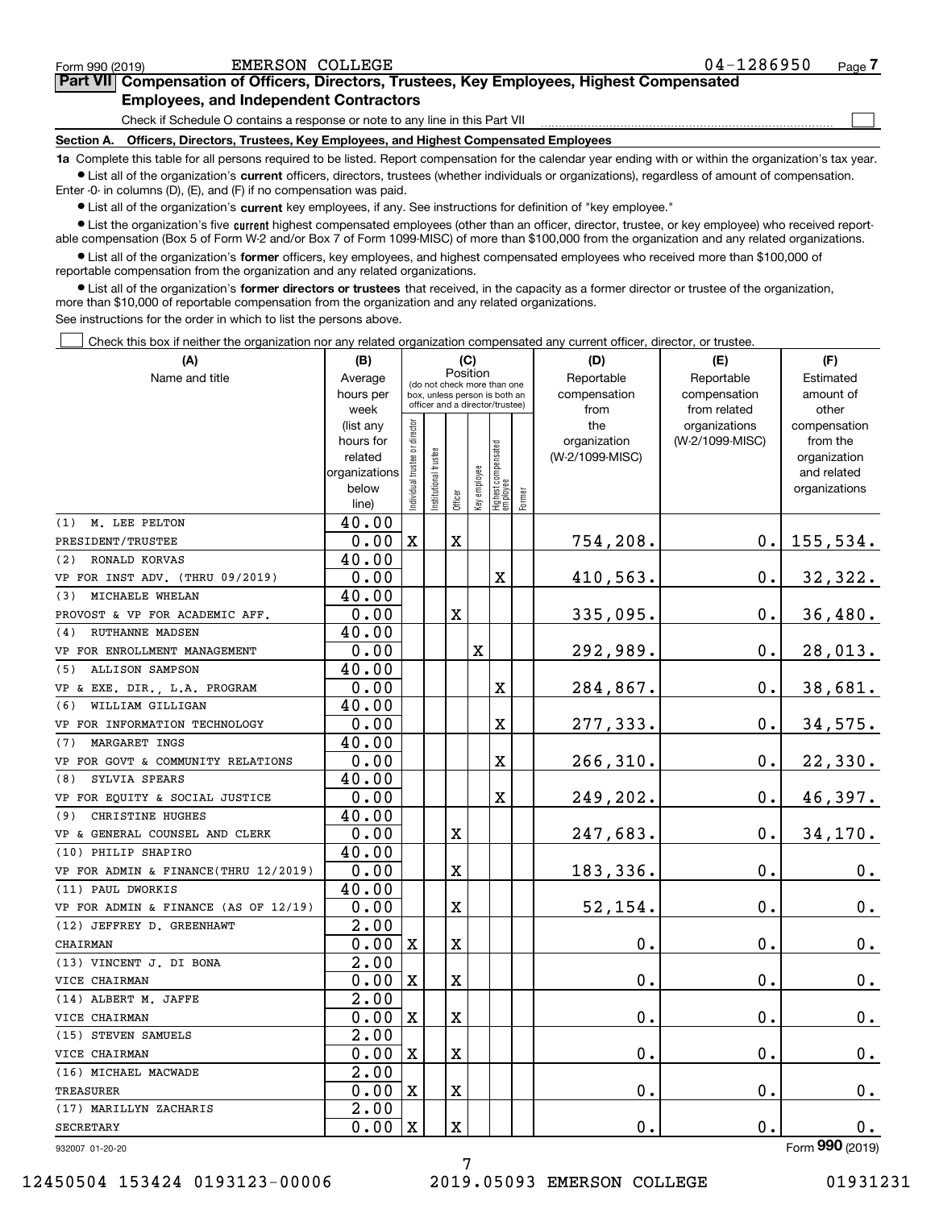Form 990 (2019) EMERSON COLLEGE 04-1286950

## Part VII Compensation of Officers, Directors, Trustees, Key Employees, Highest Compensated Employees, and Independent Contractors

Check if Schedule O contains a response or note to any line in this Part VII

### Section A. Officers, Directors, Trustees, Key Employees, and Highest Compensated Employees

**1a** Complete this table for all persons required to be listed. Report compensation for the calendar year ending with or within the organization's tax year.

- List all of the organization's **current** officers, directors, trustees (whether individuals or organizations), regardless of amount of compensation. Enter -0- in columns (D), (E), and (F) if no compensation was paid.
- List all of the organization's **current** key employees, if any. See instructions for definition of "key employee."
- List the organization's five **current** highest compensated employees (other than an officer, director, trustee, or key employee) who received reportable compensation (Box 5 of Form W-2 and/or Box 7 of Form 1099-MISC) of more than $100,000 from the organization and any related organizations.
- List all of the organization's **former** officers, key employees, and highest compensated employees who received more than $100,000 of reportable compensation from the organization and any related organizations.
- List all of the organization's **former directors or trustees** that received, in the capacity as a former director or trustee of the organization, more than $10,000 of reportable compensation from the organization and any related organizations.

See instructions for the order in which to list the persons above.

Check this box if neither the organization nor any related organization compensated any current officer, director, or trustee.

| (A) Name and title | (B) Average hours per week (list any hours for related organizations below line) | (C) Position: Individual trustee or director | Institutional trustee | Officer | Key employee | Highest compensated employee | Former | (D) Reportable compensation from the organization (W-2/1099-MISC) | (E) Reportable compensation from related organizations (W-2/1099-MISC) | (F) Estimated amount of other compensation from the organization and related organizations |
|---|---|---|---|---|---|---|---|---|---|---|
| (1) M. LEE PELTON<br>PRESIDENT/TRUSTEE | 40.00<br>0.00 | X | | X | | | | 754,208. | 0. | 155,534. |
| (2) RONALD KORVAS<br>VP FOR INST ADV. (THRU 09/2019) | 40.00<br>0.00 | | | | | X | | 410,563. | 0. | 32,322. |
| (3) MICHAELE WHELAN<br>PROVOST & VP FOR ACADEMIC AFF. | 40.00<br>0.00 | | | X | | | | 335,095. | 0. | 36,480. |
| (4) RUTHANNE MADSEN<br>VP FOR ENROLLMENT MANAGEMENT | 40.00<br>0.00 | | | | X | | | 292,989. | 0. | 28,013. |
| (5) ALLISON SAMPSON<br>VP & EXE. DIR., L.A. PROGRAM | 40.00<br>0.00 | | | | | X | | 284,867. | 0. | 38,681. |
| (6) WILLIAM GILLIGAN<br>VP FOR INFORMATION TECHNOLOGY | 40.00<br>0.00 | | | | | X | | 277,333. | 0. | 34,575. |
| (7) MARGARET INGS<br>VP FOR GOVT & COMMUNITY RELATIONS | 40.00<br>0.00 | | | | | X | | 266,310. | 0. | 22,330. |
| (8) SYLVIA SPEARS<br>VP FOR EQUITY & SOCIAL JUSTICE | 40.00<br>0.00 | | | | | X | | 249,202. | 0. | 46,397. |
| (9) CHRISTINE HUGHES<br>VP & GENERAL COUNSEL AND CLERK | 40.00<br>0.00 | | | X | | | | 247,683. | 0. | 34,170. |
| (10) PHILIP SHAPIRO<br>VP FOR ADMIN & FINANCE(THRU 12/2019) | 40.00<br>0.00 | | | X | | | | 183,336. | 0. | 0. |
| (11) PAUL DWORKIS<br>VP FOR ADMIN & FINANCE (AS OF 12/19) | 40.00<br>0.00 | | | X | | | | 52,154. | 0. | 0. |
| (12) JEFFREY D. GREENHAWT<br>CHAIRMAN | 2.00<br>0.00 | X | | X | | | | 0. | 0. | 0. |
| (13) VINCENT J. DI BONA<br>VICE CHAIRMAN | 2.00<br>0.00 | X | | X | | | | 0. | 0. | 0. |
| (14) ALBERT M. JAFFE<br>VICE CHAIRMAN | 2.00<br>0.00 | X | | X | | | | 0. | 0. | 0. |
| (15) STEVEN SAMUELS<br>VICE CHAIRMAN | 2.00<br>0.00 | X | | X | | | | 0. | 0. | 0. |
| (16) MICHAEL MACWADE<br>TREASURER | 2.00<br>0.00 | X | | X | | | | 0. | 0. | 0. |
| (17) MARILLYN ZACHARIS<br>SECRETARY | 2.00<br>0.00 | X | | X | | | | 0. | 0. | 0. |

932007 01-20-20 Form 990 (2019)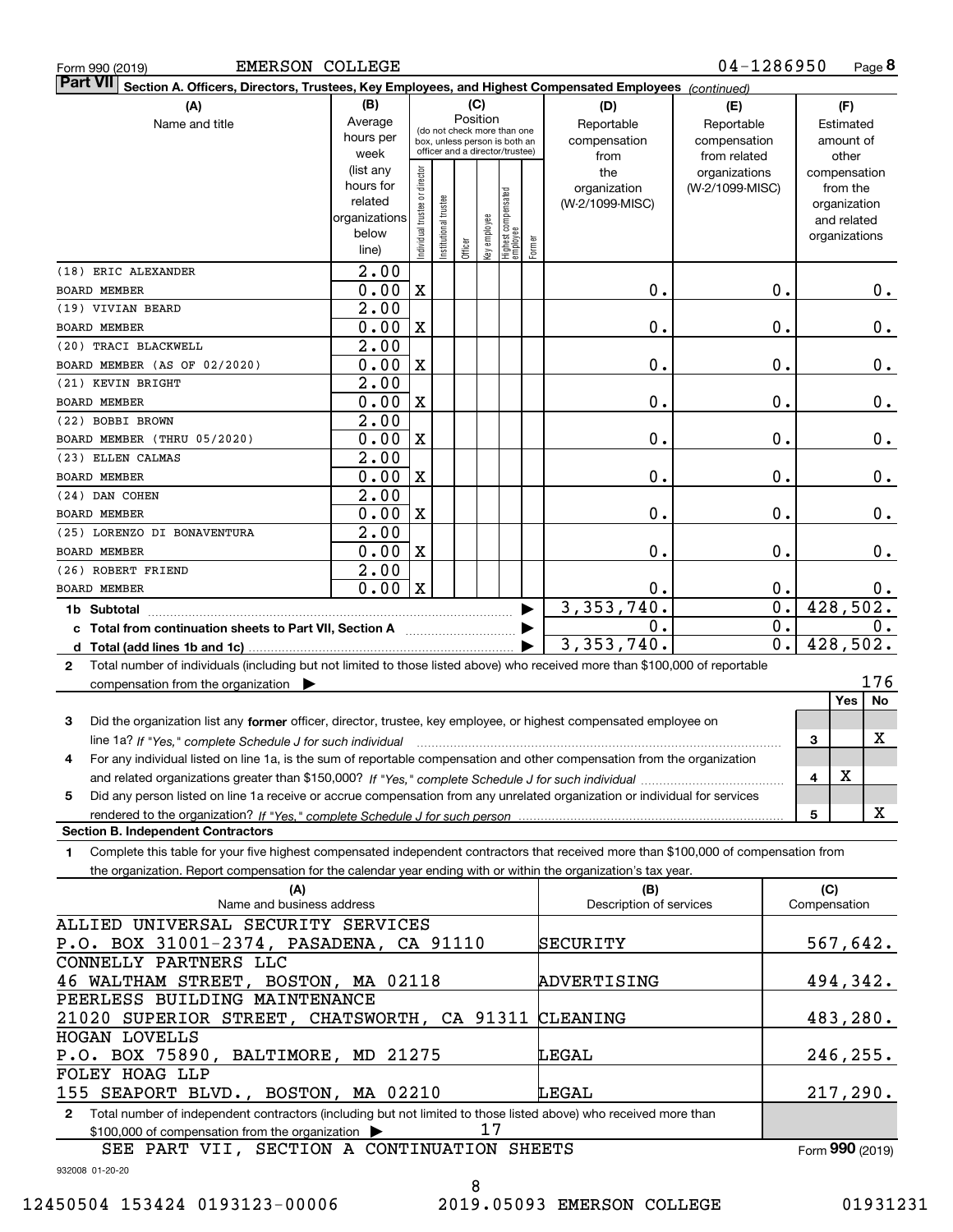Form 990 (2019) EMERSON COLLEGE 04-1286950 Page 8

**Part VII Section A. Officers, Directors, Trustees, Key Employees, and Highest Compensated Employees** *(continued)*

| (A) Name and title | (B) Average hours per week (list any hours for related organizations below line) | (C) Position: Individual trustee or director | Institutional trustee | Officer | Key employee | Highest compensated employee | Former | (D) Reportable compensation from the organization (W-2/1099-MISC) | (E) Reportable compensation from related organizations (W-2/1099-MISC) | (F) Estimated amount of other compensation from the organization and related organizations |
|---|---|---|---|---|---|---|---|---|---|---|
| (18) ERIC ALEXANDER<br>BOARD MEMBER | 2.00<br>0.00 | X | | | | | | 0. | 0. | 0. |
| (19) VIVIAN BEARD<br>BOARD MEMBER | 2.00<br>0.00 | X | | | | | | 0. | 0. | 0. |
| (20) TRACI BLACKWELL<br>BOARD MEMBER (AS OF 02/2020) | 2.00<br>0.00 | X | | | | | | 0. | 0. | 0. |
| (21) KEVIN BRIGHT<br>BOARD MEMBER | 2.00<br>0.00 | X | | | | | | 0. | 0. | 0. |
| (22) BOBBI BROWN<br>BOARD MEMBER (THRU 05/2020) | 2.00<br>0.00 | X | | | | | | 0. | 0. | 0. |
| (23) ELLEN CALMAS<br>BOARD MEMBER | 2.00<br>0.00 | X | | | | | | 0. | 0. | 0. |
| (24) DAN COHEN<br>BOARD MEMBER | 2.00<br>0.00 | X | | | | | | 0. | 0. | 0. |
| (25) LORENZO DI BONAVENTURA<br>BOARD MEMBER | 2.00<br>0.00 | X | | | | | | 0. | 0. | 0. |
| (26) ROBERT FRIEND<br>BOARD MEMBER | 2.00<br>0.00 | X | | | | | | 0. | 0. | 0. |
| **1b Subtotal** | | | | | | | | 3,353,740. | 0. | 428,502. |
| **c Total from continuation sheets to Part VII, Section A** | | | | | | | | 0. | 0. | 0. |
| **d Total (add lines 1b and 1c)** | | | | | | | | 3,353,740. | 0. | 428,502. |

2 Total number of individuals (including but not limited to those listed above) who received more than $100,000 of reportable compensation from the organization ▶ 176

| | | Yes | No |
|---|---|---|---|
| 3 Did the organization list any **former** officer, director, trustee, key employee, or highest compensated employee on line 1a? *If "Yes," complete Schedule J for such individual* | 3 | | X |
| 4 For any individual listed on line 1a, is the sum of reportable compensation and other compensation from the organization and related organizations greater than $150,000? *If "Yes," complete Schedule J for such individual* | 4 | X | |
| 5 Did any person listed on line 1a receive or accrue compensation from any unrelated organization or individual for services rendered to the organization? *If "Yes," complete Schedule J for such person* | 5 | | X |

**Section B. Independent Contractors**

1 Complete this table for your five highest compensated independent contractors that received more than $100,000 of compensation from the organization. Report compensation for the calendar year ending with or within the organization's tax year.

| (A) Name and business address | (B) Description of services | (C) Compensation |
|---|---|---|
| ALLIED UNIVERSAL SECURITY SERVICES<br>P.O. BOX 31001-2374, PASADENA, CA 91110 | SECURITY | 567,642. |
| CONNELLY PARTNERS LLC<br>46 WALTHAM STREET, BOSTON, MA 02118 | ADVERTISING | 494,342. |
| PEERLESS BUILDING MAINTENANCE<br>21020 SUPERIOR STREET, CHATSWORTH, CA 91311 | CLEANING | 483,280. |
| HOGAN LOVELLS<br>P.O. BOX 75890, BALTIMORE, MD 21275 | LEGAL | 246,255. |
| FOLEY HOAG LLP<br>155 SEAPORT BLVD., BOSTON, MA 02210 | LEGAL | 217,290. |

2 Total number of independent contractors (including but not limited to those listed above) who received more than $100,000 of compensation from the organization ▶ 17

SEE PART VII, SECTION A CONTINUATION SHEETS

Form **990** (2019)

932008 01-20-20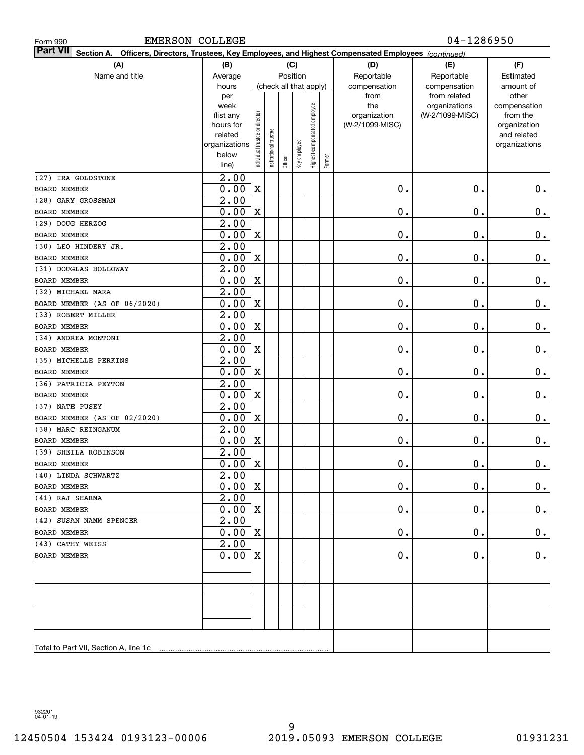Form 990 EMERSON COLLEGE 04-1286950

**Part VII** **Section A. Officers, Directors, Trustees, Key Employees, and Highest Compensated Employees** *(continued)*

| (A) Name and title | (B) Average hours per week (list any hours for related organizations below line) | (C) Position: Individual trustee or director | Institutional trustee | Officer | Key employee | Highest compensated employee | Former | (D) Reportable compensation from the organization (W-2/1099-MISC) | (E) Reportable compensation from related organizations (W-2/1099-MISC) | (F) Estimated amount of other compensation from the organization and related organizations |
|---|---|---|---|---|---|---|---|---|---|---|
| (27) IRA GOLDSTONE<br>BOARD MEMBER | 2.00<br>0.00 | X | | | | | | 0. | 0. | 0. |
| (28) GARY GROSSMAN<br>BOARD MEMBER | 2.00<br>0.00 | X | | | | | | 0. | 0. | 0. |
| (29) DOUG HERZOG<br>BOARD MEMBER | 2.00<br>0.00 | X | | | | | | 0. | 0. | 0. |
| (30) LEO HINDERY JR.<br>BOARD MEMBER | 2.00<br>0.00 | X | | | | | | 0. | 0. | 0. |
| (31) DOUGLAS HOLLOWAY<br>BOARD MEMBER | 2.00<br>0.00 | X | | | | | | 0. | 0. | 0. |
| (32) MICHAEL MARA<br>BOARD MEMBER (AS OF 06/2020) | 2.00<br>0.00 | X | | | | | | 0. | 0. | 0. |
| (33) ROBERT MILLER<br>BOARD MEMBER | 2.00<br>0.00 | X | | | | | | 0. | 0. | 0. |
| (34) ANDREA MONTONI<br>BOARD MEMBER | 2.00<br>0.00 | X | | | | | | 0. | 0. | 0. |
| (35) MICHELLE PERKINS<br>BOARD MEMBER | 2.00<br>0.00 | X | | | | | | 0. | 0. | 0. |
| (36) PATRICIA PEYTON<br>BOARD MEMBER | 2.00<br>0.00 | X | | | | | | 0. | 0. | 0. |
| (37) NATE PUSEY<br>BOARD MEMBER (AS OF 02/2020) | 2.00<br>0.00 | X | | | | | | 0. | 0. | 0. |
| (38) MARC REINGANUM<br>BOARD MEMBER | 2.00<br>0.00 | X | | | | | | 0. | 0. | 0. |
| (39) SHEILA ROBINSON<br>BOARD MEMBER | 2.00<br>0.00 | X | | | | | | 0. | 0. | 0. |
| (40) LINDA SCHWARTZ<br>BOARD MEMBER | 2.00<br>0.00 | X | | | | | | 0. | 0. | 0. |
| (41) RAJ SHARMA<br>BOARD MEMBER | 2.00<br>0.00 | X | | | | | | 0. | 0. | 0. |
| (42) SUSAN NAMM SPENCER<br>BOARD MEMBER | 2.00<br>0.00 | X | | | | | | 0. | 0. | 0. |
| (43) CATHY WEISS<br>BOARD MEMBER | 2.00<br>0.00 | X | | | | | | 0. | 0. | 0. |
| | | | | | | | | | | |
| | | | | | | | | | | |
| | | | | | | | | | | |
| Total to Part VII, Section A, line 1c | | | | | | | | | | |

932201 04-01-19

12450504 153424 0193123-00006 2019.05093 EMERSON COLLEGE 01931231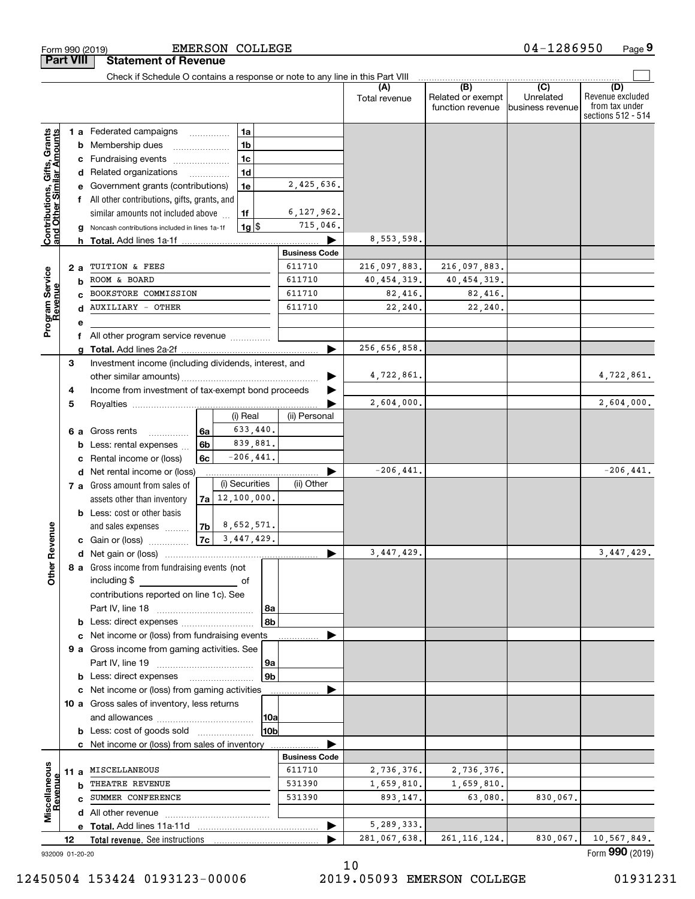Form 990 (2019) EMERSON COLLEGE 04-1286950 Page 9

**Part VIII Statement of Revenue**

Check if Schedule O contains a response or note to any line in this Part VIII ☐

| | | | | (A) Total revenue | (B) Related or exempt function revenue | (C) Unrelated business revenue | (D) Revenue excluded from tax under sections 512 - 514 |
|---|---|---|---|---|---|---|---|
| **Contributions, Gifts, Grants and Other Similar Amounts** | 1 a Federated campaigns | 1a | | | | | |
| | b Membership dues | 1b | | | | | |
| | c Fundraising events | 1c | | | | | |
| | d Related organizations | 1d | | | | | |
| | e Government grants (contributions) | 1e | 2,425,636. | | | | |
| | f All other contributions, gifts, grants, and similar amounts not included above | 1f | 6,127,962. | | | | |
| | g Noncash contributions included in lines 1a-1f | 1g $ | 715,046. | | | | |
| | h **Total.** Add lines 1a-1f | | ▶ | 8,553,598. | | | |
| | | | **Business Code** | | | | |
| **Program Service Revenue** | 2 a TUITION & FEES | | 611710 | 216,097,883. | 216,097,883. | | |
| | b ROOM & BOARD | | 611710 | 40,454,319. | 40,454,319. | | |
| | c BOOKSTORE COMMISSION | | 611710 | 82,416. | 82,416. | | |
| | d AUXILIARY - OTHER | | 611710 | 22,240. | 22,240. | | |
| | e | | | | | | |
| | f All other program service revenue | | | | | | |
| | g **Total.** Add lines 2a-2f | | ▶ | 256,656,858. | | | |
| **Other Revenue** | 3 Investment income (including dividends, interest, and other similar amounts) | | ▶ | 4,722,861. | | | 4,722,861. |
| | 4 Income from investment of tax-exempt bond proceeds | | ▶ | | | | |
| | 5 Royalties | | ▶ | 2,604,000. | | | 2,604,000. |
| | | (i) Real | (ii) Personal | | | | |
| | 6 a Gross rents 6a | 633,440. | | | | | |
| | b Less: rental expenses 6b | 839,881. | | | | | |
| | c Rental income or (loss) 6c | -206,441. | | | | | |
| | d Net rental income or (loss) | | ▶ | -206,441. | | | -206,441. |
| | | (i) Securities | (ii) Other | | | | |
| | 7 a Gross amount from sales of assets other than inventory 7a | 12,100,000. | | | | | |
| | b Less: cost or other basis and sales expenses 7b | 8,652,571. | | | | | |
| | c Gain or (loss) 7c | 3,447,429. | | | | | |
| | d Net gain or (loss) | | ▶ | 3,447,429. | | | 3,447,429. |
| | 8 a Gross income from fundraising events (not including $ ____ of contributions reported on line 1c). See Part IV, line 18 | 8a | | | | | |
| | b Less: direct expenses | 8b | | | | | |
| | c Net income or (loss) from fundraising events | | ▶ | | | | |
| | 9 a Gross income from gaming activities. See Part IV, line 19 | 9a | | | | | |
| | b Less: direct expenses | 9b | | | | | |
| | c Net income or (loss) from gaming activities | | ▶ | | | | |
| | 10 a Gross sales of inventory, less returns and allowances | 10a | | | | | |
| | b Less: cost of goods sold | 10b | | | | | |
| | c Net income or (loss) from sales of inventory | | ▶ | | | | |
| | | | **Business Code** | | | | |
| **Miscellaneous Revenue** | 11 a MISCELLANEOUS | | 611710 | 2,736,376. | 2,736,376. | | |
| | b THEATRE REVENUE | | 531390 | 1,659,810. | 1,659,810. | | |
| | c SUMMER CONFERENCE | | 531390 | 893,147. | 63,080. | 830,067. | |
| | d All other revenue | | | | | | |
| | e **Total.** Add lines 11a-11d | | ▶ | 5,289,333. | | | |
| | 12 **Total revenue.** See instructions | | ▶ | 281,067,638. | 261,116,124. | 830,067. | 10,567,849. |

932009 01-20-20 Form **990** (2019)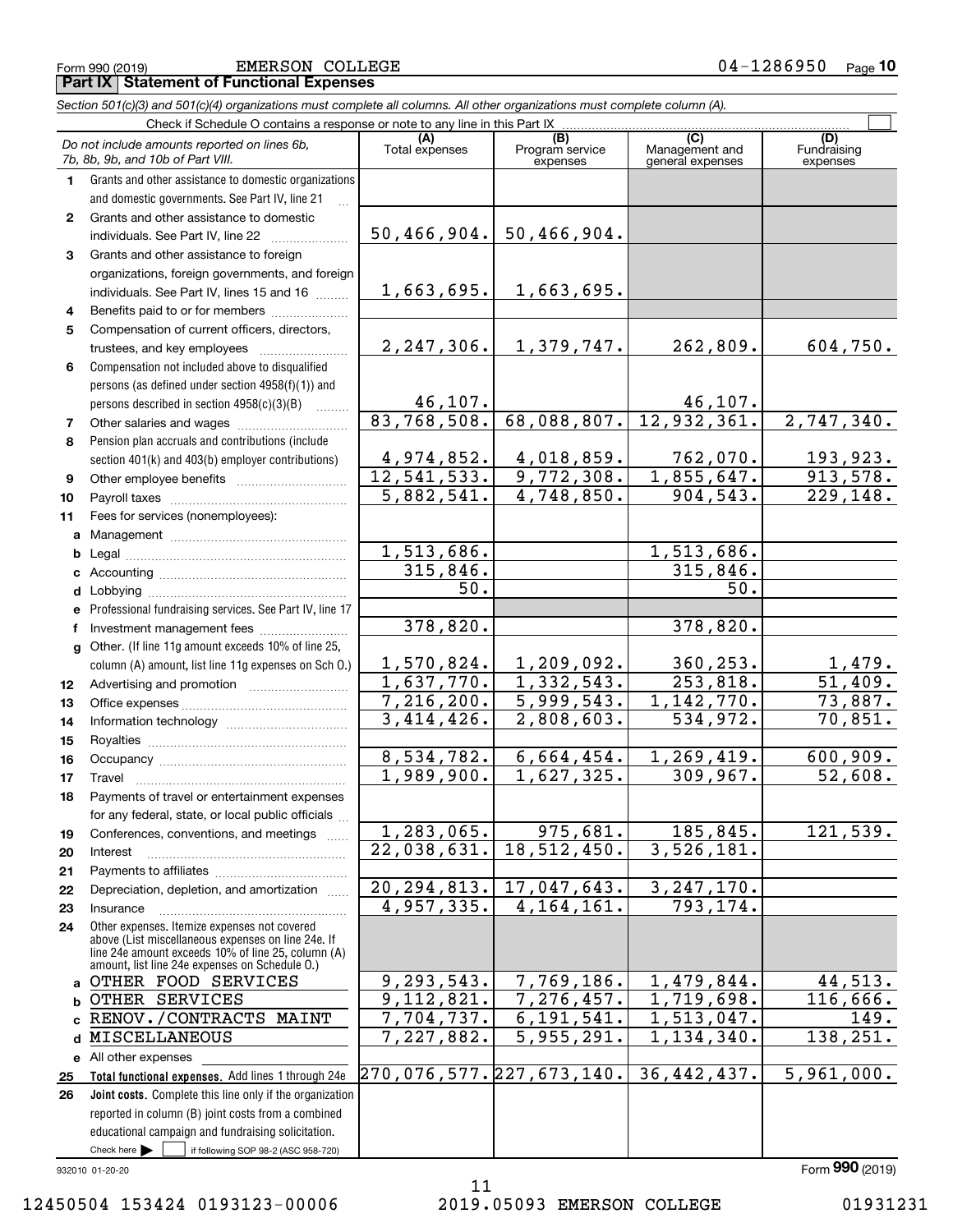Form 990 (2019) EMERSON COLLEGE 04-1286950 Page 10

## Part IX Statement of Functional Expenses

*Section 501(c)(3) and 501(c)(4) organizations must complete all columns. All other organizations must complete column (A).*

Check if Schedule O contains a response or note to any line in this Part IX

| | *Do not include amounts reported on lines 6b, 7b, 8b, 9b, and 10b of Part VIII.* | (A) Total expenses | (B) Program service expenses | (C) Management and general expenses | (D) Fundraising expenses |
|---|---|---|---|---|---|
| 1 | Grants and other assistance to domestic organizations and domestic governments. See Part IV, line 21 | | | | |
| 2 | Grants and other assistance to domestic individuals. See Part IV, line 22 | 50,466,904. | 50,466,904. | | |
| 3 | Grants and other assistance to foreign organizations, foreign governments, and foreign individuals. See Part IV, lines 15 and 16 | 1,663,695. | 1,663,695. | | |
| 4 | Benefits paid to or for members | | | | |
| 5 | Compensation of current officers, directors, trustees, and key employees | 2,247,306. | 1,379,747. | 262,809. | 604,750. |
| 6 | Compensation not included above to disqualified persons (as defined under section 4958(f)(1)) and persons described in section 4958(c)(3)(B) | 46,107. | | 46,107. | |
| 7 | Other salaries and wages | 83,768,508. | 68,088,807. | 12,932,361. | 2,747,340. |
| 8 | Pension plan accruals and contributions (include section 401(k) and 403(b) employer contributions) | 4,974,852. | 4,018,859. | 762,070. | 193,923. |
| 9 | Other employee benefits | 12,541,533. | 9,772,308. | 1,855,647. | 913,578. |
| 10 | Payroll taxes | 5,882,541. | 4,748,850. | 904,543. | 229,148. |
| 11 | Fees for services (nonemployees): | | | | |
| a | Management | | | | |
| b | Legal | 1,513,686. | | 1,513,686. | |
| c | Accounting | 315,846. | | 315,846. | |
| d | Lobbying | 50. | | 50. | |
| e | Professional fundraising services. See Part IV, line 17 | | | | |
| f | Investment management fees | 378,820. | | 378,820. | |
| g | Other. (If line 11g amount exceeds 10% of line 25, column (A) amount, list line 11g expenses on Sch O.) | 1,570,824. | 1,209,092. | 360,253. | 1,479. |
| 12 | Advertising and promotion | 1,637,770. | 1,332,543. | 253,818. | 51,409. |
| 13 | Office expenses | 7,216,200. | 5,999,543. | 1,142,770. | 73,887. |
| 14 | Information technology | 3,414,426. | 2,808,603. | 534,972. | 70,851. |
| 15 | Royalties | | | | |
| 16 | Occupancy | 8,534,782. | 6,664,454. | 1,269,419. | 600,909. |
| 17 | Travel | 1,989,900. | 1,627,325. | 309,967. | 52,608. |
| 18 | Payments of travel or entertainment expenses for any federal, state, or local public officials | | | | |
| 19 | Conferences, conventions, and meetings | 1,283,065. | 975,681. | 185,845. | 121,539. |
| 20 | Interest | 22,038,631. | 18,512,450. | 3,526,181. | |
| 21 | Payments to affiliates | | | | |
| 22 | Depreciation, depletion, and amortization | 20,294,813. | 17,047,643. | 3,247,170. | |
| 23 | Insurance | 4,957,335. | 4,164,161. | 793,174. | |
| 24 | Other expenses. Itemize expenses not covered above (List miscellaneous expenses on line 24e. If line 24e amount exceeds 10% of line 25, column (A) amount, list line 24e expenses on Schedule O.) | | | | |
| a | OTHER FOOD SERVICES | 9,293,543. | 7,769,186. | 1,479,844. | 44,513. |
| b | OTHER SERVICES | 9,112,821. | 7,276,457. | 1,719,698. | 116,666. |
| c | RENOV./CONTRACTS MAINT | 7,704,737. | 6,191,541. | 1,513,047. | 149. |
| d | MISCELLANEOUS | 7,227,882. | 5,955,291. | 1,134,340. | 138,251. |
| e | All other expenses | | | | |
| 25 | **Total functional expenses.** Add lines 1 through 24e | 270,076,577. | 227,673,140. | 36,442,437. | 5,961,000. |
| 26 | **Joint costs.** Complete this line only if the organization reported in column (B) joint costs from a combined educational campaign and fundraising solicitation. Check here ☐ if following SOP 98-2 (ASC 958-720) | | | | |

932010 01-20-20 Form **990** (2019)

12450504 153424 0193123-00006 2019.05093 EMERSON COLLEGE 01931231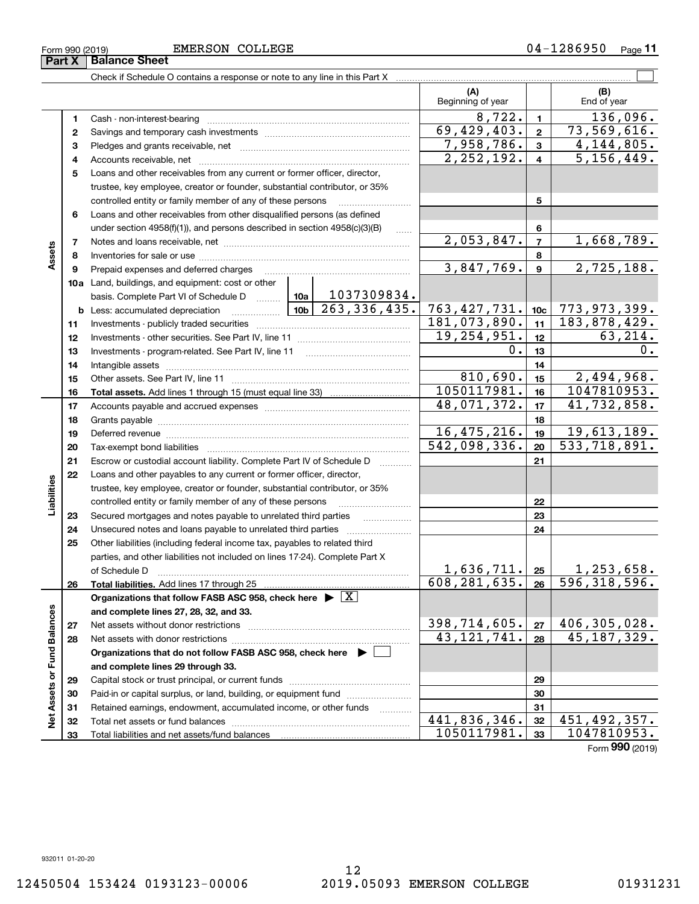Form 990 (2019) EMERSON COLLEGE 04-1286950

## Part X Balance Sheet

Check if Schedule O contains a response or note to any line in this Part X ☐

| Section | Line | Description | | | (A) Beginning of year | | (B) End of year |
|---|---|---|---|---|---|---|---|
| Assets | 1 | Cash - non-interest-bearing | | | 8,722. | 1 | 136,096. |
| | 2 | Savings and temporary cash investments | | | 69,429,403. | 2 | 73,569,616. |
| | 3 | Pledges and grants receivable, net | | | 7,958,786. | 3 | 4,144,805. |
| | 4 | Accounts receivable, net | | | 2,252,192. | 4 | 5,156,449. |
| | 5 | Loans and other receivables from any current or former officer, director, trustee, key employee, creator or founder, substantial contributor, or 35% controlled entity or family member of any of these persons | | | | 5 | |
| | 6 | Loans and other receivables from other disqualified persons (as defined under section 4958(f)(1)), and persons described in section 4958(c)(3)(B) | | | | 6 | |
| | 7 | Notes and loans receivable, net | | | 2,053,847. | 7 | 1,668,789. |
| | 8 | Inventories for sale or use | | | | 8 | |
| | 9 | Prepaid expenses and deferred charges | | | 3,847,769. | 9 | 2,725,188. |
| | 10a | Land, buildings, and equipment: cost or other basis. Complete Part VI of Schedule D | 10a | 1037309834. | | | |
| | b | Less: accumulated depreciation | 10b | 263,336,435. | 763,427,731. | 10c | 773,973,399. |
| | 11 | Investments - publicly traded securities | | | 181,073,890. | 11 | 183,878,429. |
| | 12 | Investments - other securities. See Part IV, line 11 | | | 19,254,951. | 12 | 63,214. |
| | 13 | Investments - program-related. See Part IV, line 11 | | | 0. | 13 | 0. |
| | 14 | Intangible assets | | | | 14 | |
| | 15 | Other assets. See Part IV, line 11 | | | 810,690. | 15 | 2,494,968. |
| | 16 | **Total assets.** Add lines 1 through 15 (must equal line 33) | | | 1050117981. | 16 | 1047810953. |
| Liabilities | 17 | Accounts payable and accrued expenses | | | 48,071,372. | 17 | 41,732,858. |
| | 18 | Grants payable | | | | 18 | |
| | 19 | Deferred revenue | | | 16,475,216. | 19 | 19,613,189. |
| | 20 | Tax-exempt bond liabilities | | | 542,098,336. | 20 | 533,718,891. |
| | 21 | Escrow or custodial account liability. Complete Part IV of Schedule D | | | | 21 | |
| | 22 | Loans and other payables to any current or former officer, director, trustee, key employee, creator or founder, substantial contributor, or 35% controlled entity or family member of any of these persons | | | | 22 | |
| | 23 | Secured mortgages and notes payable to unrelated third parties | | | | 23 | |
| | 24 | Unsecured notes and loans payable to unrelated third parties | | | | 24 | |
| | 25 | Other liabilities (including federal income tax, payables to related third parties, and other liabilities not included on lines 17-24). Complete Part X of Schedule D | | | 1,636,711. | 25 | 1,253,658. |
| | 26 | **Total liabilities.** Add lines 17 through 25 | | | 608,281,635. | 26 | 596,318,596. |
| Net Assets or Fund Balances | | **Organizations that follow FASB ASC 958, check here ▶ ☒ and complete lines 27, 28, 32, and 33.** | | | | | |
| | 27 | Net assets without donor restrictions | | | 398,714,605. | 27 | 406,305,028. |
| | 28 | Net assets with donor restrictions | | | 43,121,741. | 28 | 45,187,329. |
| | | **Organizations that do not follow FASB ASC 958, check here ▶ ☐ and complete lines 29 through 33.** | | | | | |
| | 29 | Capital stock or trust principal, or current funds | | | | 29 | |
| | 30 | Paid-in or capital surplus, or land, building, or equipment fund | | | | 30 | |
| | 31 | Retained earnings, endowment, accumulated income, or other funds | | | | 31 | |
| | 32 | Total net assets or fund balances | | | 441,836,346. | 32 | 451,492,357. |
| | 33 | Total liabilities and net assets/fund balances | | | 1050117981. | 33 | 1047810953. |

Form **990** (2019)

932011 01-20-20

12450504 153424 0193123-00006 2019.05093 EMERSON COLLEGE 01931231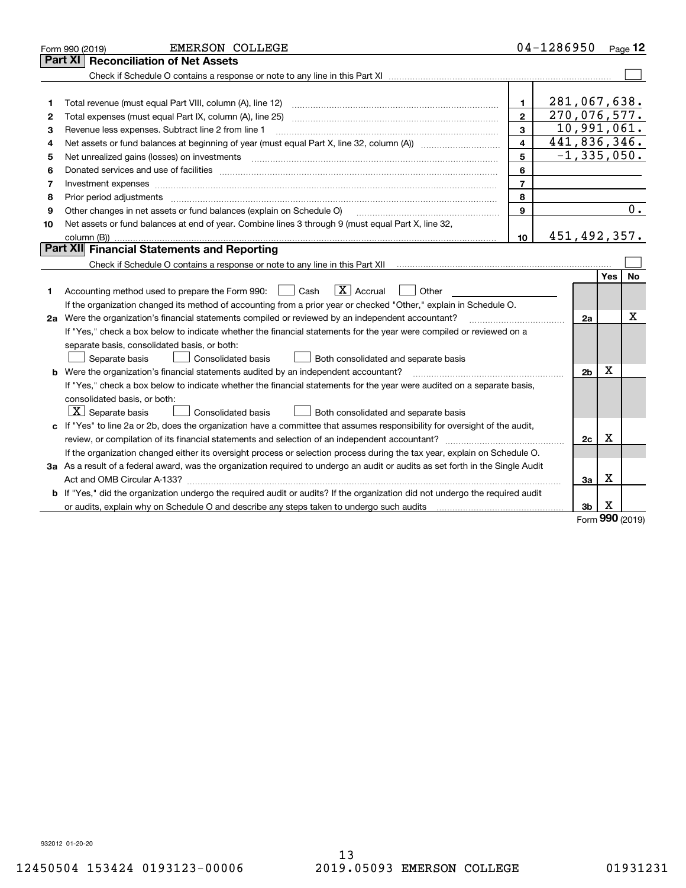Form 990 (2019) EMERSON COLLEGE 04-1286950 Page 12

## Part XI Reconciliation of Net Assets

Check if Schedule O contains a response or note to any line in this Part XI ☐

| | | | |
|---|---|---|---|
| 1 | Total revenue (must equal Part VIII, column (A), line 12) | 1 | 281,067,638. |
| 2 | Total expenses (must equal Part IX, column (A), line 25) | 2 | 270,076,577. |
| 3 | Revenue less expenses. Subtract line 2 from line 1 | 3 | 10,991,061. |
| 4 | Net assets or fund balances at beginning of year (must equal Part X, line 32, column (A)) | 4 | 441,836,346. |
| 5 | Net unrealized gains (losses) on investments | 5 | -1,335,050. |
| 6 | Donated services and use of facilities | 6 | |
| 7 | Investment expenses | 7 | |
| 8 | Prior period adjustments | 8 | |
| 9 | Other changes in net assets or fund balances (explain on Schedule O) | 9 | 0. |
| 10 | Net assets or fund balances at end of year. Combine lines 3 through 9 (must equal Part X, line 32, column (B)) | 10 | 451,492,357. |

## Part XII Financial Statements and Reporting

Check if Schedule O contains a response or note to any line in this Part XII ☐

| | | | Yes | No |
|---|---|---|---|---|
| 1 | Accounting method used to prepare the Form 990: ☐ Cash ☒ Accrual ☐ Other<br>If the organization changed its method of accounting from a prior year or checked "Other," explain in Schedule O. | | | |
| 2a | Were the organization's financial statements compiled or reviewed by an independent accountant? | 2a | | X |
| | If "Yes," check a box below to indicate whether the financial statements for the year were compiled or reviewed on a separate basis, consolidated basis, or both:<br>☐ Separate basis ☐ Consolidated basis ☐ Both consolidated and separate basis | | | |
| b | Were the organization's financial statements audited by an independent accountant? | 2b | X | |
| | If "Yes," check a box below to indicate whether the financial statements for the year were audited on a separate basis, consolidated basis, or both:<br>☒ Separate basis ☐ Consolidated basis ☐ Both consolidated and separate basis | | | |
| c | If "Yes" to line 2a or 2b, does the organization have a committee that assumes responsibility for oversight of the audit, review, or compilation of its financial statements and selection of an independent accountant? | 2c | X | |
| | If the organization changed either its oversight process or selection process during the tax year, explain on Schedule O. | | | |
| 3a | As a result of a federal award, was the organization required to undergo an audit or audits as set forth in the Single Audit Act and OMB Circular A-133? | 3a | X | |
| b | If "Yes," did the organization undergo the required audit or audits? If the organization did not undergo the required audit or audits, explain why on Schedule O and describe any steps taken to undergo such audits | 3b | X | |

Form **990** (2019)

932012 01-20-20

12450504 153424 0193123-00006 2019.05093 EMERSON COLLEGE 01931231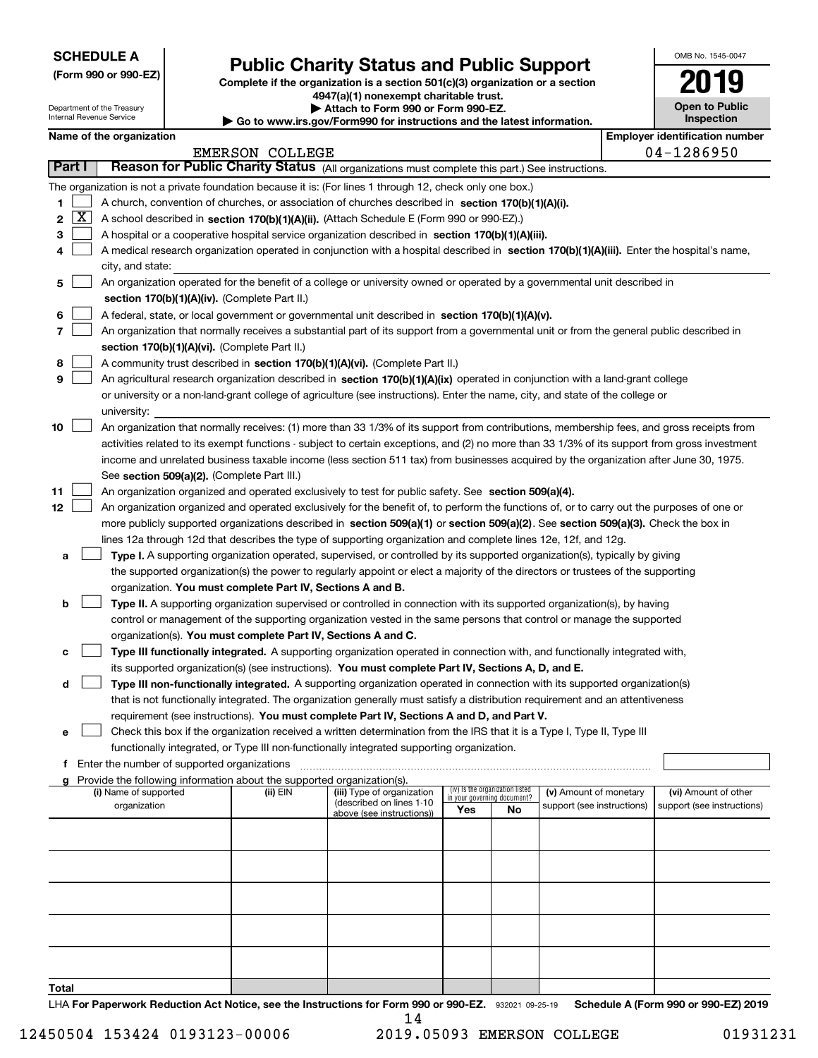**SCHEDULE A (Form 990 or 990-EZ)**

Department of the Treasury
Internal Revenue Service

# Public Charity Status and Public Support

**Complete if the organization is a section 501(c)(3) organization or a section 4947(a)(1) nonexempt charitable trust.**
**▶ Attach to Form 990 or Form 990-EZ.**
**▶ Go to www.irs.gov/Form990 for instructions and the latest information.**

OMB No. 1545-0047
**2019**
**Open to Public Inspection**

**Name of the organization:** EMERSON COLLEGE
**Employer identification number:** 04-1286950

## Part I — Reason for Public Charity Status (All organizations must complete this part.) See instructions.

The organization is not a private foundation because it is: (For lines 1 through 12, check only one box.)

1. ☐ A church, convention of churches, or association of churches described in **section 170(b)(1)(A)(i).**
2. ☒ A school described in **section 170(b)(1)(A)(ii).** (Attach Schedule E (Form 990 or 990-EZ).)
3. ☐ A hospital or a cooperative hospital service organization described in **section 170(b)(1)(A)(iii).**
4. ☐ A medical research organization operated in conjunction with a hospital described in **section 170(b)(1)(A)(iii).** Enter the hospital's name, city, and state:
5. ☐ An organization operated for the benefit of a college or university owned or operated by a governmental unit described in **section 170(b)(1)(A)(iv).** (Complete Part II.)
6. ☐ A federal, state, or local government or governmental unit described in **section 170(b)(1)(A)(v).**
7. ☐ An organization that normally receives a substantial part of its support from a governmental unit or from the general public described in **section 170(b)(1)(A)(vi).** (Complete Part II.)
8. ☐ A community trust described in **section 170(b)(1)(A)(vi).** (Complete Part II.)
9. ☐ An agricultural research organization described in **section 170(b)(1)(A)(ix)** operated in conjunction with a land-grant college or university or a non-land-grant college of agriculture (see instructions). Enter the name, city, and state of the college or university:
10. ☐ An organization that normally receives: (1) more than 33 1/3% of its support from contributions, membership fees, and gross receipts from activities related to its exempt functions - subject to certain exceptions, and (2) no more than 33 1/3% of its support from gross investment income and unrelated business taxable income (less section 511 tax) from businesses acquired by the organization after June 30, 1975. See **section 509(a)(2).** (Complete Part III.)
11. ☐ An organization organized and operated exclusively to test for public safety. See **section 509(a)(4).**
12. ☐ An organization organized and operated exclusively for the benefit of, to perform the functions of, or to carry out the purposes of one or more publicly supported organizations described in **section 509(a)(1)** or **section 509(a)(2)**. See **section 509(a)(3).** Check the box in lines 12a through 12d that describes the type of supporting organization and complete lines 12e, 12f, and 12g.
   - **a** ☐ **Type I.** A supporting organization operated, supervised, or controlled by its supported organization(s), typically by giving the supported organization(s) the power to regularly appoint or elect a majority of the directors or trustees of the supporting organization. **You must complete Part IV, Sections A and B.**
   - **b** ☐ **Type II.** A supporting organization supervised or controlled in connection with its supported organization(s), by having control or management of the supporting organization vested in the same persons that control or manage the supported organization(s). **You must complete Part IV, Sections A and C.**
   - **c** ☐ **Type III functionally integrated.** A supporting organization operated in connection with, and functionally integrated with, its supported organization(s) (see instructions). **You must complete Part IV, Sections A, D, and E.**
   - **d** ☐ **Type III non-functionally integrated.** A supporting organization operated in connection with its supported organization(s) that is not functionally integrated. The organization generally must satisfy a distribution requirement and an attentiveness requirement (see instructions). **You must complete Part IV, Sections A and D, and Part V.**
   - **e** ☐ Check this box if the organization received a written determination from the IRS that it is a Type I, Type II, Type III functionally integrated, or Type III non-functionally integrated supporting organization.
   - **f** Enter the number of supported organizations
   - **g** Provide the following information about the supported organization(s).

| (i) Name of supported organization | (ii) EIN | (iii) Type of organization (described on lines 1-10 above (see instructions)) | (iv) Is the organization listed in your governing document? Yes | No | (v) Amount of monetary support (see instructions) | (vi) Amount of other support (see instructions) |
|---|---|---|---|---|---|---|
| | | | | | | |
| | | | | | | |
| | | | | | | |
| | | | | | | |
| | | | | | | |
| **Total** | | | | | | |

LHA **For Paperwork Reduction Act Notice, see the Instructions for Form 990 or 990-EZ.** 932021 09-25-19 **Schedule A (Form 990 or 990-EZ) 2019**

12450504 153424 0193123-00006 2019.05093 EMERSON COLLEGE 01931231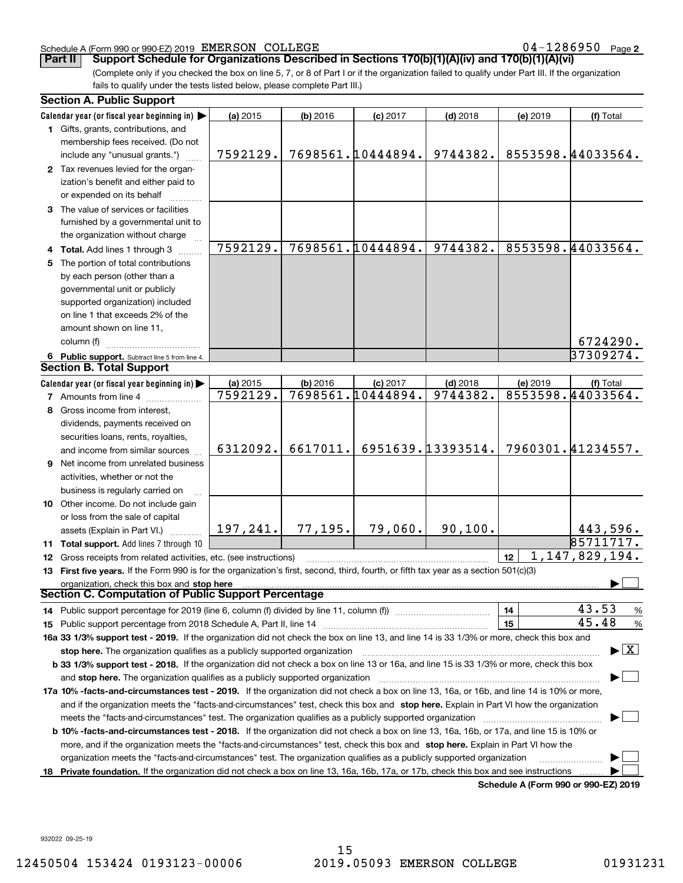Schedule A (Form 990 or 990-EZ) 2019 EMERSON COLLEGE 04-1286950 Page 2

**Part II** **Support Schedule for Organizations Described in Sections 170(b)(1)(A)(iv) and 170(b)(1)(A)(vi)**

(Complete only if you checked the box on line 5, 7, or 8 of Part I or if the organization failed to qualify under Part III. If the organization fails to qualify under the tests listed below, please complete Part III.)

### Section A. Public Support

| Calendar year (or fiscal year beginning in) ▶ | (a) 2015 | (b) 2016 | (c) 2017 | (d) 2018 | (e) 2019 | (f) Total |
|---|---|---|---|---|---|---|
| **1** Gifts, grants, contributions, and membership fees received. (Do not include any "unusual grants.") | 7592129. | 7698561. | 10444894. | 9744382. | 8553598. | 44033564. |
| **2** Tax revenues levied for the organization's benefit and either paid to or expended on its behalf | | | | | | |
| **3** The value of services or facilities furnished by a governmental unit to the organization without charge | | | | | | |
| **4 Total.** Add lines 1 through 3 | 7592129. | 7698561. | 10444894. | 9744382. | 8553598. | 44033564. |
| **5** The portion of total contributions by each person (other than a governmental unit or publicly supported organization) included on line 1 that exceeds 2% of the amount shown on line 11, column (f) | | | | | | 6724290. |
| **6 Public support.** Subtract line 5 from line 4. | | | | | | 37309274. |

### Section B. Total Support

| Calendar year (or fiscal year beginning in) ▶ | (a) 2015 | (b) 2016 | (c) 2017 | (d) 2018 | (e) 2019 | (f) Total |
|---|---|---|---|---|---|---|
| **7** Amounts from line 4 | 7592129. | 7698561. | 10444894. | 9744382. | 8553598. | 44033564. |
| **8** Gross income from interest, dividends, payments received on securities loans, rents, royalties, and income from similar sources | 6312092. | 6617011. | 6951639. | 13393514. | 7960301. | 41234557. |
| **9** Net income from unrelated business activities, whether or not the business is regularly carried on | | | | | | |
| **10** Other income. Do not include gain or loss from the sale of capital assets (Explain in Part VI.) | 197,241. | 77,195. | 79,060. | 90,100. | | 443,596. |
| **11 Total support.** Add lines 7 through 10 | | | | | | 85711717. |

**12** Gross receipts from related activities, etc. (see instructions) | **12** | 1,147,829,194.

**13 First five years.** If the Form 990 is for the organization's first, second, third, fourth, or fifth tax year as a section 501(c)(3) organization, check this box and **stop here** ▶ ☐

### Section C. Computation of Public Support Percentage

**14** Public support percentage for 2019 (line 6, column (f) divided by line 11, column (f)) | **14** | 43.53 %

**15** Public support percentage from 2018 Schedule A, Part II, line 14 | **15** | 45.48 %

**16a 33 1/3% support test - 2019.** If the organization did not check the box on line 13, and line 14 is 33 1/3% or more, check this box and **stop here.** The organization qualifies as a publicly supported organization ▶ ☒

**b 33 1/3% support test - 2018.** If the organization did not check a box on line 13 or 16a, and line 15 is 33 1/3% or more, check this box and **stop here.** The organization qualifies as a publicly supported organization ▶ ☐

**17a 10% -facts-and-circumstances test - 2019.** If the organization did not check a box on line 13, 16a, or 16b, and line 14 is 10% or more, and if the organization meets the "facts-and-circumstances" test, check this box and **stop here.** Explain in Part VI how the organization meets the "facts-and-circumstances" test. The organization qualifies as a publicly supported organization ▶ ☐

**b 10% -facts-and-circumstances test - 2018.** If the organization did not check a box on line 13, 16a, 16b, or 17a, and line 15 is 10% or more, and if the organization meets the "facts-and-circumstances" test, check this box and **stop here.** Explain in Part VI how the organization meets the "facts-and-circumstances" test. The organization qualifies as a publicly supported organization ▶ ☐

**18 Private foundation.** If the organization did not check a box on line 13, 16a, 16b, 17a, or 17b, check this box and see instructions ▶ ☐

**Schedule A (Form 990 or 990-EZ) 2019**

932022 09-25-19

12450504 153424 0193123-00006 2019.05093 EMERSON COLLEGE 01931231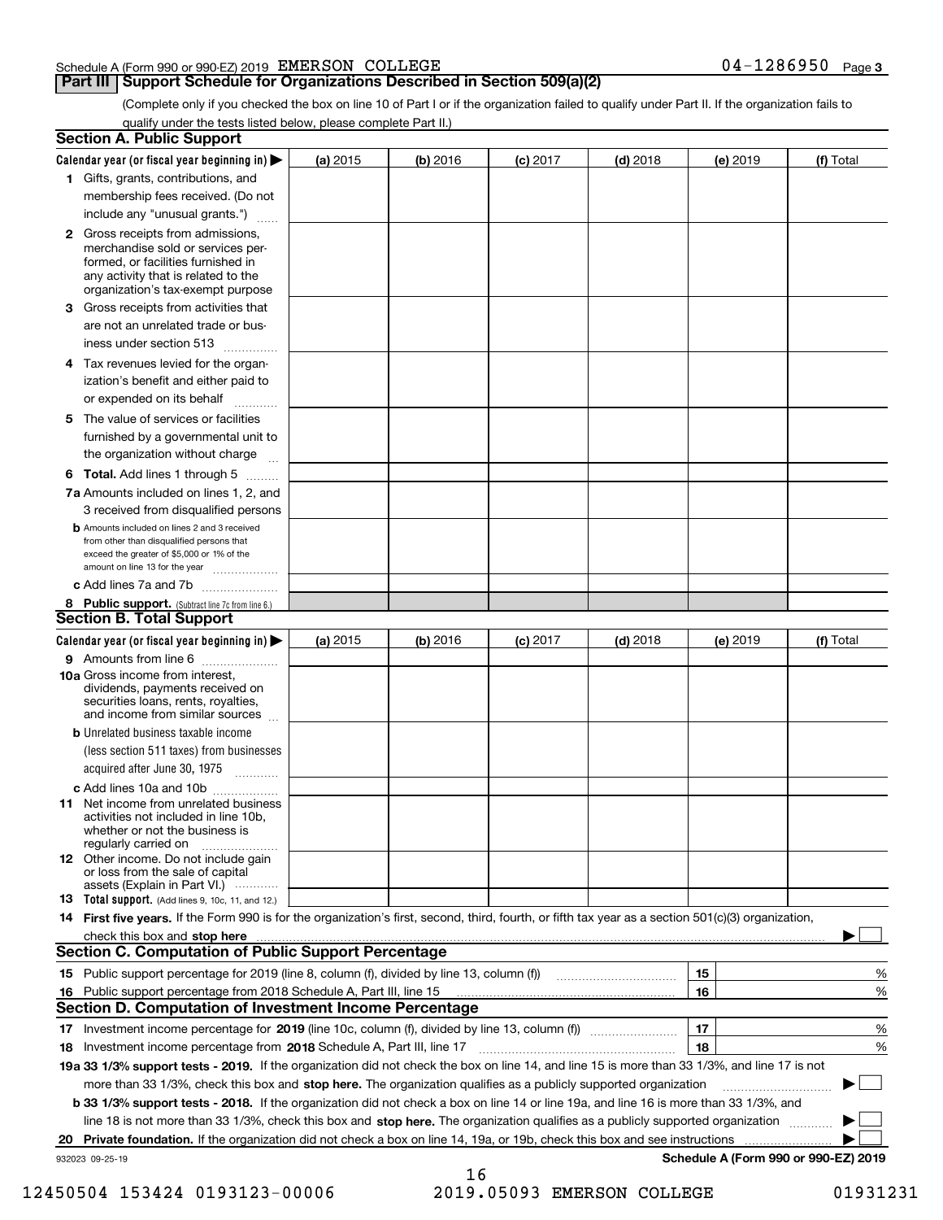Schedule A (Form 990 or 990-EZ) 2019 EMERSON COLLEGE 04-1286950 Page 3

## Part III Support Schedule for Organizations Described in Section 509(a)(2)

(Complete only if you checked the box on line 10 of Part I or if the organization failed to qualify under Part II. If the organization fails to qualify under the tests listed below, please complete Part II.)

### Section A. Public Support

| Calendar year (or fiscal year beginning in) ▶ | (a) 2015 | (b) 2016 | (c) 2017 | (d) 2018 | (e) 2019 | (f) Total |
|---|---|---|---|---|---|---|
| **1** Gifts, grants, contributions, and membership fees received. (Do not include any "unusual grants.") | | | | | | |
| **2** Gross receipts from admissions, merchandise sold or services performed, or facilities furnished in any activity that is related to the organization's tax-exempt purpose | | | | | | |
| **3** Gross receipts from activities that are not an unrelated trade or business under section 513 | | | | | | |
| **4** Tax revenues levied for the organization's benefit and either paid to or expended on its behalf | | | | | | |
| **5** The value of services or facilities furnished by a governmental unit to the organization without charge | | | | | | |
| **6 Total.** Add lines 1 through 5 | | | | | | |
| **7a** Amounts included on lines 1, 2, and 3 received from disqualified persons | | | | | | |
| **b** Amounts included on lines 2 and 3 received from other than disqualified persons that exceed the greater of $5,000 or 1% of the amount on line 13 for the year | | | | | | |
| **c** Add lines 7a and 7b | | | | | | |
| **8 Public support.** (Subtract line 7c from line 6.) | | | | | | |

### Section B. Total Support

| Calendar year (or fiscal year beginning in) ▶ | (a) 2015 | (b) 2016 | (c) 2017 | (d) 2018 | (e) 2019 | (f) Total |
|---|---|---|---|---|---|---|
| **9** Amounts from line 6 | | | | | | |
| **10a** Gross income from interest, dividends, payments received on securities loans, rents, royalties, and income from similar sources | | | | | | |
| **b** Unrelated business taxable income (less section 511 taxes) from businesses acquired after June 30, 1975 | | | | | | |
| **c** Add lines 10a and 10b | | | | | | |
| **11** Net income from unrelated business activities not included in line 10b, whether or not the business is regularly carried on | | | | | | |
| **12** Other income. Do not include gain or loss from the sale of capital assets (Explain in Part VI.) | | | | | | |
| **13 Total support.** (Add lines 9, 10c, 11, and 12.) | | | | | | |

**14 First five years.** If the Form 990 is for the organization's first, second, third, fourth, or fifth tax year as a section 501(c)(3) organization, check this box and **stop here** ▶ ☐

### Section C. Computation of Public Support Percentage

| | | |
|---|---|---|
| **15** Public support percentage for 2019 (line 8, column (f), divided by line 13, column (f)) | 15 | % |
| **16** Public support percentage from 2018 Schedule A, Part III, line 15 | 16 | % |

### Section D. Computation of Investment Income Percentage

| | | |
|---|---|---|
| **17** Investment income percentage for **2019** (line 10c, column (f), divided by line 13, column (f)) | 17 | % |
| **18** Investment income percentage from **2018** Schedule A, Part III, line 17 | 18 | % |

**19a 33 1/3% support tests - 2019.** If the organization did not check the box on line 14, and line 15 is more than 33 1/3%, and line 17 is not more than 33 1/3%, check this box and **stop here.** The organization qualifies as a publicly supported organization ▶ ☐

**b 33 1/3% support tests - 2018.** If the organization did not check a box on line 14 or line 19a, and line 16 is more than 33 1/3%, and line 18 is not more than 33 1/3%, check this box and **stop here.** The organization qualifies as a publicly supported organization ▶ ☐

**20 Private foundation.** If the organization did not check a box on line 14, 19a, or 19b, check this box and see instructions ▶ ☐

932023 09-25-19 **Schedule A (Form 990 or 990-EZ) 2019**

12450504 153424 0193123-00006 2019.05093 EMERSON COLLEGE 01931231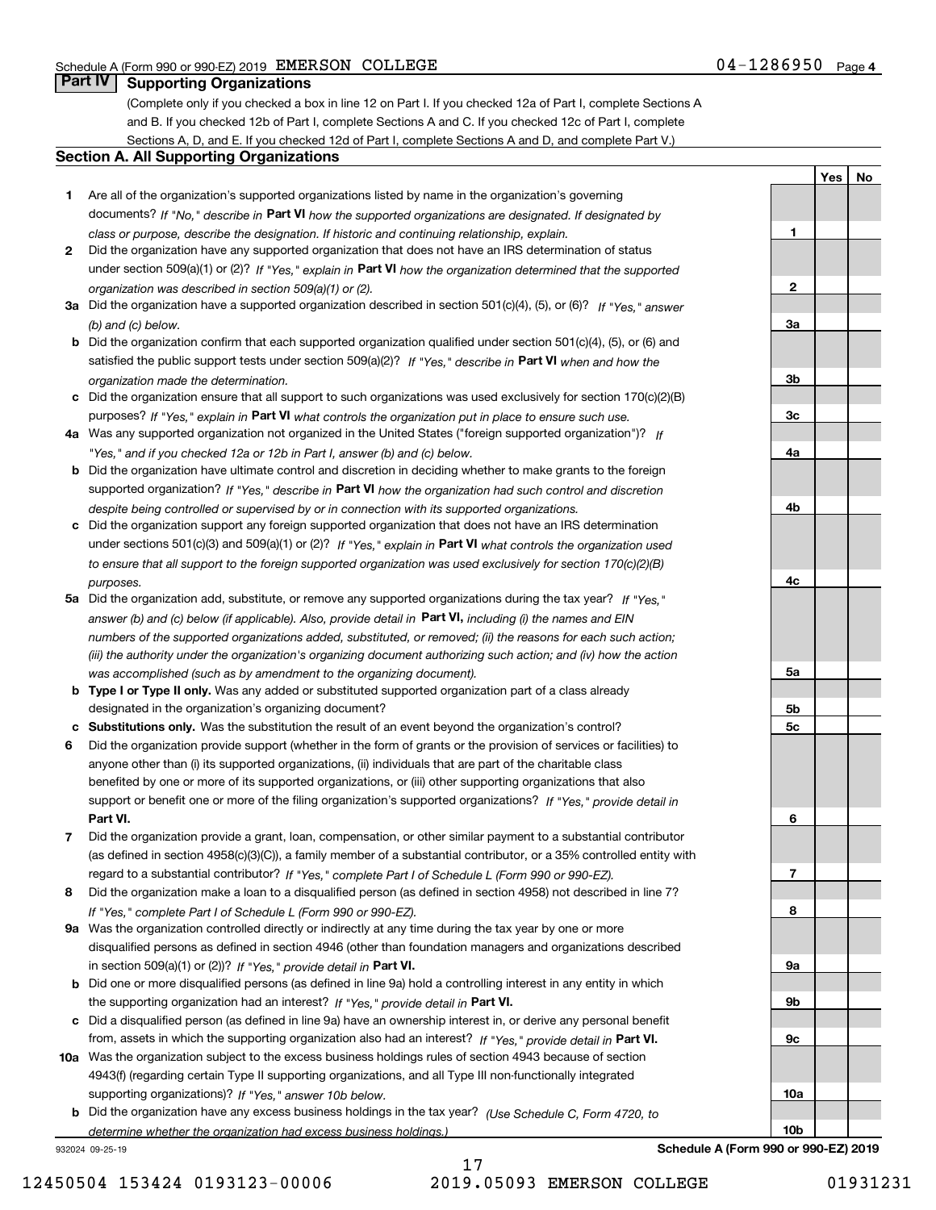Schedule A (Form 990 or 990-EZ) 2019 EMERSON COLLEGE 04-1286950 Page 4

## Part IV Supporting Organizations

(Complete only if you checked a box in line 12 on Part I. If you checked 12a of Part I, complete Sections A and B. If you checked 12b of Part I, complete Sections A and C. If you checked 12c of Part I, complete Sections A, D, and E. If you checked 12d of Part I, complete Sections A and D, and complete Part V.)

### Section A. All Supporting Organizations

| | | | Yes | No |
|---|---|---|---|---|
| 1 | Are all of the organization's supported organizations listed by name in the organization's governing documents? *If "No," describe in* **Part VI** *how the supported organizations are designated. If designated by class or purpose, describe the designation. If historic and continuing relationship, explain.* | 1 | | |
| 2 | Did the organization have any supported organization that does not have an IRS determination of status under section 509(a)(1) or (2)? *If "Yes," explain in* **Part VI** *how the organization determined that the supported organization was described in section 509(a)(1) or (2).* | 2 | | |
| 3a | Did the organization have a supported organization described in section 501(c)(4), (5), or (6)? *If "Yes," answer (b) and (c) below.* | 3a | | |
| b | Did the organization confirm that each supported organization qualified under section 501(c)(4), (5), or (6) and satisfied the public support tests under section 509(a)(2)? *If "Yes," describe in* **Part VI** *when and how the organization made the determination.* | 3b | | |
| c | Did the organization ensure that all support to such organizations was used exclusively for section 170(c)(2)(B) purposes? *If "Yes," explain in* **Part VI** *what controls the organization put in place to ensure such use.* | 3c | | |
| 4a | Was any supported organization not organized in the United States ("foreign supported organization")? *If "Yes," and if you checked 12a or 12b in Part I, answer (b) and (c) below.* | 4a | | |
| b | Did the organization have ultimate control and discretion in deciding whether to make grants to the foreign supported organization? *If "Yes," describe in* **Part VI** *how the organization had such control and discretion despite being controlled or supervised by or in connection with its supported organizations.* | 4b | | |
| c | Did the organization support any foreign supported organization that does not have an IRS determination under sections 501(c)(3) and 509(a)(1) or (2)? *If "Yes," explain in* **Part VI** *what controls the organization used to ensure that all support to the foreign supported organization was used exclusively for section 170(c)(2)(B) purposes.* | 4c | | |
| 5a | Did the organization add, substitute, or remove any supported organizations during the tax year? *If "Yes," answer (b) and (c) below (if applicable). Also, provide detail in* **Part VI,** *including (i) the names and EIN numbers of the supported organizations added, substituted, or removed; (ii) the reasons for each such action; (iii) the authority under the organization's organizing document authorizing such action; and (iv) how the action was accomplished (such as by amendment to the organizing document).* | 5a | | |
| b | **Type I or Type II only.** Was any added or substituted supported organization part of a class already designated in the organization's organizing document? | 5b | | |
| c | **Substitutions only.** Was the substitution the result of an event beyond the organization's control? | 5c | | |
| 6 | Did the organization provide support (whether in the form of grants or the provision of services or facilities) to anyone other than (i) its supported organizations, (ii) individuals that are part of the charitable class benefited by one or more of its supported organizations, or (iii) other supporting organizations that also support or benefit one or more of the filing organization's supported organizations? *If "Yes," provide detail in* **Part VI.** | 6 | | |
| 7 | Did the organization provide a grant, loan, compensation, or other similar payment to a substantial contributor (as defined in section 4958(c)(3)(C)), a family member of a substantial contributor, or a 35% controlled entity with regard to a substantial contributor? *If "Yes," complete Part I of Schedule L (Form 990 or 990-EZ).* | 7 | | |
| 8 | Did the organization make a loan to a disqualified person (as defined in section 4958) not described in line 7? *If "Yes," complete Part I of Schedule L (Form 990 or 990-EZ).* | 8 | | |
| 9a | Was the organization controlled directly or indirectly at any time during the tax year by one or more disqualified persons as defined in section 4946 (other than foundation managers and organizations described in section 509(a)(1) or (2))? *If "Yes," provide detail in* **Part VI.** | 9a | | |
| b | Did one or more disqualified persons (as defined in line 9a) hold a controlling interest in any entity in which the supporting organization had an interest? *If "Yes," provide detail in* **Part VI.** | 9b | | |
| c | Did a disqualified person (as defined in line 9a) have an ownership interest in, or derive any personal benefit from, assets in which the supporting organization also had an interest? *If "Yes," provide detail in* **Part VI.** | 9c | | |
| 10a | Was the organization subject to the excess business holdings rules of section 4943 because of section 4943(f) (regarding certain Type II supporting organizations, and all Type III non-functionally integrated supporting organizations)? *If "Yes," answer 10b below.* | 10a | | |
| b | Did the organization have any excess business holdings in the tax year? *(Use Schedule C, Form 4720, to determine whether the organization had excess business holdings.)* | 10b | | |

932024 09-25-19 **Schedule A (Form 990 or 990-EZ) 2019**

12450504 153424 0193123-00006 2019.05093 EMERSON COLLEGE 01931231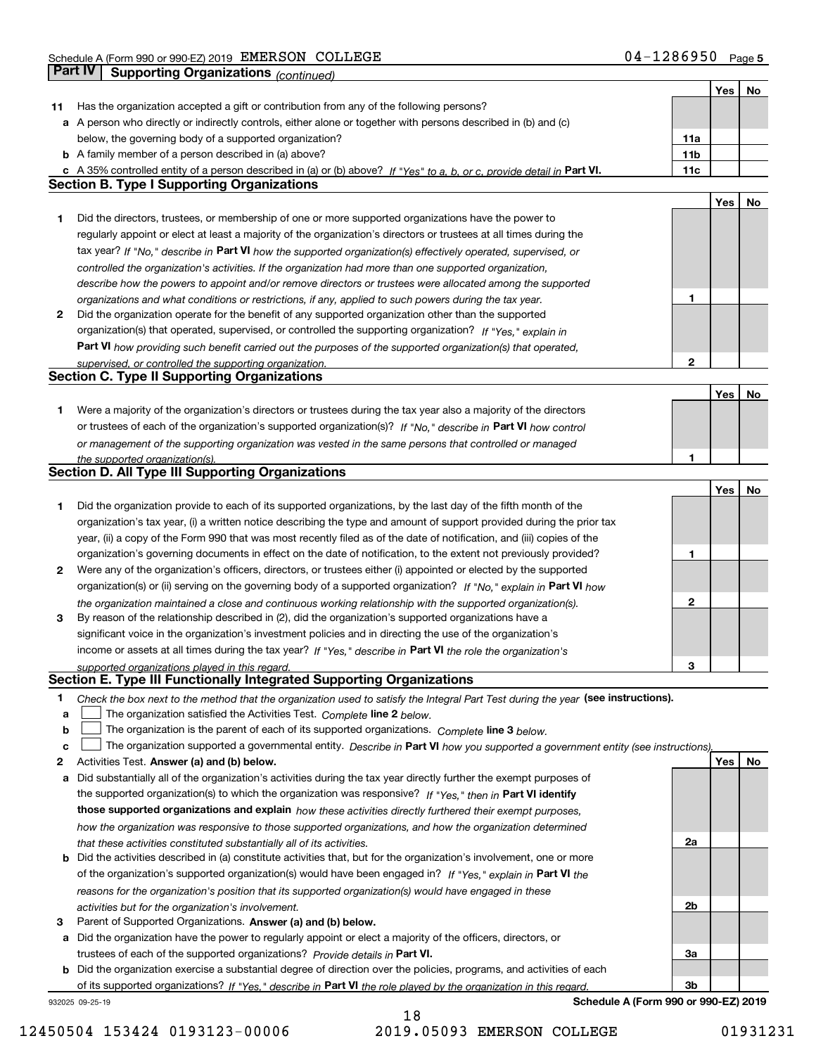Schedule A (Form 990 or 990-EZ) 2019 EMERSON COLLEGE 04-1286950 Page 5

## Part IV Supporting Organizations *(continued)*

| | | | Yes | No |
|---|---|---|---|---|
| **11** | Has the organization accepted a gift or contribution from any of the following persons? | | | |
| **a** | A person who directly or indirectly controls, either alone or together with persons described in (b) and (c) below, the governing body of a supported organization? | 11a | | |
| **b** | A family member of a person described in (a) above? | 11b | | |
| **c** | A 35% controlled entity of a person described in (a) or (b) above? *If "Yes" to a, b, or c, provide detail in* **Part VI.** | 11c | | |

### Section B. Type I Supporting Organizations

| | | | Yes | No |
|---|---|---|---|---|
| **1** | Did the directors, trustees, or membership of one or more supported organizations have the power to regularly appoint or elect at least a majority of the organization's directors or trustees at all times during the tax year? *If "No," describe in* **Part VI** *how the supported organization(s) effectively operated, supervised, or controlled the organization's activities. If the organization had more than one supported organization, describe how the powers to appoint and/or remove directors or trustees were allocated among the supported organizations and what conditions or restrictions, if any, applied to such powers during the tax year.* | 1 | | |
| **2** | Did the organization operate for the benefit of any supported organization other than the supported organization(s) that operated, supervised, or controlled the supporting organization? *If "Yes," explain in* **Part VI** *how providing such benefit carried out the purposes of the supported organization(s) that operated, supervised, or controlled the supporting organization.* | 2 | | |

### Section C. Type II Supporting Organizations

| | | | Yes | No |
|---|---|---|---|---|
| **1** | Were a majority of the organization's directors or trustees during the tax year also a majority of the directors or trustees of each of the organization's supported organization(s)? *If "No," describe in* **Part VI** *how control or management of the supporting organization was vested in the same persons that controlled or managed the supported organization(s).* | 1 | | |

### Section D. All Type III Supporting Organizations

| | | | Yes | No |
|---|---|---|---|---|
| **1** | Did the organization provide to each of its supported organizations, by the last day of the fifth month of the organization's tax year, (i) a written notice describing the type and amount of support provided during the prior tax year, (ii) a copy of the Form 990 that was most recently filed as of the date of notification, and (iii) copies of the organization's governing documents in effect on the date of notification, to the extent not previously provided? | 1 | | |
| **2** | Were any of the organization's officers, directors, or trustees either (i) appointed or elected by the supported organization(s) or (ii) serving on the governing body of a supported organization? *If "No," explain in* **Part VI** *how the organization maintained a close and continuous working relationship with the supported organization(s).* | 2 | | |
| **3** | By reason of the relationship described in (2), did the organization's supported organizations have a significant voice in the organization's investment policies and in directing the use of the organization's income or assets at all times during the tax year? *If "Yes," describe in* **Part VI** *the role the organization's supported organizations played in this regard.* | 3 | | |

### Section E. Type III Functionally Integrated Supporting Organizations

**1** *Check the box next to the method that the organization used to satisfy the Integral Part Test during the year* **(see instructions).**

- **a** ☐ The organization satisfied the Activities Test. *Complete* **line 2** *below.*
- **b** ☐ The organization is the parent of each of its supported organizations. *Complete* **line 3** *below.*
- **c** ☐ The organization supported a governmental entity. *Describe in* **Part VI** *how you supported a government entity (see instructions).*

| | | | Yes | No |
|---|---|---|---|---|
| **2** | Activities Test. **Answer (a) and (b) below.** | | | |
| **a** | Did substantially all of the organization's activities during the tax year directly further the exempt purposes of the supported organization(s) to which the organization was responsive? *If "Yes," then in* **Part VI identify those supported organizations and explain** *how these activities directly furthered their exempt purposes, how the organization was responsive to those supported organizations, and how the organization determined that these activities constituted substantially all of its activities.* | 2a | | |
| **b** | Did the activities described in (a) constitute activities that, but for the organization's involvement, one or more of the organization's supported organization(s) would have been engaged in? *If "Yes," explain in* **Part VI** *the reasons for the organization's position that its supported organization(s) would have engaged in these activities but for the organization's involvement.* | 2b | | |
| **3** | Parent of Supported Organizations. **Answer (a) and (b) below.** | | | |
| **a** | Did the organization have the power to regularly appoint or elect a majority of the officers, directors, or trustees of each of the supported organizations? *Provide details in* **Part VI.** | 3a | | |
| **b** | Did the organization exercise a substantial degree of direction over the policies, programs, and activities of each of its supported organizations? *If "Yes," describe in* **Part VI** *the role played by the organization in this regard.* | 3b | | |

932025 09-25-19 **Schedule A (Form 990 or 990-EZ) 2019**

12450504 153424 0193123-00006 2019.05093 EMERSON COLLEGE 01931231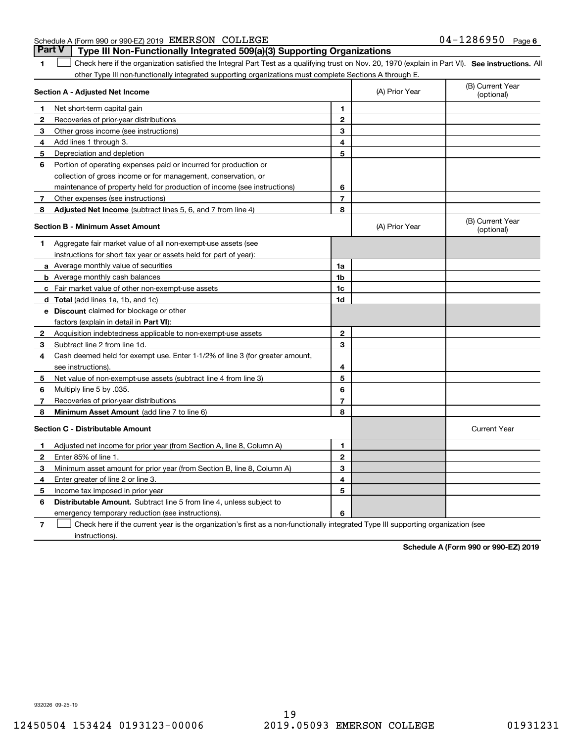Schedule A (Form 990 or 990-EZ) 2019 EMERSON COLLEGE 04-1286950 Page 6

## Part V Type III Non-Functionally Integrated 509(a)(3) Supporting Organizations

1 ☐ Check here if the organization satisfied the Integral Part Test as a qualifying trust on Nov. 20, 1970 (explain in Part VI). **See instructions.** All other Type III non-functionally integrated supporting organizations must complete Sections A through E.

| **Section A - Adjusted Net Income** | | | (A) Prior Year | (B) Current Year (optional) |
|---|---|---|---|---|
| 1 | Net short-term capital gain | 1 | | |
| 2 | Recoveries of prior-year distributions | 2 | | |
| 3 | Other gross income (see instructions) | 3 | | |
| 4 | Add lines 1 through 3. | 4 | | |
| 5 | Depreciation and depletion | 5 | | |
| 6 | Portion of operating expenses paid or incurred for production or collection of gross income or for management, conservation, or maintenance of property held for production of income (see instructions) | 6 | | |
| 7 | Other expenses (see instructions) | 7 | | |
| 8 | **Adjusted Net Income** (subtract lines 5, 6, and 7 from line 4) | 8 | | |

| **Section B - Minimum Asset Amount** | | | (A) Prior Year | (B) Current Year (optional) |
|---|---|---|---|---|
| 1 | Aggregate fair market value of all non-exempt-use assets (see instructions for short tax year or assets held for part of year): | | | |
| a | Average monthly value of securities | 1a | | |
| b | Average monthly cash balances | 1b | | |
| c | Fair market value of other non-exempt-use assets | 1c | | |
| d | **Total** (add lines 1a, 1b, and 1c) | 1d | | |
| e | **Discount** claimed for blockage or other factors (explain in detail in **Part VI**): | | | |
| 2 | Acquisition indebtedness applicable to non-exempt-use assets | 2 | | |
| 3 | Subtract line 2 from line 1d. | 3 | | |
| 4 | Cash deemed held for exempt use. Enter 1-1/2% of line 3 (for greater amount, see instructions). | 4 | | |
| 5 | Net value of non-exempt-use assets (subtract line 4 from line 3) | 5 | | |
| 6 | Multiply line 5 by .035. | 6 | | |
| 7 | Recoveries of prior-year distributions | 7 | | |
| 8 | **Minimum Asset Amount** (add line 7 to line 6) | 8 | | |

| **Section C - Distributable Amount** | | | | Current Year |
|---|---|---|---|---|
| 1 | Adjusted net income for prior year (from Section A, line 8, Column A) | 1 | | |
| 2 | Enter 85% of line 1. | 2 | | |
| 3 | Minimum asset amount for prior year (from Section B, line 8, Column A) | 3 | | |
| 4 | Enter greater of line 2 or line 3. | 4 | | |
| 5 | Income tax imposed in prior year | 5 | | |
| 6 | **Distributable Amount.** Subtract line 5 from line 4, unless subject to emergency temporary reduction (see instructions). | 6 | | |

7 ☐ Check here if the current year is the organization's first as a non-functionally integrated Type III supporting organization (see instructions).

**Schedule A (Form 990 or 990-EZ) 2019**

932026 09-25-19

12450504 153424 0193123-00006 2019.05093 EMERSON COLLEGE 01931231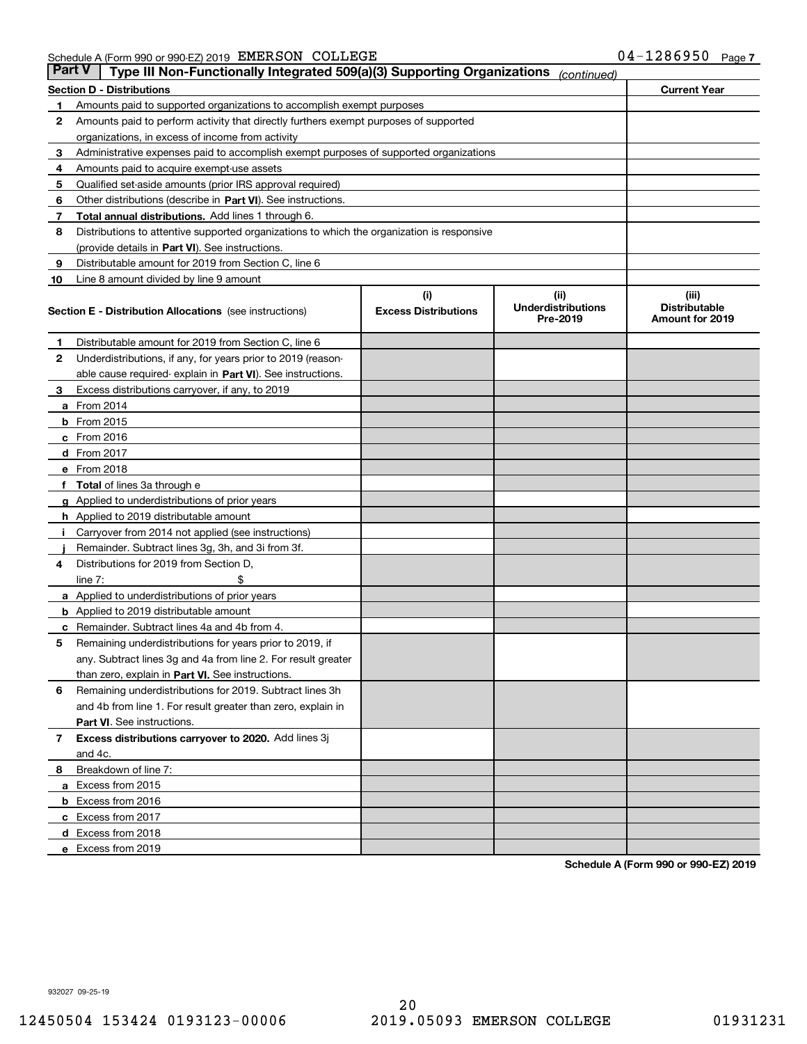Schedule A (Form 990 or 990-EZ) 2019 EMERSON COLLEGE 04-1286950 Page 7

## Part V Type III Non-Functionally Integrated 509(a)(3) Supporting Organizations *(continued)*

| Section D - Distributions | | Current Year |
|---|---|---|
| 1 | Amounts paid to supported organizations to accomplish exempt purposes | |
| 2 | Amounts paid to perform activity that directly furthers exempt purposes of supported organizations, in excess of income from activity | |
| 3 | Administrative expenses paid to accomplish exempt purposes of supported organizations | |
| 4 | Amounts paid to acquire exempt-use assets | |
| 5 | Qualified set-aside amounts (prior IRS approval required) | |
| 6 | Other distributions (describe in **Part VI**). See instructions. | |
| 7 | **Total annual distributions.** Add lines 1 through 6. | |
| 8 | Distributions to attentive supported organizations to which the organization is responsive (provide details in **Part VI**). See instructions. | |
| 9 | Distributable amount for 2019 from Section C, line 6 | |
| 10 | Line 8 amount divided by line 9 amount | |

| Section E - Distribution Allocations (see instructions) | (i) Excess Distributions | (ii) Underdistributions Pre-2019 | (iii) Distributable Amount for 2019 |
|---|---|---|---|
| **1** Distributable amount for 2019 from Section C, line 6 | | | |
| **2** Underdistributions, if any, for years prior to 2019 (reasonable cause required- explain in **Part VI**). See instructions. | | | |
| **3** Excess distributions carryover, if any, to 2019 | | | |
| **a** From 2014 | | | |
| **b** From 2015 | | | |
| **c** From 2016 | | | |
| **d** From 2017 | | | |
| **e** From 2018 | | | |
| **f Total** of lines 3a through e | | | |
| **g** Applied to underdistributions of prior years | | | |
| **h** Applied to 2019 distributable amount | | | |
| **i** Carryover from 2014 not applied (see instructions) | | | |
| **j** Remainder. Subtract lines 3g, 3h, and 3i from 3f. | | | |
| **4** Distributions for 2019 from Section D, line 7: $ | | | |
| **a** Applied to underdistributions of prior years | | | |
| **b** Applied to 2019 distributable amount | | | |
| **c** Remainder. Subtract lines 4a and 4b from 4. | | | |
| **5** Remaining underdistributions for years prior to 2019, if any. Subtract lines 3g and 4a from line 2. For result greater than zero, explain in **Part VI.** See instructions. | | | |
| **6** Remaining underdistributions for 2019. Subtract lines 3h and 4b from line 1. For result greater than zero, explain in **Part VI**. See instructions. | | | |
| **7 Excess distributions carryover to 2020.** Add lines 3j and 4c. | | | |
| **8** Breakdown of line 7: | | | |
| **a** Excess from 2015 | | | |
| **b** Excess from 2016 | | | |
| **c** Excess from 2017 | | | |
| **d** Excess from 2018 | | | |
| **e** Excess from 2019 | | | |

**Schedule A (Form 990 or 990-EZ) 2019**

932027 09-25-19

12450504 153424 0193123-00006 2019.05093 EMERSON COLLEGE 01931231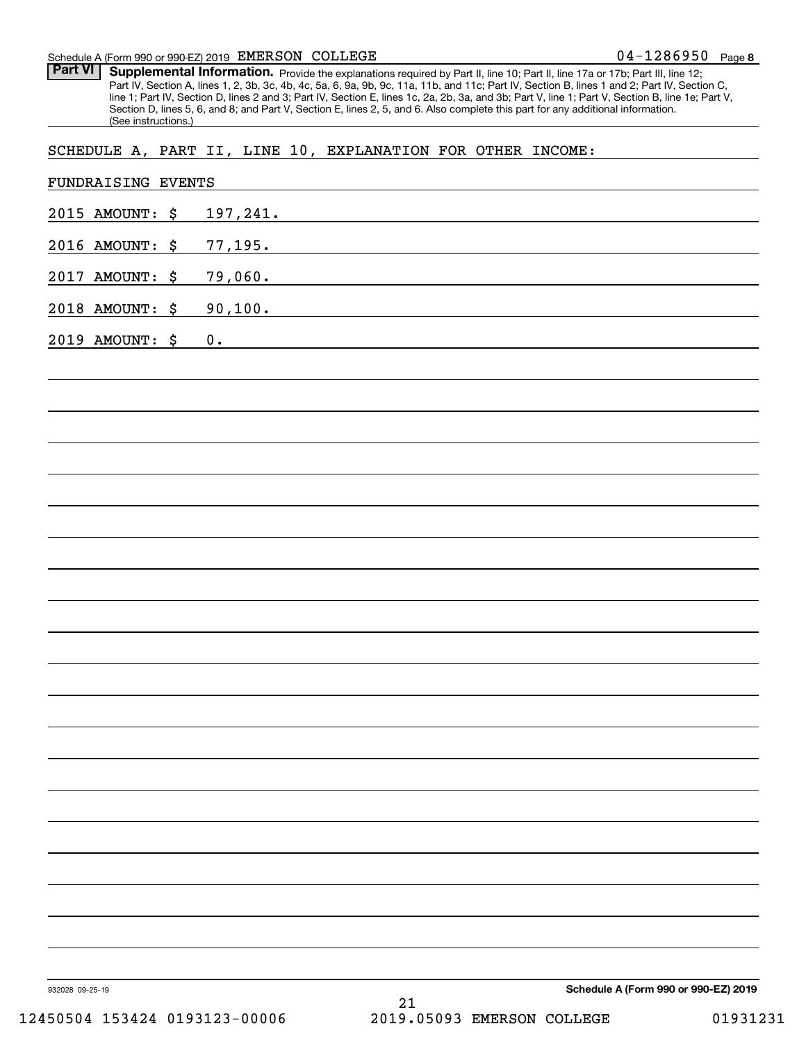Schedule A (Form 990 or 990-EZ) 2019 EMERSON COLLEGE 04-1286950 Page 8

**Part VI** **Supplemental Information.** Provide the explanations required by Part II, line 10; Part II, line 17a or 17b; Part III, line 12; Part IV, Section A, lines 1, 2, 3b, 3c, 4b, 4c, 5a, 6, 9a, 9b, 9c, 11a, 11b, and 11c; Part IV, Section B, lines 1 and 2; Part IV, Section C, line 1; Part IV, Section D, lines 2 and 3; Part IV, Section E, lines 1c, 2a, 2b, 3a, and 3b; Part V, line 1; Part V, Section B, line 1e; Part V, Section D, lines 5, 6, and 8; and Part V, Section E, lines 2, 5, and 6. Also complete this part for any additional information. (See instructions.)

SCHEDULE A, PART II, LINE 10, EXPLANATION FOR OTHER INCOME:

FUNDRAISING EVENTS

2015 AMOUNT: $ 197,241.

2016 AMOUNT: $ 77,195.

2017 AMOUNT: $ 79,060.

2018 AMOUNT: $ 90,100.

2019 AMOUNT: $ 0.

932028 09-25-19 **Schedule A (Form 990 or 990-EZ) 2019**

12450504 153424 0193123-00006 2019.05093 EMERSON COLLEGE 01931231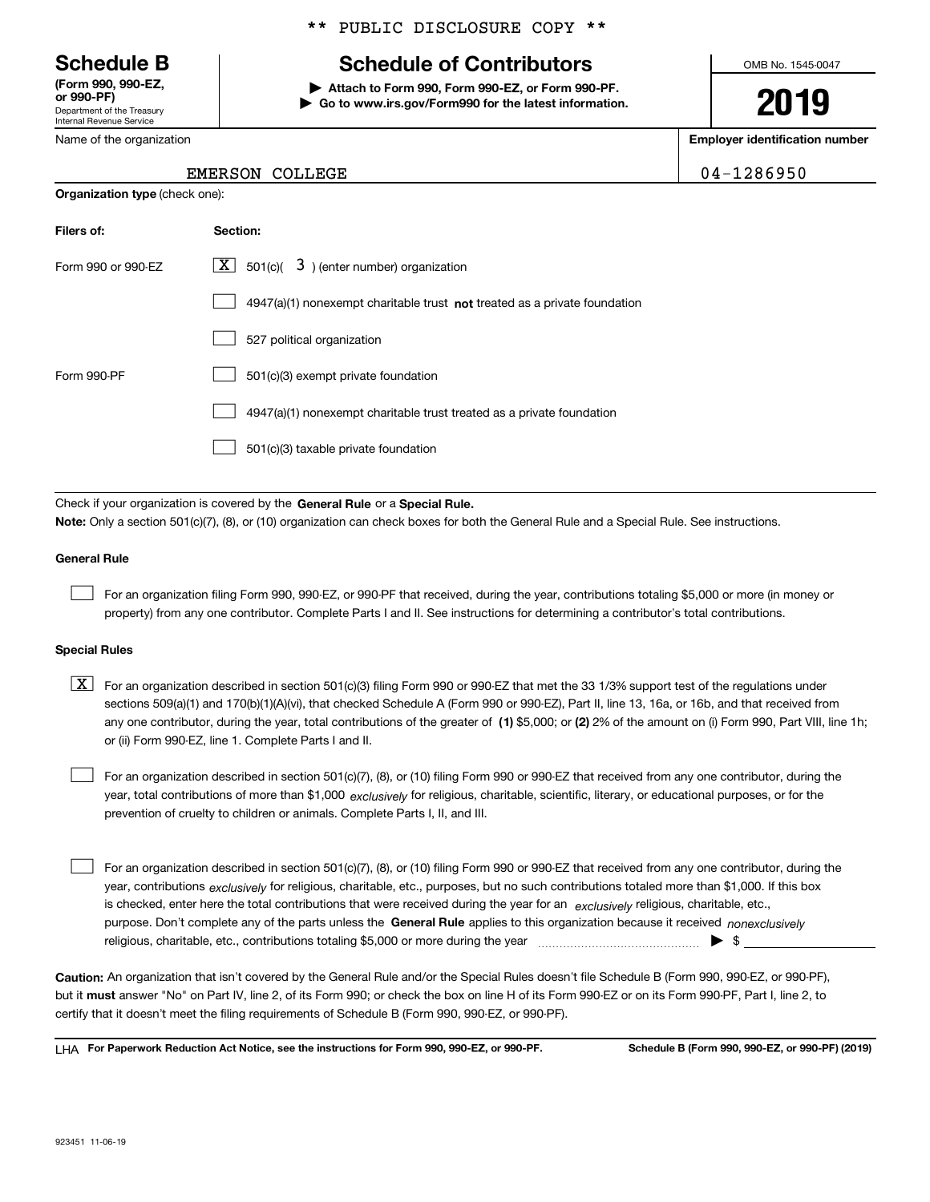** PUBLIC DISCLOSURE COPY **

# Schedule B

**(Form 990, 990-EZ, or 990-PF)**
Department of the Treasury
Internal Revenue Service

## Schedule of Contributors

▶ **Attach to Form 990, Form 990-EZ, or Form 990-PF.**
▶ **Go to www.irs.gov/Form990 for the latest information.**

OMB No. 1545-0047

**2019**

Name of the organization: EMERSON COLLEGE

**Employer identification number:** 04-1286950

**Organization type** (check one):

| **Filers of:** | **Section:** |
|---|---|
| Form 990 or 990-EZ | [X] 501(c)( 3 ) (enter number) organization |
| | [ ] 4947(a)(1) nonexempt charitable trust **not** treated as a private foundation |
| | [ ] 527 political organization |
| Form 990-PF | [ ] 501(c)(3) exempt private foundation |
| | [ ] 4947(a)(1) nonexempt charitable trust treated as a private foundation |
| | [ ] 501(c)(3) taxable private foundation |

Check if your organization is covered by the **General Rule** or a **Special Rule.**

**Note:** Only a section 501(c)(7), (8), or (10) organization can check boxes for both the General Rule and a Special Rule. See instructions.

### General Rule

[ ] For an organization filing Form 990, 990-EZ, or 990-PF that received, during the year, contributions totaling $5,000 or more (in money or property) from any one contributor. Complete Parts I and II. See instructions for determining a contributor's total contributions.

### Special Rules

[X] For an organization described in section 501(c)(3) filing Form 990 or 990-EZ that met the 33 1/3% support test of the regulations under sections 509(a)(1) and 170(b)(1)(A)(vi), that checked Schedule A (Form 990 or 990-EZ), Part II, line 13, 16a, or 16b, and that received from any one contributor, during the year, total contributions of the greater of **(1)** $5,000; or **(2)** 2% of the amount on (i) Form 990, Part VIII, line 1h; or (ii) Form 990-EZ, line 1. Complete Parts I and II.

[ ] For an organization described in section 501(c)(7), (8), or (10) filing Form 990 or 990-EZ that received from any one contributor, during the year, total contributions of more than $1,000 *exclusively* for religious, charitable, scientific, literary, or educational purposes, or for the prevention of cruelty to children or animals. Complete Parts I, II, and III.

[ ] For an organization described in section 501(c)(7), (8), or (10) filing Form 990 or 990-EZ that received from any one contributor, during the year, contributions *exclusively* for religious, charitable, etc., purposes, but no such contributions totaled more than $1,000. If this box is checked, enter here the total contributions that were received during the year for an *exclusively* religious, charitable, etc., purpose. Don't complete any of the parts unless the **General Rule** applies to this organization because it received *nonexclusively* religious, charitable, etc., contributions totaling $5,000 or more during the year ▶ $

**Caution:** An organization that isn't covered by the General Rule and/or the Special Rules doesn't file Schedule B (Form 990, 990-EZ, or 990-PF), but it **must** answer "No" on Part IV, line 2, of its Form 990; or check the box on line H of its Form 990-EZ or on its Form 990-PF, Part I, line 2, to certify that it doesn't meet the filing requirements of Schedule B (Form 990, 990-EZ, or 990-PF).

LHA **For Paperwork Reduction Act Notice, see the instructions for Form 990, 990-EZ, or 990-PF.** **Schedule B (Form 990, 990-EZ, or 990-PF) (2019)**

923451 11-06-19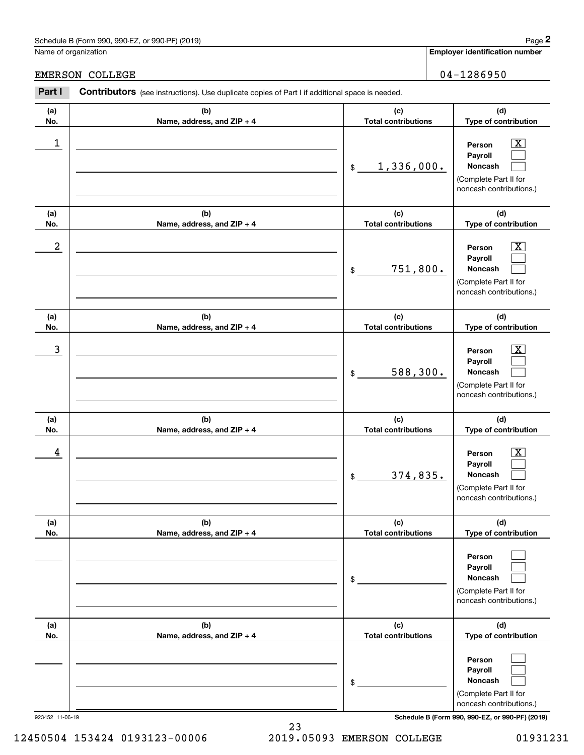Schedule B (Form 990, 990-EZ, or 990-PF) (2019)

Name of organization: EMERSON COLLEGE

Employer identification number: 04-1286950

**Part I** **Contributors** (see instructions). Use duplicate copies of Part I if additional space is needed.

| (a) No. | (b) Name, address, and ZIP + 4 | (c) Total contributions | (d) Type of contribution |
|---|---|---|---|
| 1 | | $ 1,336,000. | Person [X] Payroll [ ] Noncash [ ] (Complete Part II for noncash contributions.) |
| 2 | | $ 751,800. | Person [X] Payroll [ ] Noncash [ ] (Complete Part II for noncash contributions.) |
| 3 | | $ 588,300. | Person [X] Payroll [ ] Noncash [ ] (Complete Part II for noncash contributions.) |
| 4 | | $ 374,835. | Person [X] Payroll [ ] Noncash [ ] (Complete Part II for noncash contributions.) |
| | | $ | Person [ ] Payroll [ ] Noncash [ ] (Complete Part II for noncash contributions.) |
| | | $ | Person [ ] Payroll [ ] Noncash [ ] (Complete Part II for noncash contributions.) |

923452 11-06-19

Schedule B (Form 990, 990-EZ, or 990-PF) (2019)

12450504 153424 0193123-00006 2019.05093 EMERSON COLLEGE 01931231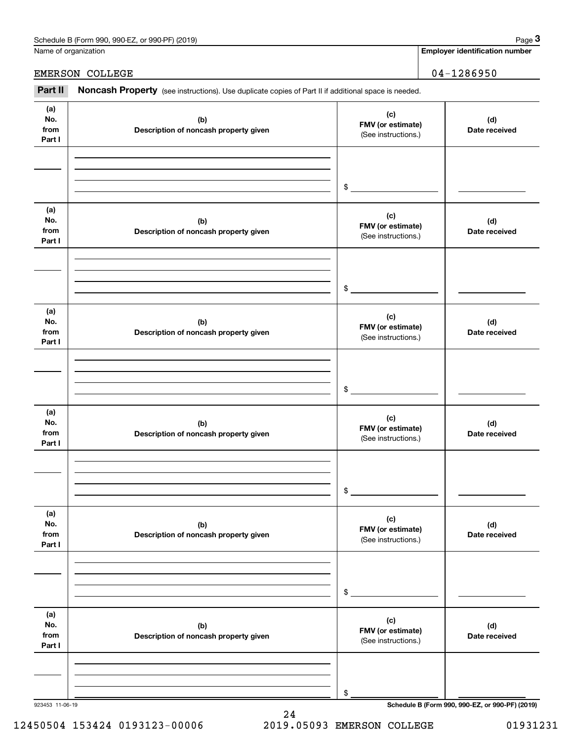Name of organization

EMERSON COLLEGE

**Employer identification number**

04-1286950

**Part II** **Noncash Property** (see instructions). Use duplicate copies of Part II if additional space is needed.

| (a) No. from Part I | (b) Description of noncash property given | (c) FMV (or estimate) (See instructions.) | (d) Date received |
|---|---|---|---|
| | | $ | |

| (a) No. from Part I | (b) Description of noncash property given | (c) FMV (or estimate) (See instructions.) | (d) Date received |
|---|---|---|---|
| | | $ | |

| (a) No. from Part I | (b) Description of noncash property given | (c) FMV (or estimate) (See instructions.) | (d) Date received |
|---|---|---|---|
| | | $ | |

| (a) No. from Part I | (b) Description of noncash property given | (c) FMV (or estimate) (See instructions.) | (d) Date received |
|---|---|---|---|
| | | $ | |

| (a) No. from Part I | (b) Description of noncash property given | (c) FMV (or estimate) (See instructions.) | (d) Date received |
|---|---|---|---|
| | | $ | |

| (a) No. from Part I | (b) Description of noncash property given | (c) FMV (or estimate) (See instructions.) | (d) Date received |
|---|---|---|---|
| | | $ | |

923453 11-06-19

**Schedule B (Form 990, 990-EZ, or 990-PF) (2019)**

12450504 153424 0193123-00006 2019.05093 EMERSON COLLEGE 01931231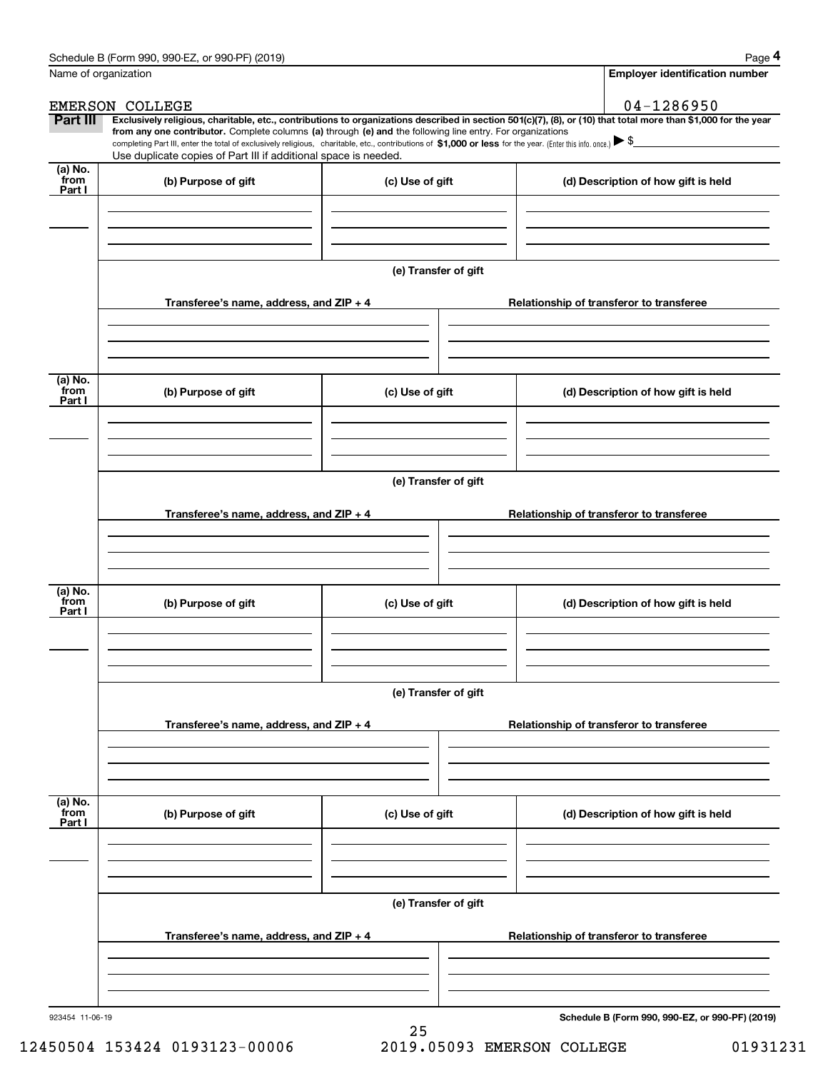Schedule B (Form 990, 990-EZ, or 990-PF) (2019)

| Name of organization | Employer identification number |
|---|---|
| EMERSON COLLEGE | 04-1286950 |

**Part III** **Exclusively religious, charitable, etc., contributions to organizations described in section 501(c)(7), (8), or (10) that total more than $1,000 for the year from any one contributor.** Complete columns **(a)** through **(e)** and the following line entry. For organizations completing Part III, enter the total of exclusively religious, charitable, etc., contributions of **$1,000 or less** for the year. (Enter this info. once.) ▶ $

Use duplicate copies of Part III if additional space is needed.

| (a) No. from Part I | (b) Purpose of gift | (c) Use of gift | (d) Description of how gift is held |
|---|---|---|---|
| | | | |

(e) Transfer of gift

| Transferee's name, address, and ZIP + 4 | Relationship of transferor to transferee |
|---|---|
| | |

| (a) No. from Part I | (b) Purpose of gift | (c) Use of gift | (d) Description of how gift is held |
|---|---|---|---|
| | | | |

(e) Transfer of gift

| Transferee's name, address, and ZIP + 4 | Relationship of transferor to transferee |
|---|---|
| | |

| (a) No. from Part I | (b) Purpose of gift | (c) Use of gift | (d) Description of how gift is held |
|---|---|---|---|
| | | | |

(e) Transfer of gift

| Transferee's name, address, and ZIP + 4 | Relationship of transferor to transferee |
|---|---|
| | |

| (a) No. from Part I | (b) Purpose of gift | (c) Use of gift | (d) Description of how gift is held |
|---|---|---|---|
| | | | |

(e) Transfer of gift

| Transferee's name, address, and ZIP + 4 | Relationship of transferor to transferee |
|---|---|
| | |

923454 11-06-19

**Schedule B (Form 990, 990-EZ, or 990-PF) (2019)**

12450504 153424 0193123-00006 2019.05093 EMERSON COLLEGE 01931231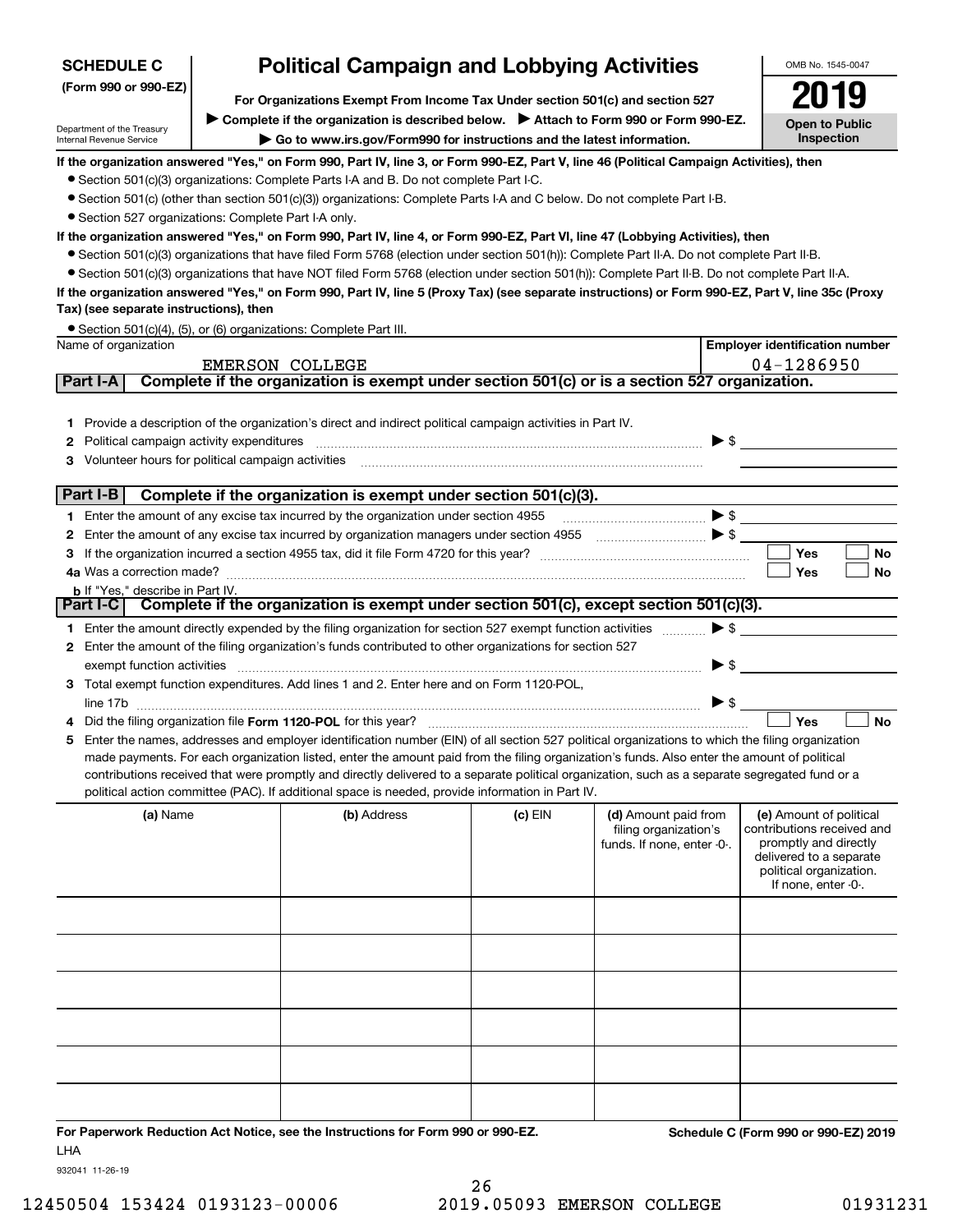**SCHEDULE C**
**(Form 990 or 990-EZ)**

Department of the Treasury
Internal Revenue Service

# Political Campaign and Lobbying Activities

**For Organizations Exempt From Income Tax Under section 501(c) and section 527**

▶ **Complete if the organization is described below.** ▶ **Attach to Form 990 or Form 990-EZ.**

▶ **Go to www.irs.gov/Form990 for instructions and the latest information.**

OMB No. 1545-0047

**2019**

**Open to Public Inspection**

**If the organization answered "Yes," on Form 990, Part IV, line 3, or Form 990-EZ, Part V, line 46 (Political Campaign Activities), then**

- Section 501(c)(3) organizations: Complete Parts I-A and B. Do not complete Part I-C.
- Section 501(c) (other than section 501(c)(3)) organizations: Complete Parts I-A and C below. Do not complete Part I-B.
- Section 527 organizations: Complete Part I-A only.

**If the organization answered "Yes," on Form 990, Part IV, line 4, or Form 990-EZ, Part VI, line 47 (Lobbying Activities), then**

- Section 501(c)(3) organizations that have filed Form 5768 (election under section 501(h)): Complete Part II-A. Do not complete Part II-B.
- Section 501(c)(3) organizations that have NOT filed Form 5768 (election under section 501(h)): Complete Part II-B. Do not complete Part II-A.

**If the organization answered "Yes," on Form 990, Part IV, line 5 (Proxy Tax) (see separate instructions) or Form 990-EZ, Part V, line 35c (Proxy Tax) (see separate instructions), then**

- Section 501(c)(4), (5), or (6) organizations: Complete Part III.

| Name of organization | Employer identification number |
|---|---|
| EMERSON COLLEGE | 04-1286950 |

## Part I-A Complete if the organization is exempt under section 501(c) or is a section 527 organization.

1 Provide a description of the organization's direct and indirect political campaign activities in Part IV.

2 Political campaign activity expenditures ▶ $

3 Volunteer hours for political campaign activities

## Part I-B Complete if the organization is exempt under section 501(c)(3).

1 Enter the amount of any excise tax incurred by the organization under section 4955 ▶ $

2 Enter the amount of any excise tax incurred by organization managers under section 4955 ▶ $

3 If the organization incurred a section 4955 tax, did it file Form 4720 for this year? ☐ Yes ☐ No

4a Was a correction made? ☐ Yes ☐ No

b If "Yes," describe in Part IV.

## Part I-C Complete if the organization is exempt under section 501(c), except section 501(c)(3).

1 Enter the amount directly expended by the filing organization for section 527 exempt function activities ▶ $

2 Enter the amount of the filing organization's funds contributed to other organizations for section 527 exempt function activities ▶ $

3 Total exempt function expenditures. Add lines 1 and 2. Enter here and on Form 1120-POL, line 17b ▶ $

4 Did the filing organization file **Form 1120-POL** for this year? ☐ Yes ☐ No

5 Enter the names, addresses and employer identification number (EIN) of all section 527 political organizations to which the filing organization made payments. For each organization listed, enter the amount paid from the filing organization's funds. Also enter the amount of political contributions received that were promptly and directly delivered to a separate political organization, such as a separate segregated fund or a political action committee (PAC). If additional space is needed, provide information in Part IV.

| (a) Name | (b) Address | (c) EIN | (d) Amount paid from filing organization's funds. If none, enter -0-. | (e) Amount of political contributions received and promptly and directly delivered to a separate political organization. If none, enter -0-. |
|---|---|---|---|---|
| | | | | |
| | | | | |
| | | | | |
| | | | | |
| | | | | |
| | | | | |

**For Paperwork Reduction Act Notice, see the Instructions for Form 990 or 990-EZ.** **Schedule C (Form 990 or 990-EZ) 2019**

LHA

932041 11-26-19

12450504 153424 0193123-00006 2019.05093 EMERSON COLLEGE 01931231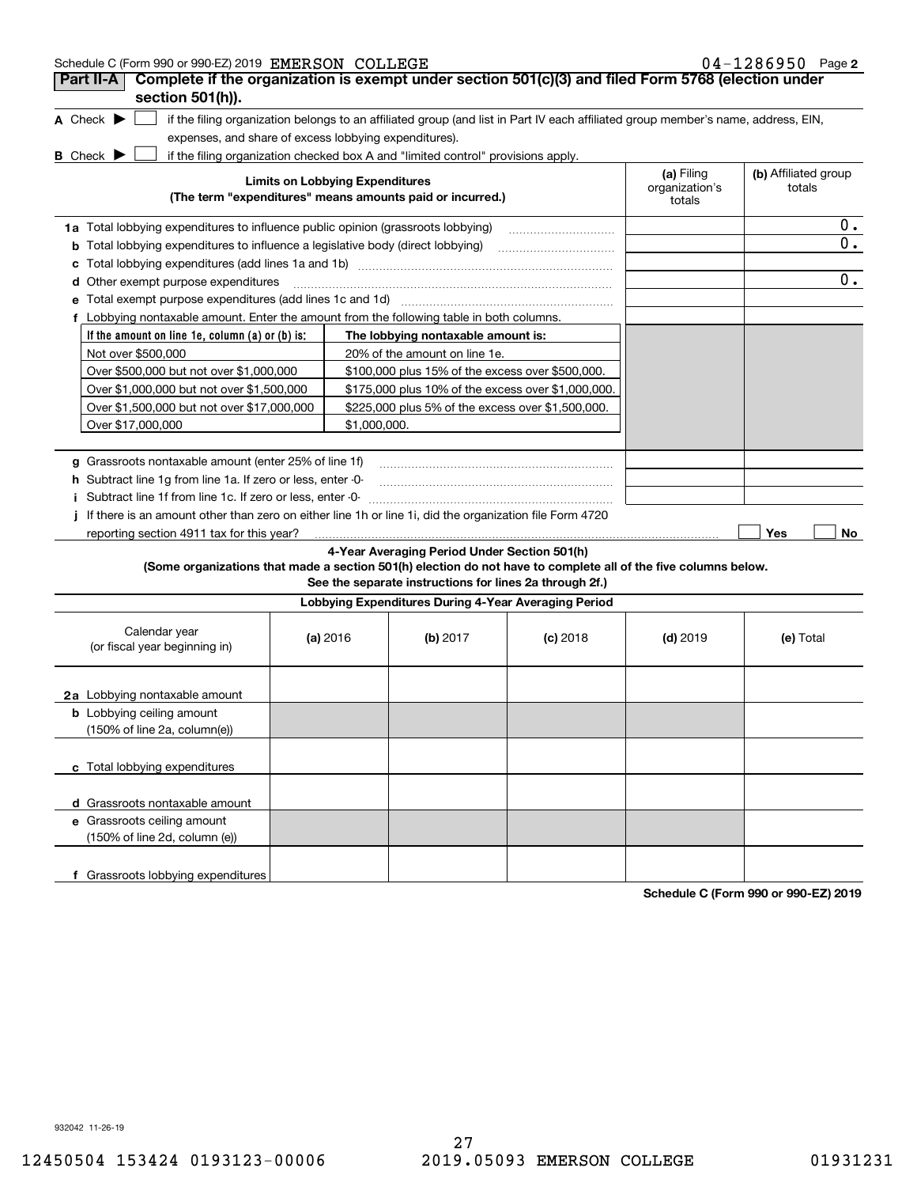Schedule C (Form 990 or 990-EZ) 2019 EMERSON COLLEGE 04-1286950 Page 2

## Part II-A Complete if the organization is exempt under section 501(c)(3) and filed Form 5768 (election under section 501(h)).

**A** Check ▶ ☐ if the filing organization belongs to an affiliated group (and list in Part IV each affiliated group member's name, address, EIN, expenses, and share of excess lobbying expenditures).

**B** Check ▶ ☐ if the filing organization checked box A and "limited control" provisions apply.

| Limits on Lobbying Expenditures (The term "expenditures" means amounts paid or incurred.) | (a) Filing organization's totals | (b) Affiliated group totals |
|---|---|---|
| **1a** Total lobbying expenditures to influence public opinion (grassroots lobbying) | | 0. |
| **b** Total lobbying expenditures to influence a legislative body (direct lobbying) | | 0. |
| **c** Total lobbying expenditures (add lines 1a and 1b) | | |
| **d** Other exempt purpose expenditures | | 0. |
| **e** Total exempt purpose expenditures (add lines 1c and 1d) | | |
| **f** Lobbying nontaxable amount. Enter the amount from the following table in both columns. | | |

| If the amount on line 1e, column (a) or (b) is: | The lobbying nontaxable amount is: |
|---|---|
| Not over $500,000 | 20% of the amount on line 1e. |
| Over $500,000 but not over $1,000,000 | $100,000 plus 15% of the excess over $500,000. |
| Over $1,000,000 but not over $1,500,000 | $175,000 plus 10% of the excess over $1,000,000. |
| Over $1,500,000 but not over $17,000,000 | $225,000 plus 5% of the excess over $1,500,000. |
| Over $17,000,000 | $1,000,000. |

| | (a) Filing organization's totals | (b) Affiliated group totals |
|---|---|---|
| **g** Grassroots nontaxable amount (enter 25% of line 1f) | | |
| **h** Subtract line 1g from line 1a. If zero or less, enter -0- | | |
| **i** Subtract line 1f from line 1c. If zero or less, enter -0- | | |

**j** If there is an amount other than zero on either line 1h or line 1i, did the organization file Form 4720 reporting section 4911 tax for this year? ☐ Yes ☐ No

### 4-Year Averaging Period Under Section 501(h)

**(Some organizations that made a section 501(h) election do not have to complete all of the five columns below. See the separate instructions for lines 2a through 2f.)**

| Lobbying Expenditures During 4-Year Averaging Period | | | | | |
|---|---|---|---|---|---|
| Calendar year (or fiscal year beginning in) | (a) 2016 | (b) 2017 | (c) 2018 | (d) 2019 | (e) Total |
| **2a** Lobbying nontaxable amount | | | | | |
| **b** Lobbying ceiling amount (150% of line 2a, column(e)) | | | | | |
| **c** Total lobbying expenditures | | | | | |
| **d** Grassroots nontaxable amount | | | | | |
| **e** Grassroots ceiling amount (150% of line 2d, column (e)) | | | | | |
| **f** Grassroots lobbying expenditures | | | | | |

**Schedule C (Form 990 or 990-EZ) 2019**

932042 11-26-19

12450504 153424 0193123-00006 2019.05093 EMERSON COLLEGE 01931231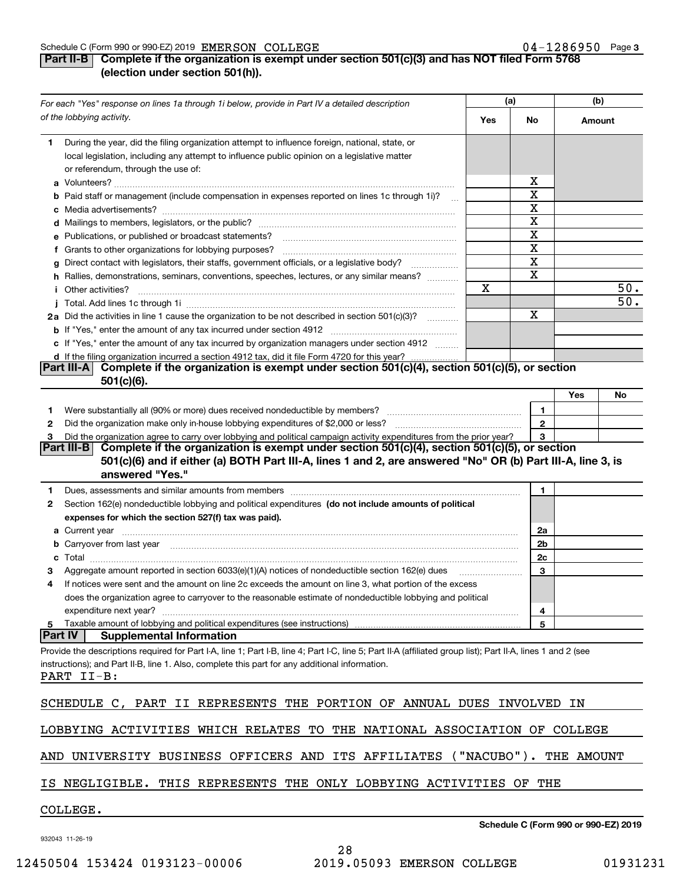Schedule C (Form 990 or 990-EZ) 2019 EMERSON COLLEGE 04-1286950 Page 3

**Part II-B** **Complete if the organization is exempt under section 501(c)(3) and has NOT filed Form 5768 (election under section 501(h)).**

| *For each "Yes" response on lines 1a through 1i below, provide in Part IV a detailed description of the lobbying activity.* | (a) Yes | (a) No | (b) Amount |
|---|---|---|---|
| **1** During the year, did the filing organization attempt to influence foreign, national, state, or local legislation, including any attempt to influence public opinion on a legislative matter or referendum, through the use of: | | | |
| **a** Volunteers? | | X | |
| **b** Paid staff or management (include compensation in expenses reported on lines 1c through 1i)? | | X | |
| **c** Media advertisements? | | X | |
| **d** Mailings to members, legislators, or the public? | | X | |
| **e** Publications, or published or broadcast statements? | | X | |
| **f** Grants to other organizations for lobbying purposes? | | X | |
| **g** Direct contact with legislators, their staffs, government officials, or a legislative body? | | X | |
| **h** Rallies, demonstrations, seminars, conventions, speeches, lectures, or any similar means? | | X | |
| **i** Other activities? | X | | 50. |
| **j** Total. Add lines 1c through 1i | | | 50. |
| **2a** Did the activities in line 1 cause the organization to be not described in section 501(c)(3)? | | X | |
| **b** If "Yes," enter the amount of any tax incurred under section 4912 | | | |
| **c** If "Yes," enter the amount of any tax incurred by organization managers under section 4912 | | | |
| **d** If the filing organization incurred a section 4912 tax, did it file Form 4720 for this year? | | | |

**Part III-A** **Complete if the organization is exempt under section 501(c)(4), section 501(c)(5), or section 501(c)(6).**

| | | | Yes | No |
|---|---|---|---|---|
| **1** | Were substantially all (90% or more) dues received nondeductible by members? | 1 | | |
| **2** | Did the organization make only in-house lobbying expenditures of $2,000 or less? | 2 | | |
| **3** | Did the organization agree to carry over lobbying and political campaign activity expenditures from the prior year? | 3 | | |

**Part III-B** **Complete if the organization is exempt under section 501(c)(4), section 501(c)(5), or section 501(c)(6) and if either (a) BOTH Part III-A, lines 1 and 2, are answered "No" OR (b) Part III-A, line 3, is answered "Yes."**

| | | | |
|---|---|---|---|
| **1** | Dues, assessments and similar amounts from members | 1 | |
| **2** | Section 162(e) nondeductible lobbying and political expenditures **(do not include amounts of political expenses for which the section 527(f) tax was paid).** | | |
| **a** | Current year | 2a | |
| **b** | Carryover from last year | 2b | |
| **c** | Total | 2c | |
| **3** | Aggregate amount reported in section 6033(e)(1)(A) notices of nondeductible section 162(e) dues | 3 | |
| **4** | If notices were sent and the amount on line 2c exceeds the amount on line 3, what portion of the excess does the organization agree to carryover to the reasonable estimate of nondeductible lobbying and political expenditure next year? | 4 | |
| **5** | Taxable amount of lobbying and political expenditures (see instructions) | 5 | |

**Part IV** **Supplemental Information**

Provide the descriptions required for Part I-A, line 1; Part I-B, line 4; Part I-C, line 5; Part II-A (affiliated group list); Part II-A, lines 1 and 2 (see instructions); and Part II-B, line 1. Also, complete this part for any additional information.

PART II-B:

SCHEDULE C, PART II REPRESENTS THE PORTION OF ANNUAL DUES INVOLVED IN LOBBYING ACTIVITIES WHICH RELATES TO THE NATIONAL ASSOCIATION OF COLLEGE AND UNIVERSITY BUSINESS OFFICERS AND ITS AFFILIATES ("NACUBO"). THE AMOUNT IS NEGLIGIBLE. THIS REPRESENTS THE ONLY LOBBYING ACTIVITIES OF THE COLLEGE.

**Schedule C (Form 990 or 990-EZ) 2019**

932043 11-26-19

12450504 153424 0193123-00006 2019.05093 EMERSON COLLEGE 01931231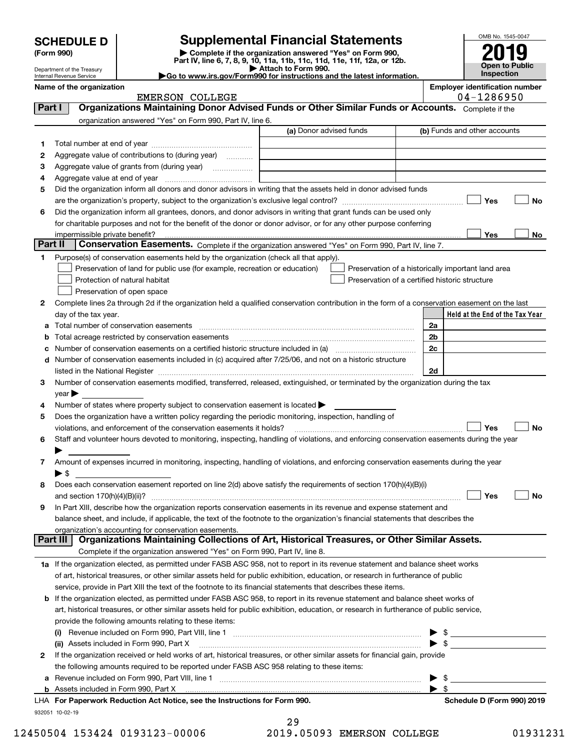# SCHEDULE D (Form 990)

Department of the Treasury
Internal Revenue Service

## Supplemental Financial Statements

▶ Complete if the organization answered "Yes" on Form 990, Part IV, line 6, 7, 8, 9, 10, 11a, 11b, 11c, 11d, 11e, 11f, 12a, or 12b.
▶ Attach to Form 990.
▶Go to www.irs.gov/Form990 for instructions and the latest information.

OMB No. 1545-0047
**2019**
**Open to Public Inspection**

**Name of the organization**
EMERSON COLLEGE

**Employer identification number**
04-1286950

## Part I Organizations Maintaining Donor Advised Funds or Other Similar Funds or Accounts.

Complete if the organization answered "Yes" on Form 990, Part IV, line 6.

| | | (a) Donor advised funds | (b) Funds and other accounts |
|---|---|---|---|
| 1 | Total number at end of year | | |
| 2 | Aggregate value of contributions to (during year) | | |
| 3 | Aggregate value of grants from (during year) | | |
| 4 | Aggregate value at end of year | | |

5 Did the organization inform all donors and donor advisors in writing that the assets held in donor advised funds are the organization's property, subject to the organization's exclusive legal control? ☐ Yes ☐ No

6 Did the organization inform all grantees, donors, and donor advisors in writing that grant funds can be used only for charitable purposes and not for the benefit of the donor or donor advisor, or for any other purpose conferring impermissible private benefit? ☐ Yes ☐ No

## Part II Conservation Easements.

Complete if the organization answered "Yes" on Form 990, Part IV, line 7.

1 Purpose(s) of conservation easements held by the organization (check all that apply).

- ☐ Preservation of land for public use (for example, recreation or education)
- ☐ Protection of natural habitat
- ☐ Preservation of open space
- ☐ Preservation of a historically important land area
- ☐ Preservation of a certified historic structure

2 Complete lines 2a through 2d if the organization held a qualified conservation contribution in the form of a conservation easement on the last day of the tax year.

| | | | Held at the End of the Tax Year |
|---|---|---|---|
| a | Total number of conservation easements | 2a | |
| b | Total acreage restricted by conservation easements | 2b | |
| c | Number of conservation easements on a certified historic structure included in (a) | 2c | |
| d | Number of conservation easements included in (c) acquired after 7/25/06, and not on a historic structure listed in the National Register | 2d | |

3 Number of conservation easements modified, transferred, released, extinguished, or terminated by the organization during the tax year ▶

4 Number of states where property subject to conservation easement is located ▶

5 Does the organization have a written policy regarding the periodic monitoring, inspection, handling of violations, and enforcement of the conservation easements it holds? ☐ Yes ☐ No

6 Staff and volunteer hours devoted to monitoring, inspecting, handling of violations, and enforcing conservation easements during the year ▶

7 Amount of expenses incurred in monitoring, inspecting, handling of violations, and enforcing conservation easements during the year ▶ $

8 Does each conservation easement reported on line 2(d) above satisfy the requirements of section 170(h)(4)(B)(i) and section 170(h)(4)(B)(ii)? ☐ Yes ☐ No

9 In Part XIII, describe how the organization reports conservation easements in its revenue and expense statement and balance sheet, and include, if applicable, the text of the footnote to the organization's financial statements that describes the organization's accounting for conservation easements.

## Part III Organizations Maintaining Collections of Art, Historical Treasures, or Other Similar Assets.

Complete if the organization answered "Yes" on Form 990, Part IV, line 8.

1a If the organization elected, as permitted under FASB ASC 958, not to report in its revenue statement and balance sheet works of art, historical treasures, or other similar assets held for public exhibition, education, or research in furtherance of public service, provide in Part XIII the text of the footnote to its financial statements that describes these items.

b If the organization elected, as permitted under FASB ASC 958, to report in its revenue statement and balance sheet works of art, historical treasures, or other similar assets held for public exhibition, education, or research in furtherance of public service, provide the following amounts relating to these items:

(i) Revenue included on Form 990, Part VIII, line 1 ▶ $

(ii) Assets included in Form 990, Part X ▶ $

2 If the organization received or held works of art, historical treasures, or other similar assets for financial gain, provide the following amounts required to be reported under FASB ASC 958 relating to these items:

a Revenue included on Form 990, Part VIII, line 1 ▶ $

b Assets included in Form 990, Part X ▶ $

LHA For Paperwork Reduction Act Notice, see the Instructions for Form 990. **Schedule D (Form 990) 2019**

932051 10-02-19

12450504 153424 0193123-00006 2019.05093 EMERSON COLLEGE 01931231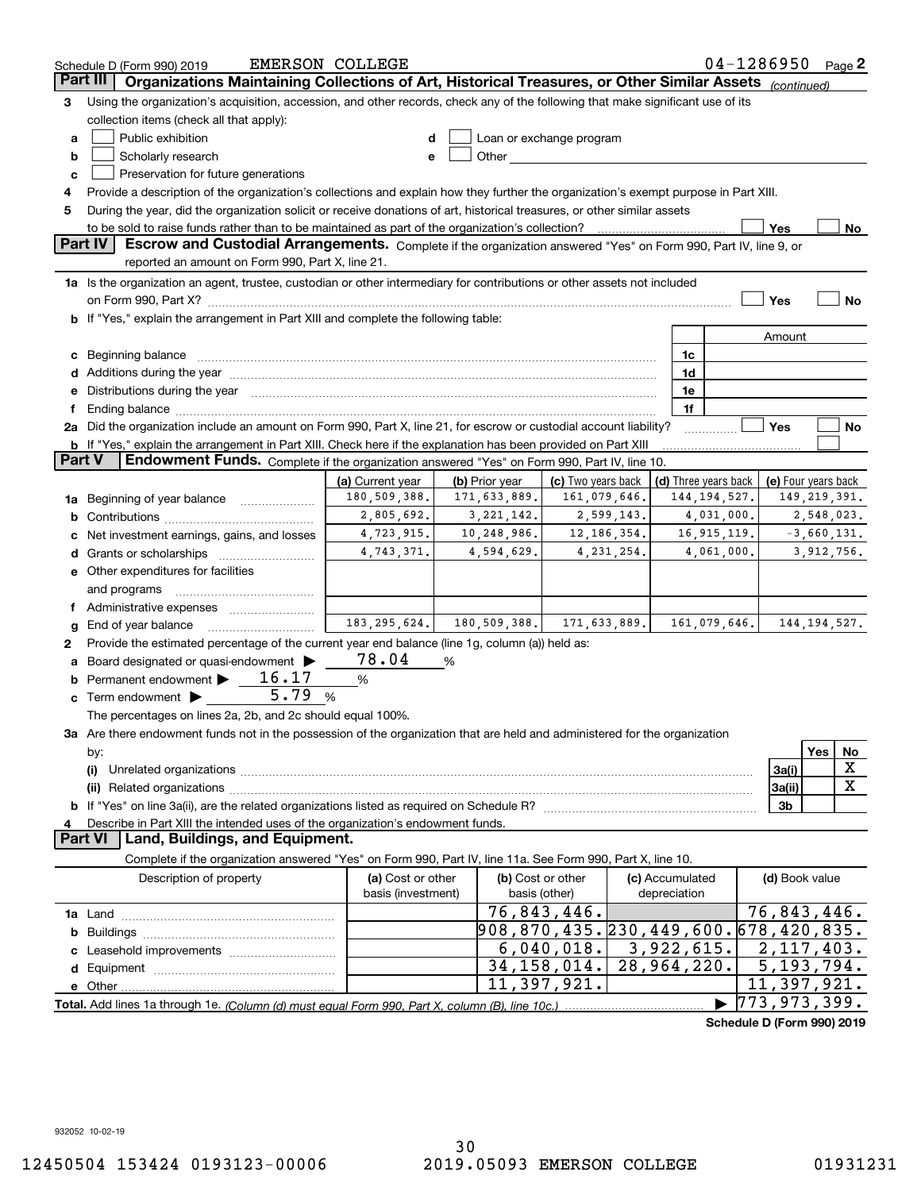Schedule D (Form 990) 2019 EMERSON COLLEGE 04-1286950 Page 2

## Part III Organizations Maintaining Collections of Art, Historical Treasures, or Other Similar Assets *(continued)*

**3** Using the organization's acquisition, accession, and other records, check any of the following that make significant use of its collection items (check all that apply):

- **a** ☐ Public exhibition
- **b** ☐ Scholarly research
- **c** ☐ Preservation for future generations
- **d** ☐ Loan or exchange program
- **e** ☐ Other

**4** Provide a description of the organization's collections and explain how they further the organization's exempt purpose in Part XIII.

**5** During the year, did the organization solicit or receive donations of art, historical treasures, or other similar assets to be sold to raise funds rather than to be maintained as part of the organization's collection? ☐ Yes ☐ No

## Part IV Escrow and Custodial Arrangements.

Complete if the organization answered "Yes" on Form 990, Part IV, line 9, or reported an amount on Form 990, Part X, line 21.

**1a** Is the organization an agent, trustee, custodian or other intermediary for contributions or other assets not included on Form 990, Part X? ☐ Yes ☐ No

**b** If "Yes," explain the arrangement in Part XIII and complete the following table:

| | | | Amount |
|---|---|---|---|
| c | Beginning balance | 1c | |
| d | Additions during the year | 1d | |
| e | Distributions during the year | 1e | |
| f | Ending balance | 1f | |

**2a** Did the organization include an amount on Form 990, Part X, line 21, for escrow or custodial account liability? ☐ Yes ☐ No

**b** If "Yes," explain the arrangement in Part XIII. Check here if the explanation has been provided on Part XIII ☐

## Part V Endowment Funds.

Complete if the organization answered "Yes" on Form 990, Part IV, line 10.

| | | (a) Current year | (b) Prior year | (c) Two years back | (d) Three years back | (e) Four years back |
|---|---|---|---|---|---|---|
| 1a | Beginning of year balance | 180,509,388. | 171,633,889. | 161,079,646. | 144,194,527. | 149,219,391. |
| b | Contributions | 2,805,692. | 3,221,142. | 2,599,143. | 4,031,000. | 2,548,023. |
| c | Net investment earnings, gains, and losses | 4,723,915. | 10,248,986. | 12,186,354. | 16,915,119. | -3,660,131. |
| d | Grants or scholarships | 4,743,371. | 4,594,629. | 4,231,254. | 4,061,000. | 3,912,756. |
| e | Other expenditures for facilities and programs | | | | | |
| f | Administrative expenses | | | | | |
| g | End of year balance | 183,295,624. | 180,509,388. | 171,633,889. | 161,079,646. | 144,194,527. |

**2** Provide the estimated percentage of the current year end balance (line 1g, column (a)) held as:

- **a** Board designated or quasi-endowment ▶ 78.04 %
- **b** Permanent endowment ▶ 16.17 %
- **c** Term endowment ▶ 5.79 %

The percentages on lines 2a, 2b, and 2c should equal 100%.

**3a** Are there endowment funds not in the possession of the organization that are held and administered for the organization by:

| | | | Yes | No |
|---|---|---|---|---|
| (i) | Unrelated organizations | 3a(i) | | X |
| (ii) | Related organizations | 3a(ii) | | X |
| b | If "Yes" on line 3a(ii), are the related organizations listed as required on Schedule R? | 3b | | |

**4** Describe in Part XIII the intended uses of the organization's endowment funds.

## Part VI Land, Buildings, and Equipment.

Complete if the organization answered "Yes" on Form 990, Part IV, line 11a. See Form 990, Part X, line 10.

| | Description of property | (a) Cost or other basis (investment) | (b) Cost or other basis (other) | (c) Accumulated depreciation | (d) Book value |
|---|---|---|---|---|---|
| 1a | Land | | 76,843,446. | | 76,843,446. |
| b | Buildings | | 908,870,435. | 230,449,600. | 678,420,835. |
| c | Leasehold improvements | | 6,040,018. | 3,922,615. | 2,117,403. |
| d | Equipment | | 34,158,014. | 28,964,220. | 5,193,794. |
| e | Other | | 11,397,921. | | 11,397,921. |

**Total.** Add lines 1a through 1e. *(Column (d) must equal Form 990, Part X, column (B), line 10c.)* ▶ 773,973,399.

Schedule D (Form 990) 2019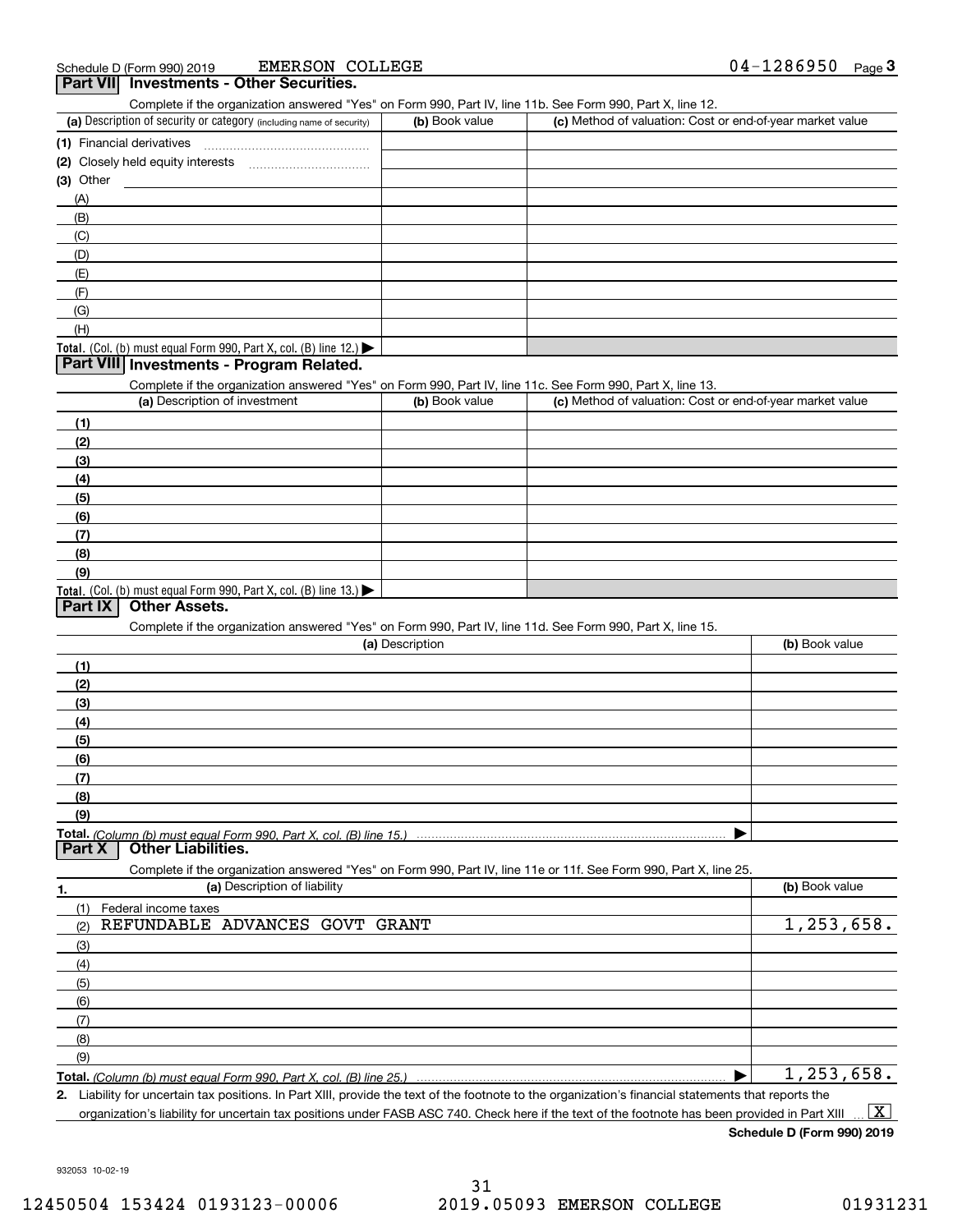Schedule D (Form 990) 2019 EMERSON COLLEGE 04-1286950 Page 3

## Part VII Investments - Other Securities.

Complete if the organization answered "Yes" on Form 990, Part IV, line 11b. See Form 990, Part X, line 12.

| (a) Description of security or category (including name of security) | (b) Book value | (c) Method of valuation: Cost or end-of-year market value |
|---|---|---|
| (1) Financial derivatives | | |
| (2) Closely held equity interests | | |
| (3) Other | | |
| (A) | | |
| (B) | | |
| (C) | | |
| (D) | | |
| (E) | | |
| (F) | | |
| (G) | | |
| (H) | | |
| **Total.** (Col. (b) must equal Form 990, Part X, col. (B) line 12.) ▶ | | |

## Part VIII Investments - Program Related.

Complete if the organization answered "Yes" on Form 990, Part IV, line 11c. See Form 990, Part X, line 13.

| (a) Description of investment | (b) Book value | (c) Method of valuation: Cost or end-of-year market value |
|---|---|---|
| (1) | | |
| (2) | | |
| (3) | | |
| (4) | | |
| (5) | | |
| (6) | | |
| (7) | | |
| (8) | | |
| (9) | | |
| **Total.** (Col. (b) must equal Form 990, Part X, col. (B) line 13.) ▶ | | |

## Part IX Other Assets.

Complete if the organization answered "Yes" on Form 990, Part IV, line 11d. See Form 990, Part X, line 15.

| (a) Description | (b) Book value |
|---|---|
| (1) | |
| (2) | |
| (3) | |
| (4) | |
| (5) | |
| (6) | |
| (7) | |
| (8) | |
| (9) | |
| **Total.** *(Column (b) must equal Form 990, Part X, col. (B) line 15.)* ▶ | |

## Part X Other Liabilities.

Complete if the organization answered "Yes" on Form 990, Part IV, line 11e or 11f. See Form 990, Part X, line 25.

| 1. (a) Description of liability | (b) Book value |
|---|---|
| (1) Federal income taxes | |
| (2) REFUNDABLE ADVANCES GOVT GRANT | 1,253,658. |
| (3) | |
| (4) | |
| (5) | |
| (6) | |
| (7) | |
| (8) | |
| (9) | |
| **Total.** *(Column (b) must equal Form 990, Part X, col. (B) line 25.)* ▶ | 1,253,658. |

**2.** Liability for uncertain tax positions. In Part XIII, provide the text of the footnote to the organization's financial statements that reports the organization's liability for uncertain tax positions under FASB ASC 740. Check here if the text of the footnote has been provided in Part XIII ... [X]

**Schedule D (Form 990) 2019**

932053 10-02-19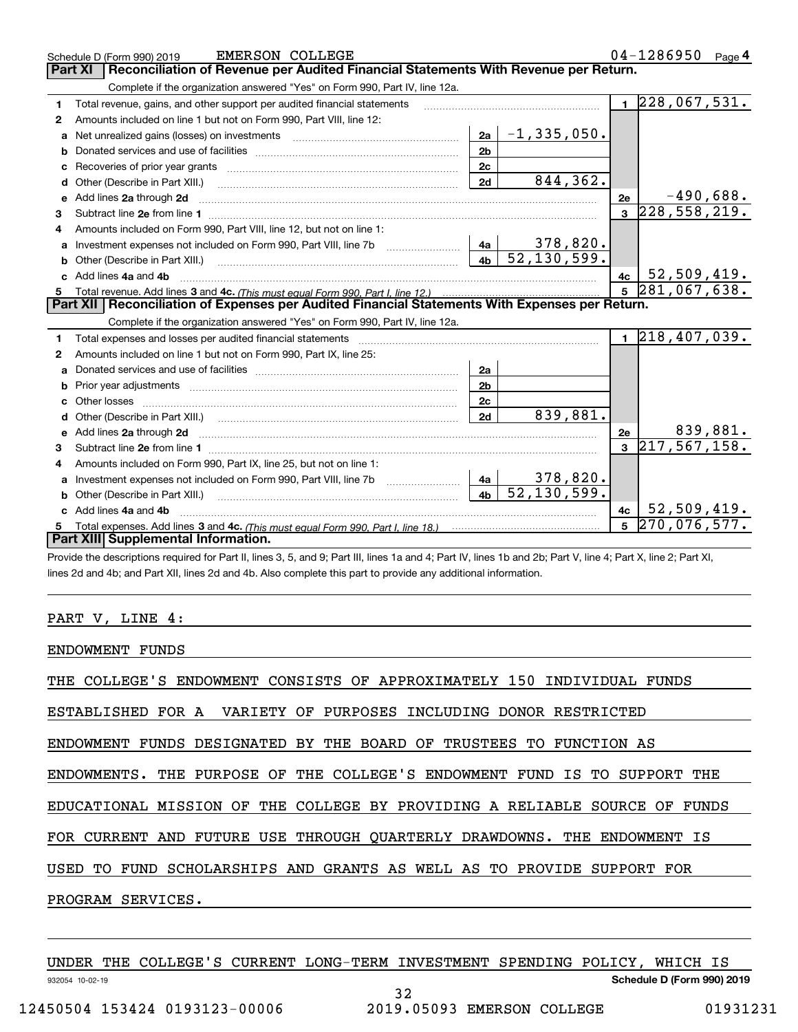Schedule D (Form 990) 2019 EMERSON COLLEGE 04-1286950 Page 4

## Part XI Reconciliation of Revenue per Audited Financial Statements With Revenue per Return.

Complete if the organization answered "Yes" on Form 990, Part IV, line 12a.

| | | | | | |
|---|---|---|---|---|---|
| 1 | Total revenue, gains, and other support per audited financial statements | | | 1 | 228,067,531. |
| 2 | Amounts included on line 1 but not on Form 990, Part VIII, line 12: | | | | |
| a | Net unrealized gains (losses) on investments | 2a | -1,335,050. | | |
| b | Donated services and use of facilities | 2b | | | |
| c | Recoveries of prior year grants | 2c | | | |
| d | Other (Describe in Part XIII.) | 2d | 844,362. | | |
| e | Add lines 2a through 2d | | | 2e | -490,688. |
| 3 | Subtract line 2e from line 1 | | | 3 | 228,558,219. |
| 4 | Amounts included on Form 990, Part VIII, line 12, but not on line 1: | | | | |
| a | Investment expenses not included on Form 990, Part VIII, line 7b | 4a | 378,820. | | |
| b | Other (Describe in Part XIII.) | 4b | 52,130,599. | | |
| c | Add lines 4a and 4b | | | 4c | 52,509,419. |
| 5 | Total revenue. Add lines 3 and 4c. *(This must equal Form 990, Part I, line 12.)* | | | 5 | 281,067,638. |

## Part XII Reconciliation of Expenses per Audited Financial Statements With Expenses per Return.

Complete if the organization answered "Yes" on Form 990, Part IV, line 12a.

| | | | | | |
|---|---|---|---|---|---|
| 1 | Total expenses and losses per audited financial statements | | | 1 | 218,407,039. |
| 2 | Amounts included on line 1 but not on Form 990, Part IX, line 25: | | | | |
| a | Donated services and use of facilities | 2a | | | |
| b | Prior year adjustments | 2b | | | |
| c | Other losses | 2c | | | |
| d | Other (Describe in Part XIII.) | 2d | 839,881. | | |
| e | Add lines 2a through 2d | | | 2e | 839,881. |
| 3 | Subtract line 2e from line 1 | | | 3 | 217,567,158. |
| 4 | Amounts included on Form 990, Part IX, line 25, but not on line 1: | | | | |
| a | Investment expenses not included on Form 990, Part VIII, line 7b | 4a | 378,820. | | |
| b | Other (Describe in Part XIII.) | 4b | 52,130,599. | | |
| c | Add lines 4a and 4b | | | 4c | 52,509,419. |
| 5 | Total expenses. Add lines 3 and 4c. *(This must equal Form 990, Part I, line 18.)* | | | 5 | 270,076,577. |

## Part XIII Supplemental Information.

Provide the descriptions required for Part II, lines 3, 5, and 9; Part III, lines 1a and 4; Part IV, lines 1b and 2b; Part V, line 4; Part X, line 2; Part XI, lines 2d and 4b; and Part XII, lines 2d and 4b. Also complete this part to provide any additional information.

PART V, LINE 4:

ENDOWMENT FUNDS

THE COLLEGE'S ENDOWMENT CONSISTS OF APPROXIMATELY 150 INDIVIDUAL FUNDS ESTABLISHED FOR A VARIETY OF PURPOSES INCLUDING DONOR RESTRICTED ENDOWMENT FUNDS DESIGNATED BY THE BOARD OF TRUSTEES TO FUNCTION AS ENDOWMENTS. THE PURPOSE OF THE COLLEGE'S ENDOWMENT FUND IS TO SUPPORT THE EDUCATIONAL MISSION OF THE COLLEGE BY PROVIDING A RELIABLE SOURCE OF FUNDS FOR CURRENT AND FUTURE USE THROUGH QUARTERLY DRAWDOWNS. THE ENDOWMENT IS USED TO FUND SCHOLARSHIPS AND GRANTS AS WELL AS TO PROVIDE SUPPORT FOR PROGRAM SERVICES.

UNDER THE COLLEGE'S CURRENT LONG-TERM INVESTMENT SPENDING POLICY, WHICH IS

932054 10-02-19 Schedule D (Form 990) 2019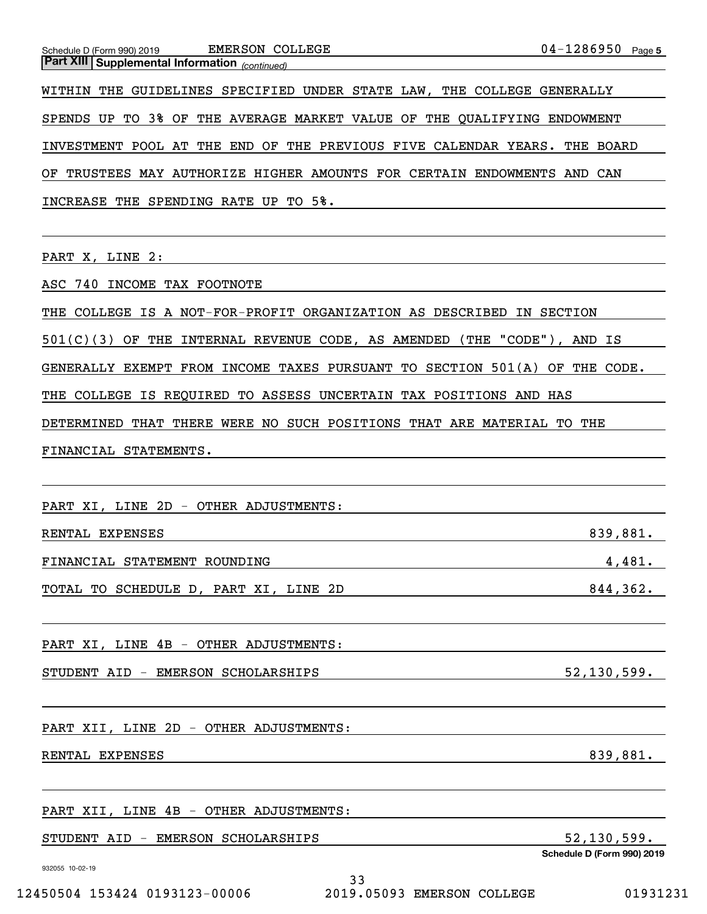**Part XIII | Supplemental Information** *(continued)*

WITHIN THE GUIDELINES SPECIFIED UNDER STATE LAW, THE COLLEGE GENERALLY SPENDS UP TO 3% OF THE AVERAGE MARKET VALUE OF THE QUALIFYING ENDOWMENT INVESTMENT POOL AT THE END OF THE PREVIOUS FIVE CALENDAR YEARS. THE BOARD OF TRUSTEES MAY AUTHORIZE HIGHER AMOUNTS FOR CERTAIN ENDOWMENTS AND CAN INCREASE THE SPENDING RATE UP TO 5%.

PART X, LINE 2:

ASC 740 INCOME TAX FOOTNOTE

THE COLLEGE IS A NOT-FOR-PROFIT ORGANIZATION AS DESCRIBED IN SECTION 501(C)(3) OF THE INTERNAL REVENUE CODE, AS AMENDED (THE "CODE"), AND IS GENERALLY EXEMPT FROM INCOME TAXES PURSUANT TO SECTION 501(A) OF THE CODE. THE COLLEGE IS REQUIRED TO ASSESS UNCERTAIN TAX POSITIONS AND HAS DETERMINED THAT THERE WERE NO SUCH POSITIONS THAT ARE MATERIAL TO THE FINANCIAL STATEMENTS.

PART XI, LINE 2D - OTHER ADJUSTMENTS:

| | |
|---|---:|
| RENTAL EXPENSES | 839,881. |
| FINANCIAL STATEMENT ROUNDING | 4,481. |
| TOTAL TO SCHEDULE D, PART XI, LINE 2D | 844,362. |

PART XI, LINE 4B - OTHER ADJUSTMENTS:

| | |
|---|---:|
| STUDENT AID - EMERSON SCHOLARSHIPS | 52,130,599. |

PART XII, LINE 2D - OTHER ADJUSTMENTS:

| | |
|---|---:|
| RENTAL EXPENSES | 839,881. |

PART XII, LINE 4B - OTHER ADJUSTMENTS:

| | |
|---|---:|
| STUDENT AID - EMERSON SCHOLARSHIPS | 52,130,599. |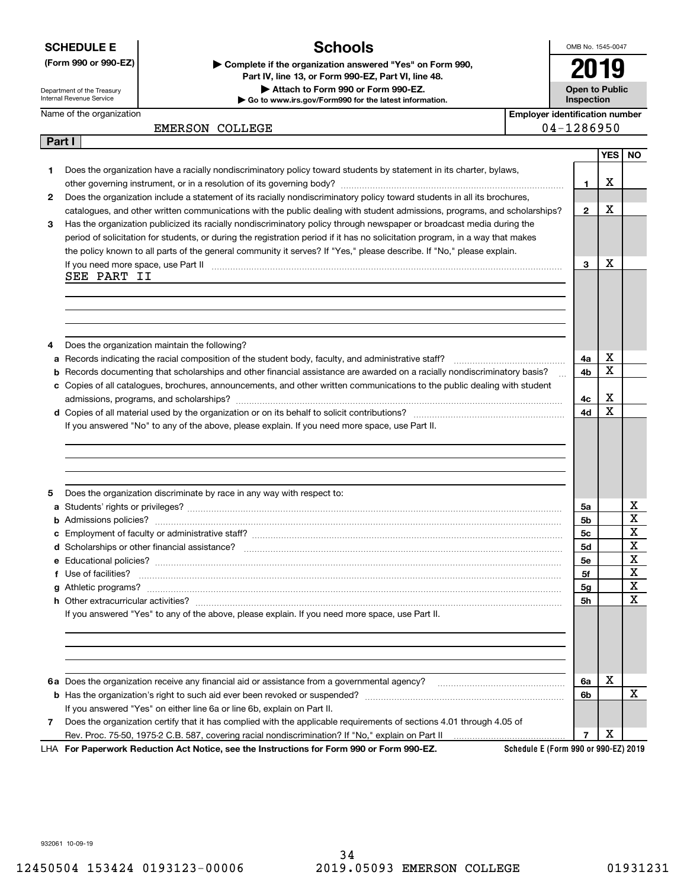**SCHEDULE E (Form 990 or 990-EZ)**

Department of the Treasury
Internal Revenue Service

# Schools

▶ Complete if the organization answered "Yes" on Form 990, Part IV, line 13, or Form 990-EZ, Part VI, line 48.
▶ Attach to Form 990 or Form 990-EZ.
▶ Go to www.irs.gov/Form990 for the latest information.

OMB No. 1545-0047

**2019**

**Open to Public Inspection**

Name of the organization: EMERSON COLLEGE

Employer identification number: 04-1286950

## Part I

| | | | YES | NO |
|---|---|---|---|---|
| 1 | Does the organization have a racially nondiscriminatory policy toward students by statement in its charter, bylaws, other governing instrument, or in a resolution of its governing body? | 1 | X | |
| 2 | Does the organization include a statement of its racially nondiscriminatory policy toward students in all its brochures, catalogues, and other written communications with the public dealing with student admissions, programs, and scholarships? | 2 | X | |
| 3 | Has the organization publicized its racially nondiscriminatory policy through newspaper or broadcast media during the period of solicitation for students, or during the registration period if it has no solicitation program, in a way that makes the policy known to all parts of the general community it serves? If "Yes," please describe. If "No," please explain. If you need more space, use Part II | 3 | X | |

SEE PART II

| | | | YES | NO |
|---|---|---|---|---|
| 4 | Does the organization maintain the following? | | | |
| a | Records indicating the racial composition of the student body, faculty, and administrative staff? | 4a | X | |
| b | Records documenting that scholarships and other financial assistance are awarded on a racially nondiscriminatory basis? | 4b | X | |
| c | Copies of all catalogues, brochures, announcements, and other written communications to the public dealing with student admissions, programs, and scholarships? | 4c | X | |
| d | Copies of all material used by the organization or on its behalf to solicit contributions? | 4d | X | |

If you answered "No" to any of the above, please explain. If you need more space, use Part II.

| | | | YES | NO |
|---|---|---|---|---|
| 5 | Does the organization discriminate by race in any way with respect to: | | | |
| a | Students' rights or privileges? | 5a | | X |
| b | Admissions policies? | 5b | | X |
| c | Employment of faculty or administrative staff? | 5c | | X |
| d | Scholarships or other financial assistance? | 5d | | X |
| e | Educational policies? | 5e | | X |
| f | Use of facilities? | 5f | | X |
| g | Athletic programs? | 5g | | X |
| h | Other extracurricular activities? | 5h | | X |

If you answered "Yes" to any of the above, please explain. If you need more space, use Part II.

| | | | YES | NO |
|---|---|---|---|---|
| 6a | Does the organization receive any financial aid or assistance from a governmental agency? | 6a | X | |
| b | Has the organization's right to such aid ever been revoked or suspended? | 6b | | X |
| | If you answered "Yes" on either line 6a or line 6b, explain on Part II. | | | |
| 7 | Does the organization certify that it has complied with the applicable requirements of sections 4.01 through 4.05 of Rev. Proc. 75-50, 1975-2 C.B. 587, covering racial nondiscrimination? If "No," explain on Part II | 7 | X | |

LHA **For Paperwork Reduction Act Notice, see the Instructions for Form 990 or Form 990-EZ.** **Schedule E (Form 990 or 990-EZ) 2019**

932061 10-09-19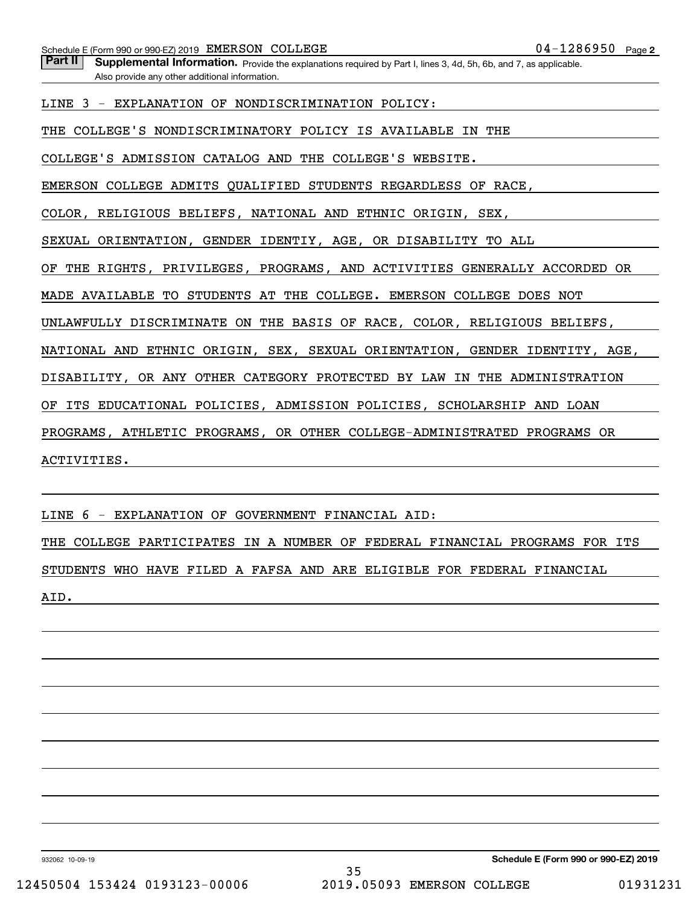Schedule E (Form 990 or 990-EZ) 2019 EMERSON COLLEGE 04-1286950 Page 2

**Part II** **Supplemental Information.** Provide the explanations required by Part I, lines 3, 4d, 5h, 6b, and 7, as applicable. Also provide any other additional information.

LINE 3 - EXPLANATION OF NONDISCRIMINATION POLICY:

THE COLLEGE'S NONDISCRIMINATORY POLICY IS AVAILABLE IN THE COLLEGE'S ADMISSION CATALOG AND THE COLLEGE'S WEBSITE.

EMERSON COLLEGE ADMITS QUALIFIED STUDENTS REGARDLESS OF RACE, COLOR, RELIGIOUS BELIEFS, NATIONAL AND ETHNIC ORIGIN, SEX, SEXUAL ORIENTATION, GENDER IDENTIY, AGE, OR DISABILITY TO ALL OF THE RIGHTS, PRIVILEGES, PROGRAMS, AND ACTIVITIES GENERALLY ACCORDED OR MADE AVAILABLE TO STUDENTS AT THE COLLEGE. EMERSON COLLEGE DOES NOT UNLAWFULLY DISCRIMINATE ON THE BASIS OF RACE, COLOR, RELIGIOUS BELIEFS, NATIONAL AND ETHNIC ORIGIN, SEX, SEXUAL ORIENTATION, GENDER IDENTITY, AGE, DISABILITY, OR ANY OTHER CATEGORY PROTECTED BY LAW IN THE ADMINISTRATION OF ITS EDUCATIONAL POLICIES, ADMISSION POLICIES, SCHOLARSHIP AND LOAN PROGRAMS, ATHLETIC PROGRAMS, OR OTHER COLLEGE-ADMINISTRATED PROGRAMS OR ACTIVITIES.

LINE 6 - EXPLANATION OF GOVERNMENT FINANCIAL AID:

THE COLLEGE PARTICIPATES IN A NUMBER OF FEDERAL FINANCIAL PROGRAMS FOR ITS STUDENTS WHO HAVE FILED A FAFSA AND ARE ELIGIBLE FOR FEDERAL FINANCIAL AID.

932062 10-09-19 **Schedule E (Form 990 or 990-EZ) 2019**

12450504 153424 0193123-00006 2019.05093 EMERSON COLLEGE 01931231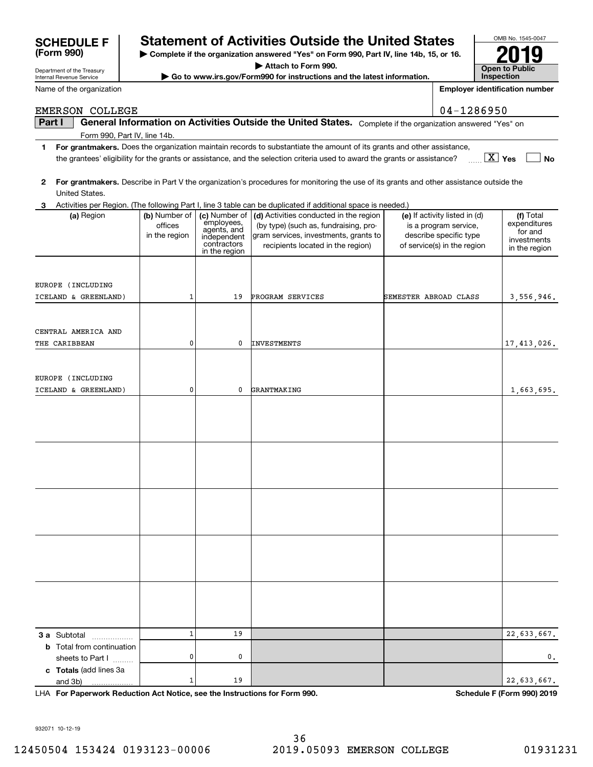# SCHEDULE F (Form 990)

Department of the Treasury
Internal Revenue Service

## Statement of Activities Outside the United States

▶ Complete if the organization answered "Yes" on Form 990, Part IV, line 14b, 15, or 16.
▶ Attach to Form 990.
▶ Go to www.irs.gov/Form990 for instructions and the latest information.

OMB No. 1545-0047
**2019**
**Open to Public Inspection**

Name of the organization: EMERSON COLLEGE

Employer identification number: 04-1286950

**Part I — General Information on Activities Outside the United States.** Complete if the organization answered "Yes" on Form 990, Part IV, line 14b.

1 **For grantmakers.** Does the organization maintain records to substantiate the amount of its grants and other assistance, the grantees' eligibility for the grants or assistance, and the selection criteria used to award the grants or assistance? [X] Yes [ ] No

2 **For grantmakers.** Describe in Part V the organization's procedures for monitoring the use of its grants and other assistance outside the United States.

3 Activities per Region. (The following Part I, line 3 table can be duplicated if additional space is needed.)

| (a) Region | (b) Number of offices in the region | (c) Number of employees, agents, and independent contractors in the region | (d) Activities conducted in the region (by type) (such as, fundraising, program services, investments, grants to recipients located in the region) | (e) If activity listed in (d) is a program service, describe specific type of service(s) in the region | (f) Total expenditures for and investments in the region |
|---|---|---|---|---|---|
| EUROPE (INCLUDING ICELAND & GREENLAND) | 1 | 19 | PROGRAM SERVICES | SEMESTER ABROAD CLASS | 3,556,946. |
| CENTRAL AMERICA AND THE CARIBBEAN | 0 | 0 | INVESTMENTS | | 17,413,026. |
| EUROPE (INCLUDING ICELAND & GREENLAND) | 0 | 0 | GRANTMAKING | | 1,663,695. |
| **3 a** Subtotal | 1 | 19 | | | 22,633,667. |
| **b** Total from continuation sheets to Part I | 0 | 0 | | | 0. |
| **c Totals** (add lines 3a and 3b) | 1 | 19 | | | 22,633,667. |

LHA **For Paperwork Reduction Act Notice, see the Instructions for Form 990.** **Schedule F (Form 990) 2019**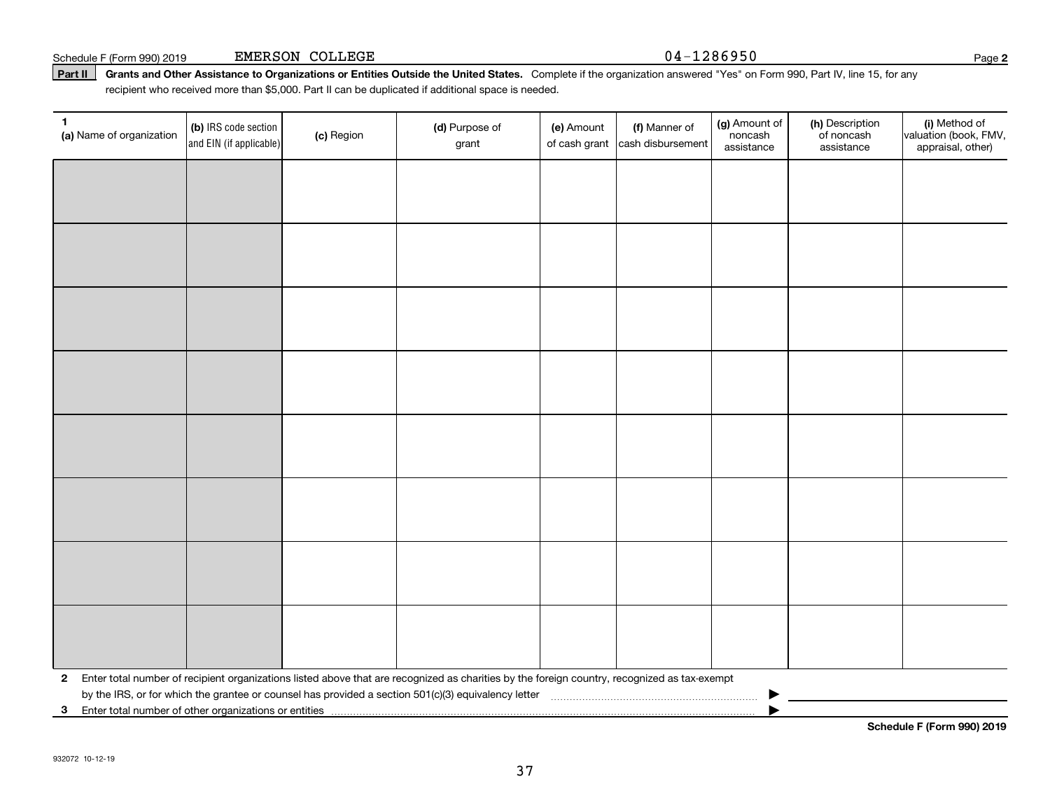Schedule F (Form 990) 2019 EMERSON COLLEGE 04-1286950 Page 2

**Part II** **Grants and Other Assistance to Organizations or Entities Outside the United States.** Complete if the organization answered "Yes" on Form 990, Part IV, line 15, for any recipient who received more than $5,000. Part II can be duplicated if additional space is needed.

| 1 (a) Name of organization | (b) IRS code section and EIN (if applicable) | (c) Region | (d) Purpose of grant | (e) Amount of cash grant | (f) Manner of cash disbursement | (g) Amount of noncash assistance | (h) Description of noncash assistance | (i) Method of valuation (book, FMV, appraisal, other) |
|---|---|---|---|---|---|---|---|---|
| | | | | | | | | |
| | | | | | | | | |
| | | | | | | | | |
| | | | | | | | | |
| | | | | | | | | |
| | | | | | | | | |
| | | | | | | | | |
| | | | | | | | | |

**2** Enter total number of recipient organizations listed above that are recognized as charities by the foreign country, recognized as tax-exempt by the IRS, or for which the grantee or counsel has provided a section 501(c)(3) equivalency letter ▶

**3** Enter total number of other organizations or entities ▶

**Schedule F (Form 990) 2019**

932072 10-12-19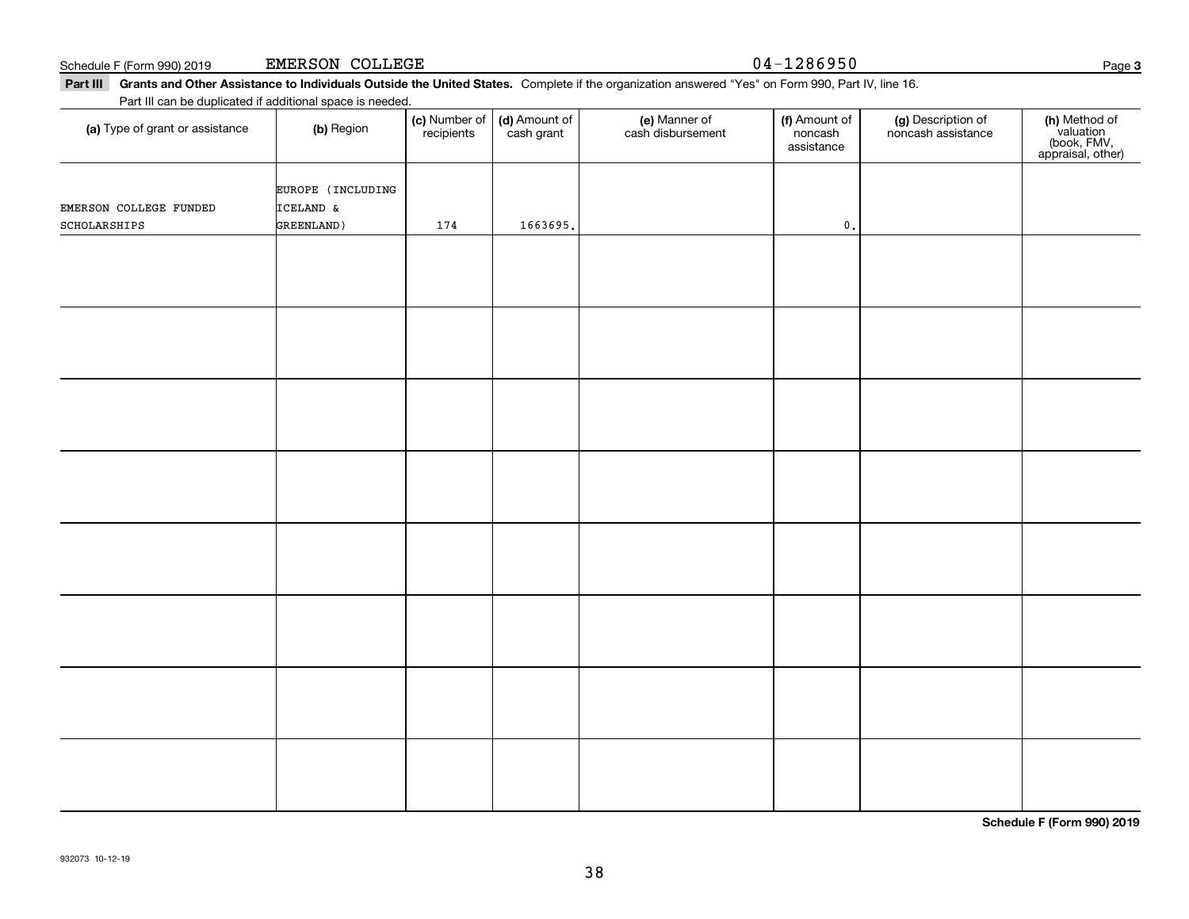Schedule F (Form 990) 2019 EMERSON COLLEGE 04-1286950 Page **3**

**Part III** **Grants and Other Assistance to Individuals Outside the United States.** Complete if the organization answered "Yes" on Form 990, Part IV, line 16.

Part III can be duplicated if additional space is needed.

| (a) Type of grant or assistance | (b) Region | (c) Number of recipients | (d) Amount of cash grant | (e) Manner of cash disbursement | (f) Amount of noncash assistance | (g) Description of noncash assistance | (h) Method of valuation (book, FMV, appraisal, other) |
|---|---|---|---|---|---|---|---|
| EMERSON COLLEGE FUNDED SCHOLARSHIPS | EUROPE (INCLUDING ICELAND & GREENLAND) | 174 | 1663695. | | 0. | | |
| | | | | | | | |
| | | | | | | | |
| | | | | | | | |
| | | | | | | | |
| | | | | | | | |
| | | | | | | | |
| | | | | | | | |
| | | | | | | | |

**Schedule F (Form 990) 2019**

932073 10-12-19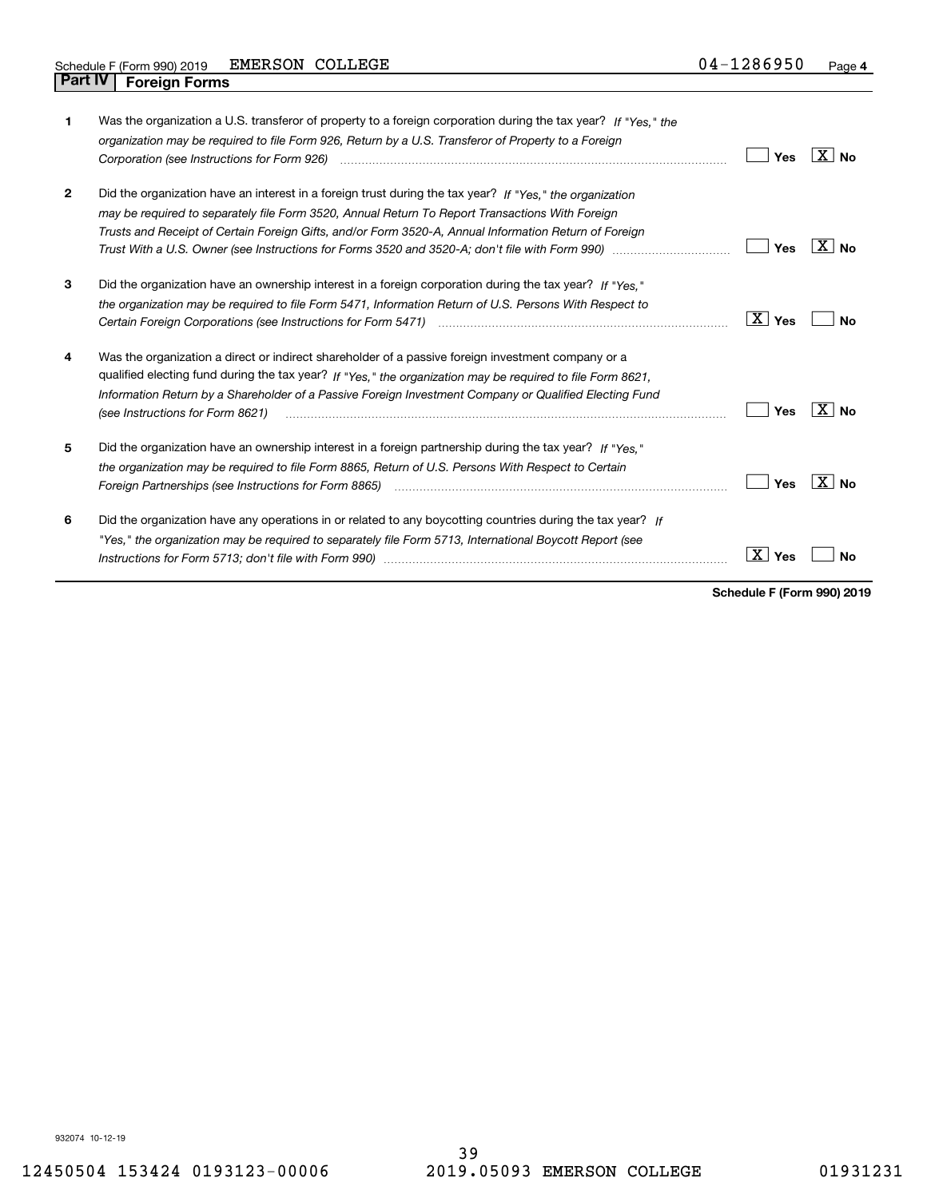Schedule F (Form 990) 2019 EMERSON COLLEGE 04-1286950 Page 4

## Part IV Foreign Forms

| | | | |
|---|---|---|---|
| 1 | Was the organization a U.S. transferor of property to a foreign corporation during the tax year? *If "Yes," the organization may be required to file Form 926, Return by a U.S. Transferor of Property to a Foreign Corporation (see Instructions for Form 926)* | Yes | [X] No |
| 2 | Did the organization have an interest in a foreign trust during the tax year? *If "Yes," the organization may be required to separately file Form 3520, Annual Return To Report Transactions With Foreign Trusts and Receipt of Certain Foreign Gifts, and/or Form 3520-A, Annual Information Return of Foreign Trust With a U.S. Owner (see Instructions for Forms 3520 and 3520-A; don't file with Form 990)* | Yes | [X] No |
| 3 | Did the organization have an ownership interest in a foreign corporation during the tax year? *If "Yes," the organization may be required to file Form 5471, Information Return of U.S. Persons With Respect to Certain Foreign Corporations (see Instructions for Form 5471)* | [X] Yes | No |
| 4 | Was the organization a direct or indirect shareholder of a passive foreign investment company or a qualified electing fund during the tax year? *If "Yes," the organization may be required to file Form 8621, Information Return by a Shareholder of a Passive Foreign Investment Company or Qualified Electing Fund (see Instructions for Form 8621)* | Yes | [X] No |
| 5 | Did the organization have an ownership interest in a foreign partnership during the tax year? *If "Yes," the organization may be required to file Form 8865, Return of U.S. Persons With Respect to Certain Foreign Partnerships (see Instructions for Form 8865)* | Yes | [X] No |
| 6 | Did the organization have any operations in or related to any boycotting countries during the tax year? *If "Yes," the organization may be required to separately file Form 5713, International Boycott Report (see Instructions for Form 5713; don't file with Form 990)* | [X] Yes | No |

**Schedule F (Form 990) 2019**

932074 10-12-19

12450504 153424 0193123-00006 2019.05093 EMERSON COLLEGE 01931231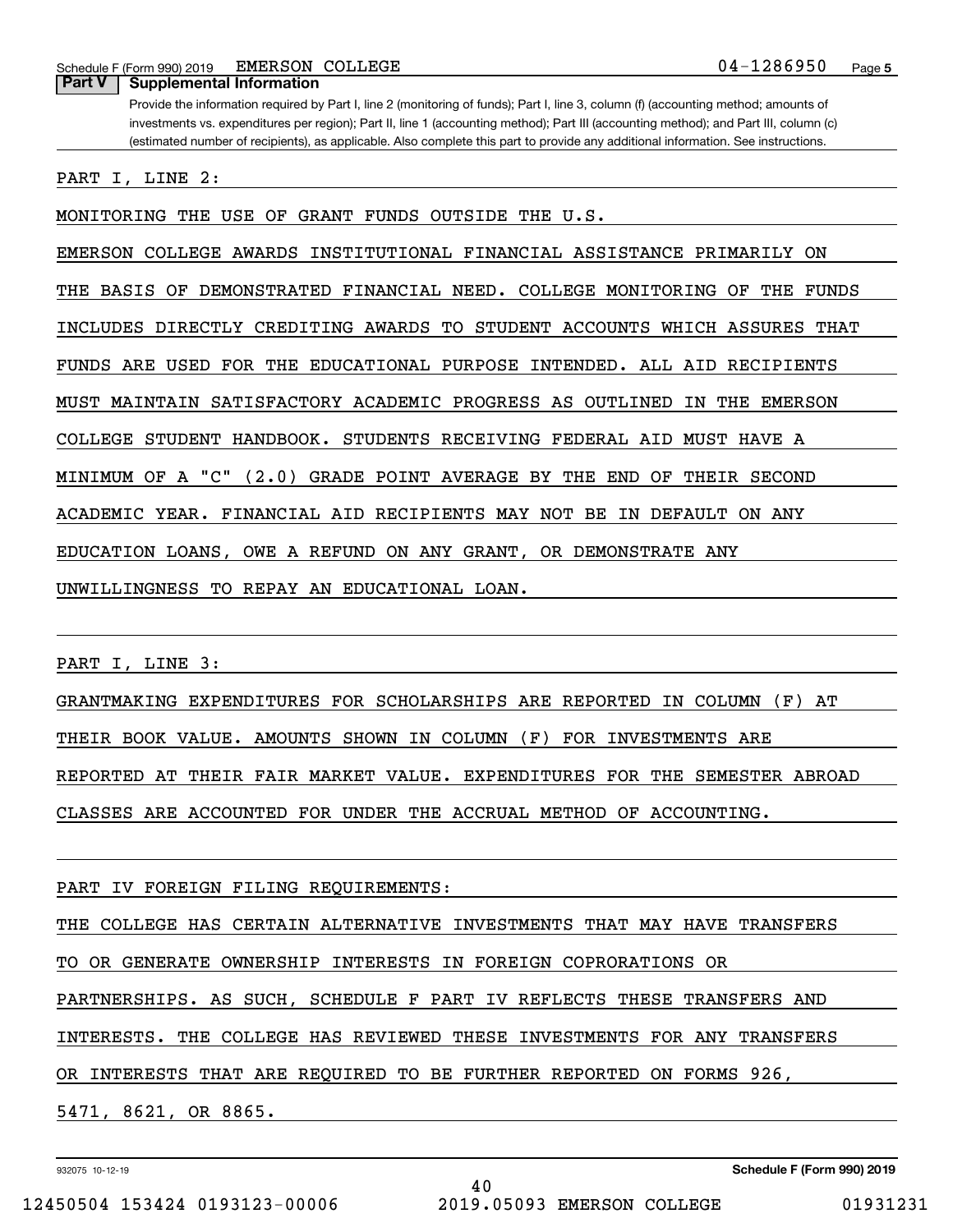## Part V Supplemental Information

Provide the information required by Part I, line 2 (monitoring of funds); Part I, line 3, column (f) (accounting method; amounts of investments vs. expenditures per region); Part II, line 1 (accounting method); Part III (accounting method); and Part III, column (c) (estimated number of recipients), as applicable. Also complete this part to provide any additional information. See instructions.

PART I, LINE 2:

MONITORING THE USE OF GRANT FUNDS OUTSIDE THE U.S.

EMERSON COLLEGE AWARDS INSTITUTIONAL FINANCIAL ASSISTANCE PRIMARILY ON THE BASIS OF DEMONSTRATED FINANCIAL NEED. COLLEGE MONITORING OF THE FUNDS INCLUDES DIRECTLY CREDITING AWARDS TO STUDENT ACCOUNTS WHICH ASSURES THAT FUNDS ARE USED FOR THE EDUCATIONAL PURPOSE INTENDED. ALL AID RECIPIENTS MUST MAINTAIN SATISFACTORY ACADEMIC PROGRESS AS OUTLINED IN THE EMERSON COLLEGE STUDENT HANDBOOK. STUDENTS RECEIVING FEDERAL AID MUST HAVE A MINIMUM OF A "C" (2.0) GRADE POINT AVERAGE BY THE END OF THEIR SECOND ACADEMIC YEAR. FINANCIAL AID RECIPIENTS MAY NOT BE IN DEFAULT ON ANY EDUCATION LOANS, OWE A REFUND ON ANY GRANT, OR DEMONSTRATE ANY UNWILLINGNESS TO REPAY AN EDUCATIONAL LOAN.

PART I, LINE 3:

GRANTMAKING EXPENDITURES FOR SCHOLARSHIPS ARE REPORTED IN COLUMN (F) AT THEIR BOOK VALUE. AMOUNTS SHOWN IN COLUMN (F) FOR INVESTMENTS ARE REPORTED AT THEIR FAIR MARKET VALUE. EXPENDITURES FOR THE SEMESTER ABROAD CLASSES ARE ACCOUNTED FOR UNDER THE ACCRUAL METHOD OF ACCOUNTING.

PART IV FOREIGN FILING REQUIREMENTS:

THE COLLEGE HAS CERTAIN ALTERNATIVE INVESTMENTS THAT MAY HAVE TRANSFERS TO OR GENERATE OWNERSHIP INTERESTS IN FOREIGN COPRORATIONS OR PARTNERSHIPS. AS SUCH, SCHEDULE F PART IV REFLECTS THESE TRANSFERS AND INTERESTS. THE COLLEGE HAS REVIEWED THESE INVESTMENTS FOR ANY TRANSFERS OR INTERESTS THAT ARE REQUIRED TO BE FURTHER REPORTED ON FORMS 926, 5471, 8621, OR 8865.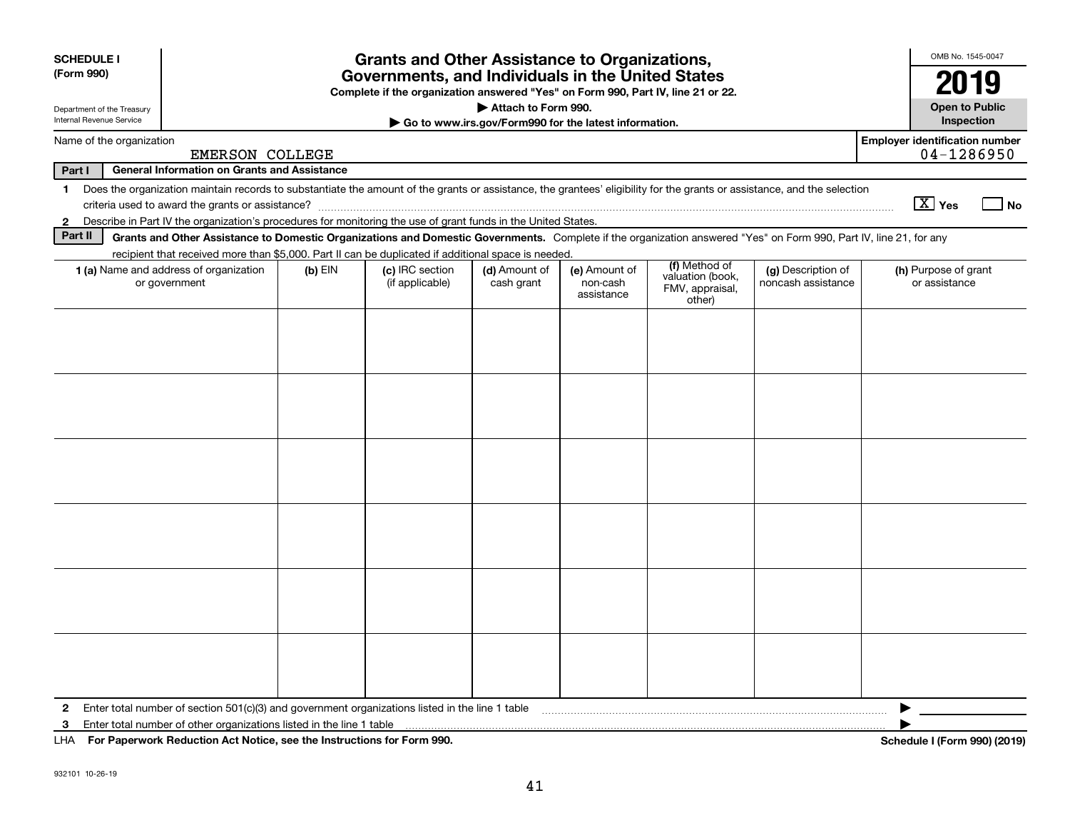**SCHEDULE I (Form 990)**

Department of the Treasury
Internal Revenue Service

# Grants and Other Assistance to Organizations, Governments, and Individuals in the United States

**Complete if the organization answered "Yes" on Form 990, Part IV, line 21 or 22.**

**▶ Attach to Form 990.**

**▶ Go to www.irs.gov/Form990 for the latest information.**

OMB No. 1545-0047

**2019**

**Open to Public Inspection**

Name of the organization: EMERSON COLLEGE

Employer identification number: 04-1286950

**Part I General Information on Grants and Assistance**

1 Does the organization maintain records to substantiate the amount of the grants or assistance, the grantees' eligibility for the grants or assistance, and the selection criteria used to award the grants or assistance? [X] Yes [ ] No

2 Describe in Part IV the organization's procedures for monitoring the use of grant funds in the United States.

**Part II Grants and Other Assistance to Domestic Organizations and Domestic Governments.** Complete if the organization answered "Yes" on Form 990, Part IV, line 21, for any recipient that received more than $5,000. Part II can be duplicated if additional space is needed.

| 1 (a) Name and address of organization or government | (b) EIN | (c) IRC section (if applicable) | (d) Amount of cash grant | (e) Amount of non-cash assistance | (f) Method of valuation (book, FMV, appraisal, other) | (g) Description of noncash assistance | (h) Purpose of grant or assistance |
|---|---|---|---|---|---|---|---|
| | | | | | | | |
| | | | | | | | |
| | | | | | | | |
| | | | | | | | |
| | | | | | | | |
| | | | | | | | |

2 Enter total number of section 501(c)(3) and government organizations listed in the line 1 table ▶

3 Enter total number of other organizations listed in the line 1 table ▶

LHA **For Paperwork Reduction Act Notice, see the Instructions for Form 990.** **Schedule I (Form 990) (2019)**

932101 10-26-19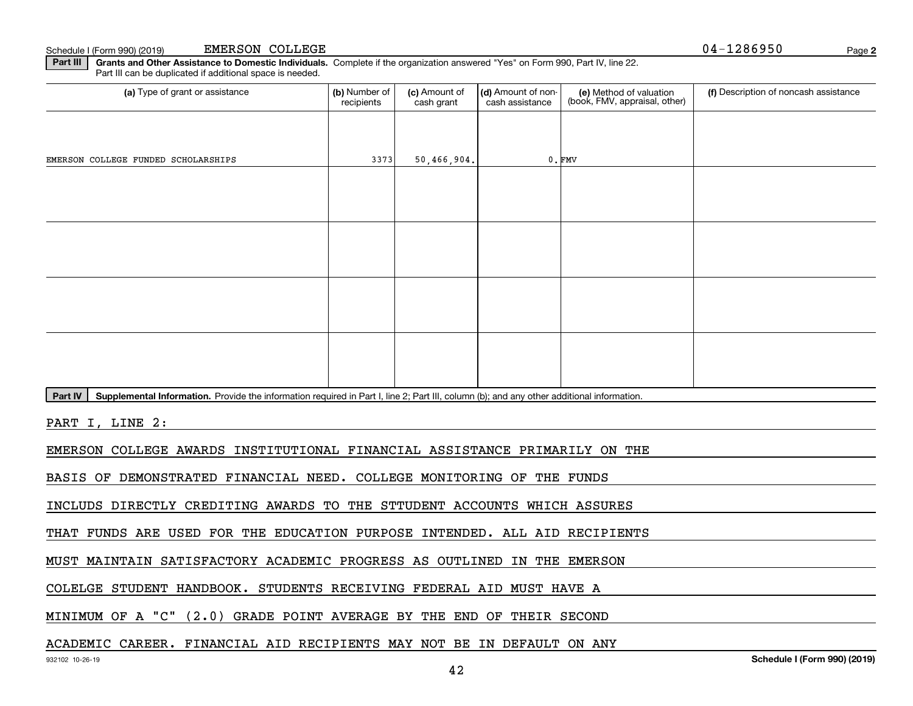Schedule I (Form 990) (2019) EMERSON COLLEGE 04-1286950 Page 2

**Part III** **Grants and Other Assistance to Domestic Individuals.** Complete if the organization answered "Yes" on Form 990, Part IV, line 22. Part III can be duplicated if additional space is needed.

| (a) Type of grant or assistance | (b) Number of recipients | (c) Amount of cash grant | (d) Amount of non-cash assistance | (e) Method of valuation (book, FMV, appraisal, other) | (f) Description of noncash assistance |
|---|---|---|---|---|---|
| EMERSON COLLEGE FUNDED SCHOLARSHIPS | 3373 | 50,466,904. | 0. | FMV | |
| | | | | | |
| | | | | | |
| | | | | | |
| | | | | | |

**Part IV** **Supplemental Information.** Provide the information required in Part I, line 2; Part III, column (b); and any other additional information.

PART I, LINE 2:

EMERSON COLLEGE AWARDS INSTITUTIONAL FINANCIAL ASSISTANCE PRIMARILY ON THE BASIS OF DEMONSTRATED FINANCIAL NEED. COLLEGE MONITORING OF THE FUNDS INCLUDS DIRECTLY CREDITING AWARDS TO THE STTUDENT ACCOUNTS WHICH ASSURES THAT FUNDS ARE USED FOR THE EDUCATION PURPOSE INTENDED. ALL AID RECIPIENTS MUST MAINTAIN SATISFACTORY ACADEMIC PROGRESS AS OUTLINED IN THE EMERSON COLELGE STUDENT HANDBOOK. STUDENTS RECEIVING FEDERAL AID MUST HAVE A MINIMUM OF A "C" (2.0) GRADE POINT AVERAGE BY THE END OF THEIR SECOND ACADEMIC CAREER. FINANCIAL AID RECIPIENTS MAY NOT BE IN DEFAULT ON ANY

932102 10-26-19 Schedule I (Form 990) (2019)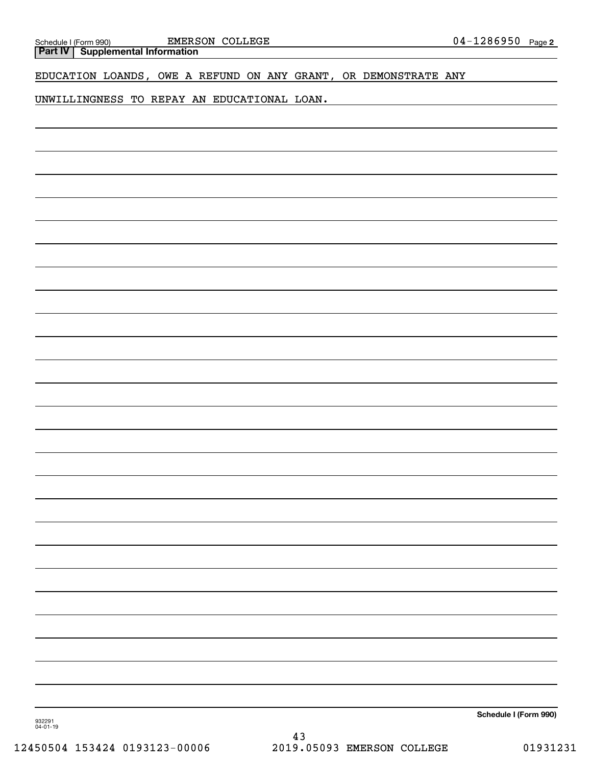Schedule I (Form 990) EMERSON COLLEGE 04-1286950 Page 2

**Part IV | Supplemental Information**

EDUCATION LOANDS, OWE A REFUND ON ANY GRANT, OR DEMONSTRATE ANY UNWILLINGNESS TO REPAY AN EDUCATIONAL LOAN.

**Schedule I (Form 990)**

932291 04-01-19

12450504 153424 0193123-00006 2019.05093 EMERSON COLLEGE 01931231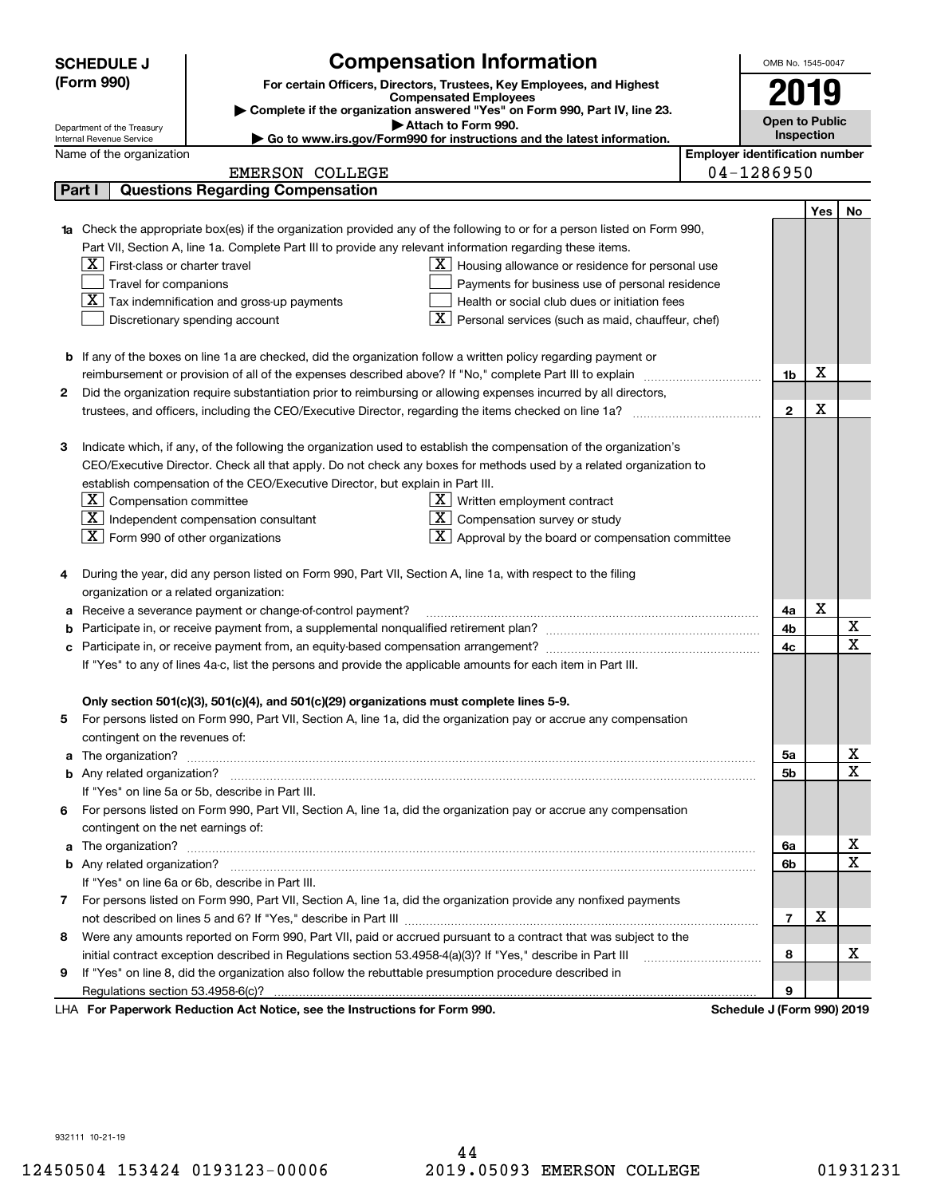**SCHEDULE J (Form 990)**

Department of the Treasury
Internal Revenue Service

# Compensation Information

**For certain Officers, Directors, Trustees, Key Employees, and Highest Compensated Employees**

▶ Complete if the organization answered "Yes" on Form 990, Part IV, line 23.
▶ Attach to Form 990.
▶ Go to www.irs.gov/Form990 for instructions and the latest information.

OMB No. 1545-0047

**2019**

**Open to Public Inspection**

Name of the organization: EMERSON COLLEGE

Employer identification number: 04-1286950

## Part I Questions Regarding Compensation

| | | | Yes | No |
|---|---|---|---|---|
| **1a** | Check the appropriate box(es) if the organization provided any of the following to or for a person listed on Form 990, Part VII, Section A, line 1a. Complete Part III to provide any relevant information regarding these items.<br>[X] First-class or charter travel<br>[ ] Travel for companions<br>[X] Tax indemnification and gross-up payments<br>[ ] Discretionary spending account<br>[X] Housing allowance or residence for personal use<br>[ ] Payments for business use of personal residence<br>[ ] Health or social club dues or initiation fees<br>[X] Personal services (such as maid, chauffeur, chef) | | | |
| **b** | If any of the boxes on line 1a are checked, did the organization follow a written policy regarding payment or reimbursement or provision of all of the expenses described above? If "No," complete Part III to explain | 1b | X | |
| **2** | Did the organization require substantiation prior to reimbursing or allowing expenses incurred by all directors, trustees, and officers, including the CEO/Executive Director, regarding the items checked on line 1a? | 2 | X | |
| **3** | Indicate which, if any, of the following the organization used to establish the compensation of the organization's CEO/Executive Director. Check all that apply. Do not check any boxes for methods used by a related organization to establish compensation of the CEO/Executive Director, but explain in Part III.<br>[X] Compensation committee<br>[X] Independent compensation consultant<br>[X] Form 990 of other organizations<br>[X] Written employment contract<br>[X] Compensation survey or study<br>[X] Approval by the board or compensation committee | | | |
| **4** | During the year, did any person listed on Form 990, Part VII, Section A, line 1a, with respect to the filing organization or a related organization: | | | |
| **a** | Receive a severance payment or change-of-control payment? | 4a | X | |
| **b** | Participate in, or receive payment from, a supplemental nonqualified retirement plan? | 4b | | X |
| **c** | Participate in, or receive payment from, an equity-based compensation arrangement? | 4c | | X |
| | If "Yes" to any of lines 4a-c, list the persons and provide the applicable amounts for each item in Part III. | | | |
| | **Only section 501(c)(3), 501(c)(4), and 501(c)(29) organizations must complete lines 5-9.** | | | |
| **5** | For persons listed on Form 990, Part VII, Section A, line 1a, did the organization pay or accrue any compensation contingent on the revenues of: | | | |
| **a** | The organization? | 5a | | X |
| **b** | Any related organization? | 5b | | X |
| | If "Yes" on line 5a or 5b, describe in Part III. | | | |
| **6** | For persons listed on Form 990, Part VII, Section A, line 1a, did the organization pay or accrue any compensation contingent on the net earnings of: | | | |
| **a** | The organization? | 6a | | X |
| **b** | Any related organization? | 6b | | X |
| | If "Yes" on line 6a or 6b, describe in Part III. | | | |
| **7** | For persons listed on Form 990, Part VII, Section A, line 1a, did the organization provide any nonfixed payments not described on lines 5 and 6? If "Yes," describe in Part III | 7 | X | |
| **8** | Were any amounts reported on Form 990, Part VII, paid or accrued pursuant to a contract that was subject to the initial contract exception described in Regulations section 53.4958-4(a)(3)? If "Yes," describe in Part III | 8 | | X |
| **9** | If "Yes" on line 8, did the organization also follow the rebuttable presumption procedure described in Regulations section 53.4958-6(c)? | 9 | | |

LHA **For Paperwork Reduction Act Notice, see the Instructions for Form 990.** **Schedule J (Form 990) 2019**

932111 10-21-19

12450504 153424 0193123-00006 2019.05093 EMERSON COLLEGE 01931231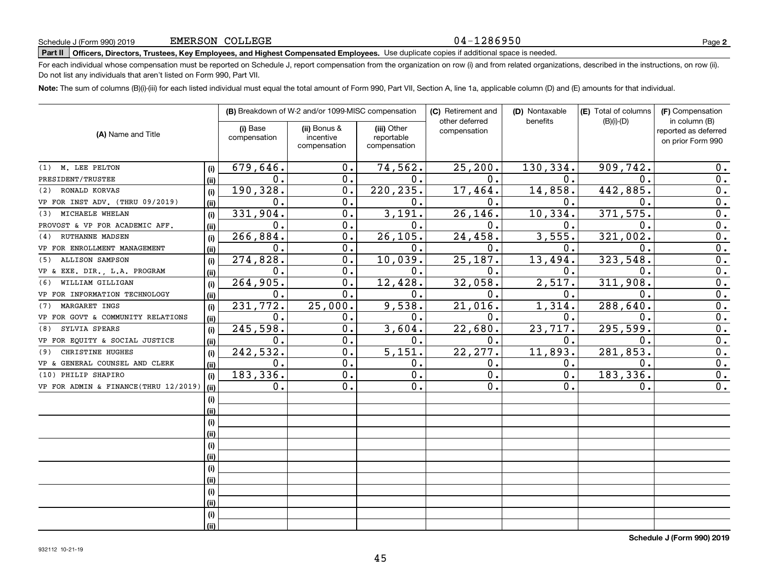Schedule J (Form 990) 2019 EMERSON COLLEGE 04-1286950

**Part II** **Officers, Directors, Trustees, Key Employees, and Highest Compensated Employees.** Use duplicate copies if additional space is needed.

For each individual whose compensation must be reported on Schedule J, report compensation from the organization on row (i) and from related organizations, described in the instructions, on row (ii). Do not list any individuals that aren't listed on Form 990, Part VII.

**Note:** The sum of columns (B)(i)-(iii) for each listed individual must equal the total amount of Form 990, Part VII, Section A, line 1a, applicable column (D) and (E) amounts for that individual.

| (A) Name and Title | | (B) Breakdown of W-2 and/or 1099-MISC compensation | | | (C) Retirement and other deferred compensation | (D) Nontaxable benefits | (E) Total of columns (B)(i)-(D) | (F) Compensation in column (B) reported as deferred on prior Form 990 |
|---|---|---|---|---|---|---|---|---|
| | | (i) Base compensation | (ii) Bonus & incentive compensation | (iii) Other reportable compensation | | | | |
| (1) M. LEE PELTON | (i) | 679,646. | 0. | 74,562. | 25,200. | 130,334. | 909,742. | 0. |
| PRESIDENT/TRUSTEE | (ii) | 0. | 0. | 0. | 0. | 0. | 0. | 0. |
| (2) RONALD KORVAS | (i) | 190,328. | 0. | 220,235. | 17,464. | 14,858. | 442,885. | 0. |
| VP FOR INST ADV. (THRU 09/2019) | (ii) | 0. | 0. | 0. | 0. | 0. | 0. | 0. |
| (3) MICHAELE WHELAN | (i) | 331,904. | 0. | 3,191. | 26,146. | 10,334. | 371,575. | 0. |
| PROVOST & VP FOR ACADEMIC AFF. | (ii) | 0. | 0. | 0. | 0. | 0. | 0. | 0. |
| (4) RUTHANNE MADSEN | (i) | 266,884. | 0. | 26,105. | 24,458. | 3,555. | 321,002. | 0. |
| VP FOR ENROLLMENT MANAGEMENT | (ii) | 0. | 0. | 0. | 0. | 0. | 0. | 0. |
| (5) ALLISON SAMPSON | (i) | 274,828. | 0. | 10,039. | 25,187. | 13,494. | 323,548. | 0. |
| VP & EXE. DIR., L.A. PROGRAM | (ii) | 0. | 0. | 0. | 0. | 0. | 0. | 0. |
| (6) WILLIAM GILLIGAN | (i) | 264,905. | 0. | 12,428. | 32,058. | 2,517. | 311,908. | 0. |
| VP FOR INFORMATION TECHNOLOGY | (ii) | 0. | 0. | 0. | 0. | 0. | 0. | 0. |
| (7) MARGARET INGS | (i) | 231,772. | 25,000. | 9,538. | 21,016. | 1,314. | 288,640. | 0. |
| VP FOR GOVT & COMMUNITY RELATIONS | (ii) | 0. | 0. | 0. | 0. | 0. | 0. | 0. |
| (8) SYLVIA SPEARS | (i) | 245,598. | 0. | 3,604. | 22,680. | 23,717. | 295,599. | 0. |
| VP FOR EQUITY & SOCIAL JUSTICE | (ii) | 0. | 0. | 0. | 0. | 0. | 0. | 0. |
| (9) CHRISTINE HUGHES | (i) | 242,532. | 0. | 5,151. | 22,277. | 11,893. | 281,853. | 0. |
| VP & GENERAL COUNSEL AND CLERK | (ii) | 0. | 0. | 0. | 0. | 0. | 0. | 0. |
| (10) PHILIP SHAPIRO | (i) | 183,336. | 0. | 0. | 0. | 0. | 183,336. | 0. |
| VP FOR ADMIN & FINANCE(THRU 12/2019) | (ii) | 0. | 0. | 0. | 0. | 0. | 0. | 0. |
| | (i) | | | | | | | |
| | (ii) | | | | | | | |
| | (i) | | | | | | | |
| | (ii) | | | | | | | |
| | (i) | | | | | | | |
| | (ii) | | | | | | | |
| | (i) | | | | | | | |
| | (ii) | | | | | | | |
| | (i) | | | | | | | |
| | (ii) | | | | | | | |
| | (i) | | | | | | | |
| | (ii) | | | | | | | |

**Schedule J (Form 990) 2019**

932112 10-21-19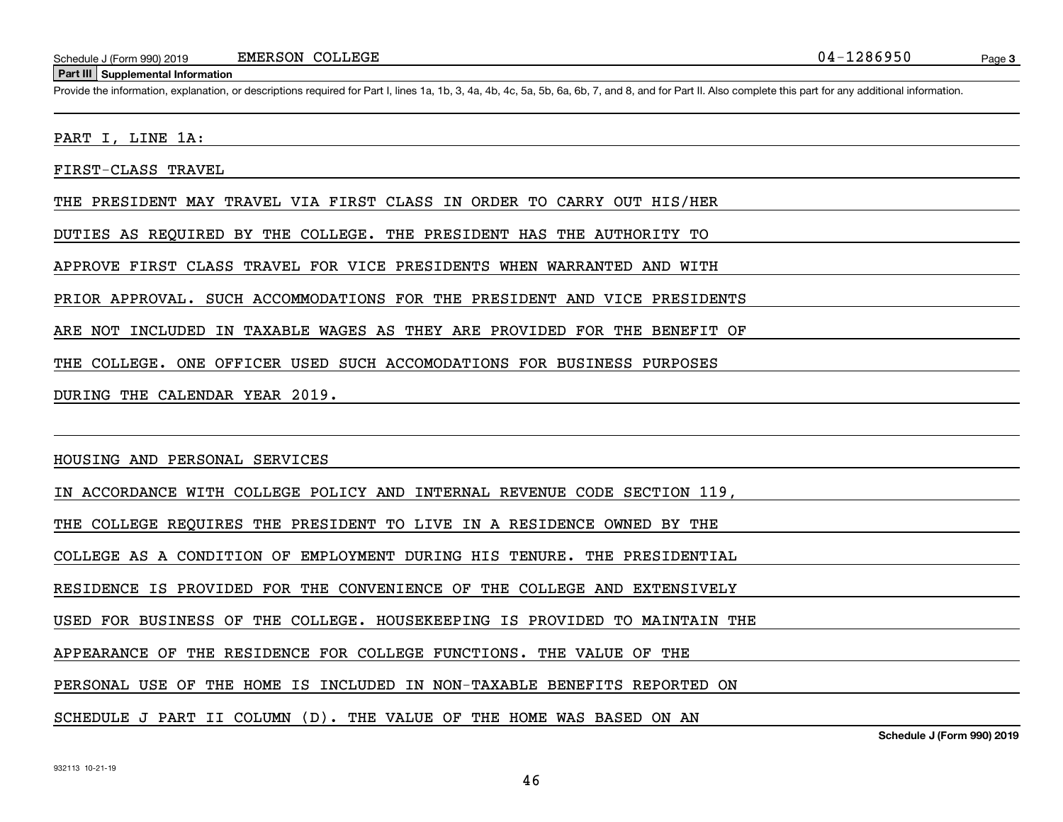## Part III Supplemental Information

Provide the information, explanation, or descriptions required for Part I, lines 1a, 1b, 3, 4a, 4b, 4c, 5a, 5b, 6a, 6b, 7, and 8, and for Part II. Also complete this part for any additional information.

PART I, LINE 1A:

FIRST-CLASS TRAVEL

THE PRESIDENT MAY TRAVEL VIA FIRST CLASS IN ORDER TO CARRY OUT HIS/HER DUTIES AS REQUIRED BY THE COLLEGE. THE PRESIDENT HAS THE AUTHORITY TO APPROVE FIRST CLASS TRAVEL FOR VICE PRESIDENTS WHEN WARRANTED AND WITH PRIOR APPROVAL. SUCH ACCOMMODATIONS FOR THE PRESIDENT AND VICE PRESIDENTS ARE NOT INCLUDED IN TAXABLE WAGES AS THEY ARE PROVIDED FOR THE BENEFIT OF THE COLLEGE. ONE OFFICER USED SUCH ACCOMODATIONS FOR BUSINESS PURPOSES DURING THE CALENDAR YEAR 2019.

HOUSING AND PERSONAL SERVICES

IN ACCORDANCE WITH COLLEGE POLICY AND INTERNAL REVENUE CODE SECTION 119, THE COLLEGE REQUIRES THE PRESIDENT TO LIVE IN A RESIDENCE OWNED BY THE COLLEGE AS A CONDITION OF EMPLOYMENT DURING HIS TENURE. THE PRESIDENTIAL RESIDENCE IS PROVIDED FOR THE CONVENIENCE OF THE COLLEGE AND EXTENSIVELY USED FOR BUSINESS OF THE COLLEGE. HOUSEKEEPING IS PROVIDED TO MAINTAIN THE APPEARANCE OF THE RESIDENCE FOR COLLEGE FUNCTIONS. THE VALUE OF THE PERSONAL USE OF THE HOME IS INCLUDED IN NON-TAXABLE BENEFITS REPORTED ON SCHEDULE J PART II COLUMN (D). THE VALUE OF THE HOME WAS BASED ON AN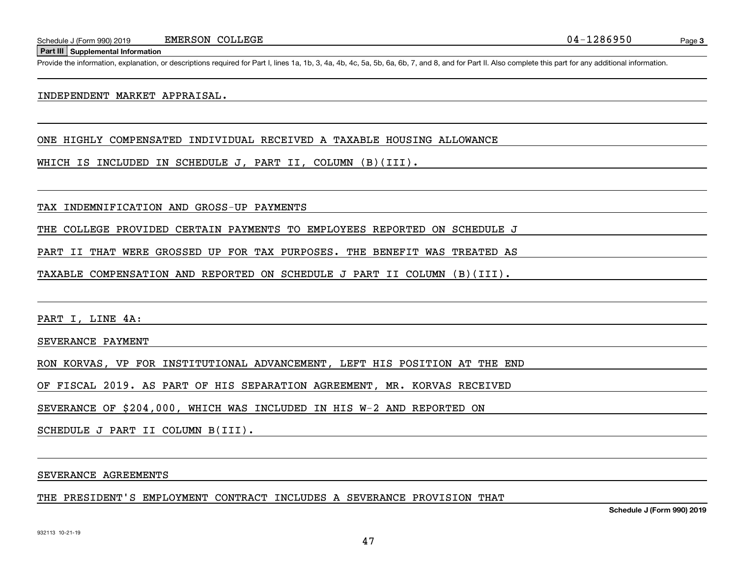**Part III | Supplemental Information**

Provide the information, explanation, or descriptions required for Part I, lines 1a, 1b, 3, 4a, 4b, 4c, 5a, 5b, 6a, 6b, 7, and 8, and for Part II. Also complete this part for any additional information.

INDEPENDENT MARKET APPRAISAL.

ONE HIGHLY COMPENSATED INDIVIDUAL RECEIVED A TAXABLE HOUSING ALLOWANCE WHICH IS INCLUDED IN SCHEDULE J, PART II, COLUMN (B)(III).

TAX INDEMNIFICATION AND GROSS-UP PAYMENTS

THE COLLEGE PROVIDED CERTAIN PAYMENTS TO EMPLOYEES REPORTED ON SCHEDULE J PART II THAT WERE GROSSED UP FOR TAX PURPOSES. THE BENEFIT WAS TREATED AS TAXABLE COMPENSATION AND REPORTED ON SCHEDULE J PART II COLUMN (B)(III).

PART I, LINE 4A:

SEVERANCE PAYMENT

RON KORVAS, VP FOR INSTITUTIONAL ADVANCEMENT, LEFT HIS POSITION AT THE END OF FISCAL 2019. AS PART OF HIS SEPARATION AGREEMENT, MR. KORVAS RECEIVED SEVERANCE OF $204,000, WHICH WAS INCLUDED IN HIS W-2 AND REPORTED ON SCHEDULE J PART II COLUMN B(III).

SEVERANCE AGREEMENTS

THE PRESIDENT'S EMPLOYMENT CONTRACT INCLUDES A SEVERANCE PROVISION THAT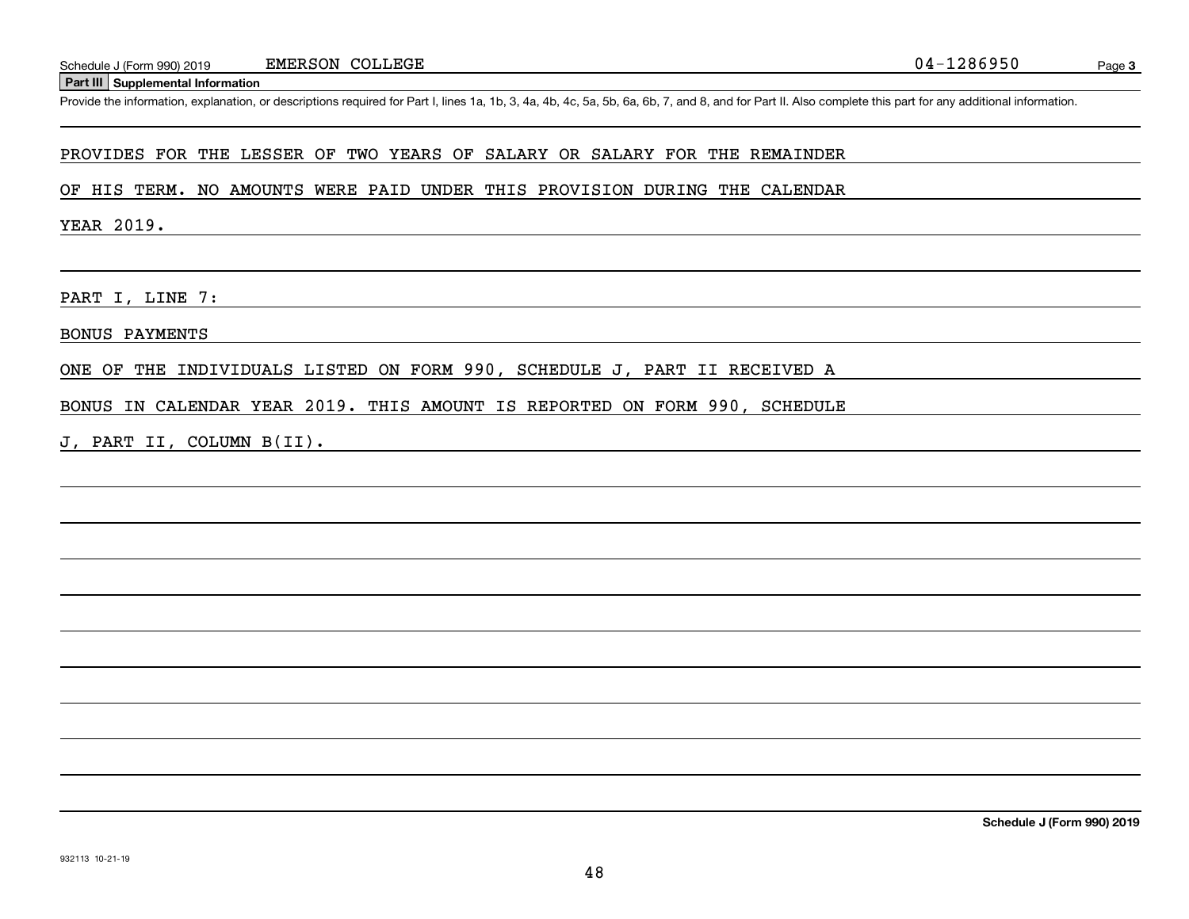## Part III Supplemental Information

Provide the information, explanation, or descriptions required for Part I, lines 1a, 1b, 3, 4a, 4b, 4c, 5a, 5b, 6a, 6b, 7, and 8, and for Part II. Also complete this part for any additional information.

PROVIDES FOR THE LESSER OF TWO YEARS OF SALARY OR SALARY FOR THE REMAINDER OF HIS TERM. NO AMOUNTS WERE PAID UNDER THIS PROVISION DURING THE CALENDAR YEAR 2019.

PART I, LINE 7:

BONUS PAYMENTS

ONE OF THE INDIVIDUALS LISTED ON FORM 990, SCHEDULE J, PART II RECEIVED A BONUS IN CALENDAR YEAR 2019. THIS AMOUNT IS REPORTED ON FORM 990, SCHEDULE J, PART II, COLUMN B(II).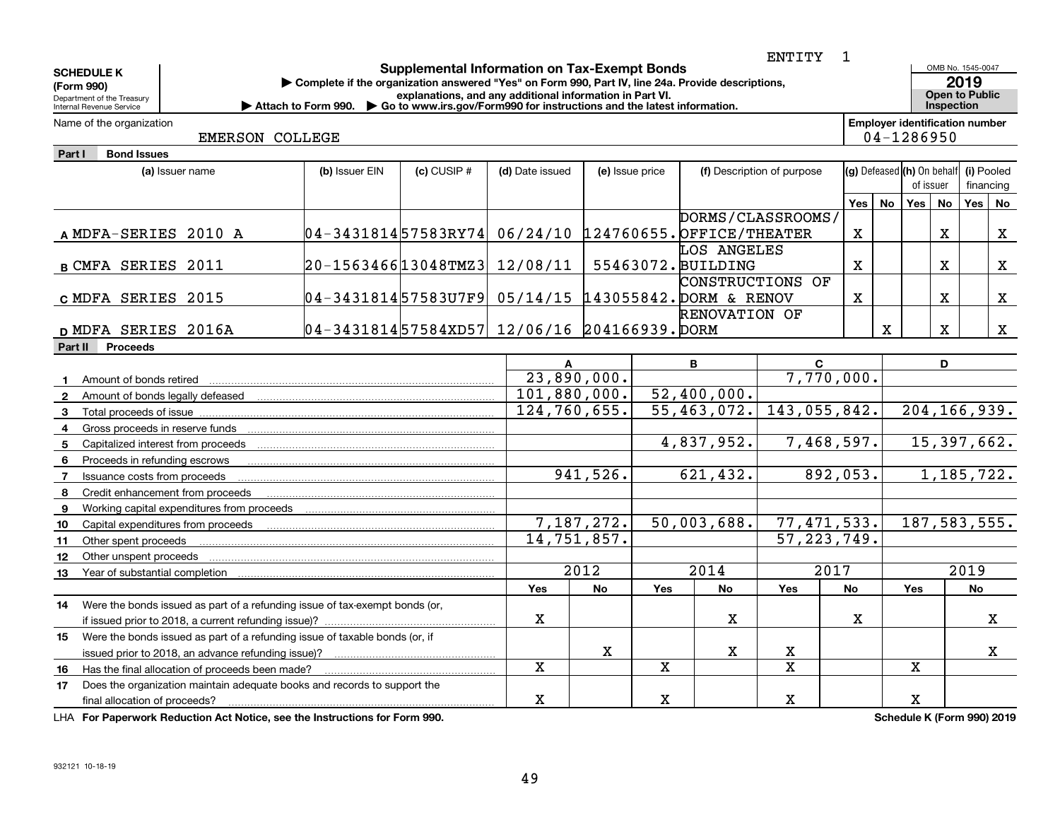ENTITY 1

**SCHEDULE K (Form 990)**
Department of the Treasury
Internal Revenue Service

# Supplemental Information on Tax-Exempt Bonds

▶ Complete if the organization answered "Yes" on Form 990, Part IV, line 24a. Provide descriptions, explanations, and any additional information in Part VI.
▶ Attach to Form 990. ▶ Go to www.irs.gov/Form990 for instructions and the latest information.

OMB No. 1545-0047
**2019**
**Open to Public Inspection**

Name of the organization: EMERSON COLLEGE

Employer identification number: 04-1286950

## Part I Bond Issues

| | (a) Issuer name | (b) Issuer EIN | (c) CUSIP # | (d) Date issued | (e) Issue price | (f) Description of purpose | (g) Defeased Yes | (g) Defeased No | (h) On behalf of issuer Yes | (h) On behalf of issuer No | (i) Pooled financing Yes | (i) Pooled financing No |
|---|---|---|---|---|---|---|---|---|---|---|---|---|
| A | MDFA-SERIES 2010 A | 04-3431814 | 57583RY74 | 06/24/10 | 124760655. | DORMS/CLASSROOMS/ OFFICE/THEATER | X | | | X | | X |
| B | CMFA SERIES 2011 | 20-1563466 | 13048TMZ3 | 12/08/11 | 55463072. | LOS ANGELES BUILDING | X | | | X | | X |
| C | MDFA SERIES 2015 | 04-3431814 | 57583U7F9 | 05/14/15 | 143055842. | CONSTRUCTIONS OF DORM & RENOV | X | | | X | | X |
| D | MDFA SERIES 2016A | 04-3431814 | 57584XD57 | 12/06/16 | 204166939. | RENOVATION OF DORM | | X | | X | | X |

## Part II Proceeds

| | | A | | B | | C | | D | |
|---|---|---|---|---|---|---|---|---|---|
| 1 | Amount of bonds retired | 23,890,000. | | | | 7,770,000. | | | |
| 2 | Amount of bonds legally defeased | 101,880,000. | | 52,400,000. | | | | | |
| 3 | Total proceeds of issue | 124,760,655. | | 55,463,072. | | 143,055,842. | | 204,166,939. | |
| 4 | Gross proceeds in reserve funds | | | | | | | | |
| 5 | Capitalized interest from proceeds | | | 4,837,952. | | 7,468,597. | | 15,397,662. | |
| 6 | Proceeds in refunding escrows | | | | | | | | |
| 7 | Issuance costs from proceeds | 941,526. | | 621,432. | | 892,053. | | 1,185,722. | |
| 8 | Credit enhancement from proceeds | | | | | | | | |
| 9 | Working capital expenditures from proceeds | | | | | | | | |
| 10 | Capital expenditures from proceeds | 7,187,272. | | 50,003,688. | | 77,471,533. | | 187,583,555. | |
| 11 | Other spent proceeds | 14,751,857. | | | | 57,223,749. | | | |
| 12 | Other unspent proceeds | | | | | | | | |
| 13 | Year of substantial completion | 2012 | | 2014 | | 2017 | | 2019 | |
| | | Yes | No | Yes | No | Yes | No | Yes | No |
| 14 | Were the bonds issued as part of a refunding issue of tax-exempt bonds (or, if issued prior to 2018, a current refunding issue)? | X | | | X | | X | | X |
| 15 | Were the bonds issued as part of a refunding issue of taxable bonds (or, if issued prior to 2018, an advance refunding issue)? | | X | | X | X | | | X |
| 16 | Has the final allocation of proceeds been made? | X | | X | | X | | X | |
| 17 | Does the organization maintain adequate books and records to support the final allocation of proceeds? | X | | X | | X | | X | |

LHA **For Paperwork Reduction Act Notice, see the Instructions for Form 990.** **Schedule K (Form 990) 2019**

932121 10-18-19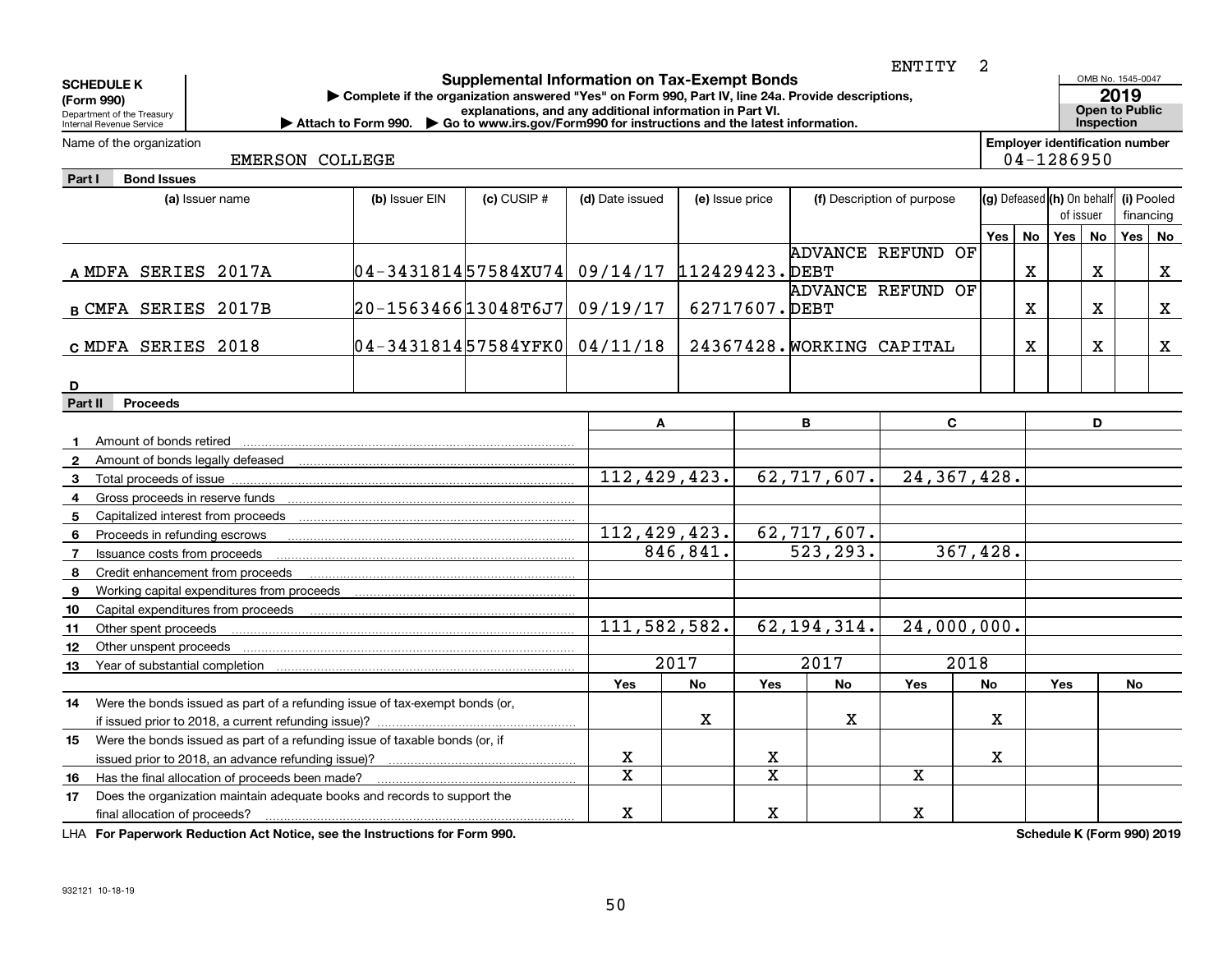ENTITY 2

**SCHEDULE K**
**(Form 990)**
Department of the Treasury
Internal Revenue Service

# Supplemental Information on Tax-Exempt Bonds

▶ Complete if the organization answered "Yes" on Form 990, Part IV, line 24a. Provide descriptions, explanations, and any additional information in Part VI.
▶ Attach to Form 990. ▶ Go to www.irs.gov/Form990 for instructions and the latest information.

OMB No. 1545-0047
**2019**
**Open to Public Inspection**

Name of the organization: EMERSON COLLEGE

**Employer identification number**: 04-1286950

## Part I Bond Issues

| | (a) Issuer name | (b) Issuer EIN | (c) CUSIP # | (d) Date issued | (e) Issue price | (f) Description of purpose | (g) Defeased Yes | (g) Defeased No | (h) On behalf of issuer Yes | (h) On behalf of issuer No | (i) Pooled financing Yes | (i) Pooled financing No |
|---|---|---|---|---|---|---|---|---|---|---|---|---|
| A | MDFA SERIES 2017A | 04-3431814 | 57584XU74 | 09/14/17 | 112429423. | ADVANCE REFUND OF DEBT | | X | | X | | X |
| B | CMFA SERIES 2017B | 20-1563466 | 13048T6J7 | 09/19/17 | 62717607. | ADVANCE REFUND OF DEBT | | X | | X | | X |
| C | MDFA SERIES 2018 | 04-3431814 | 57584YFK0 | 04/11/18 | 24367428. | WORKING CAPITAL | | X | | X | | X |
| D | | | | | | | | | | | | |

## Part II Proceeds

| | | A | | B | | C | | D | |
|---|---|---|---|---|---|---|---|---|---|
| 1 | Amount of bonds retired | | | | | | | | |
| 2 | Amount of bonds legally defeased | | | | | | | | |
| 3 | Total proceeds of issue | 112,429,423. | | 62,717,607. | | 24,367,428. | | | |
| 4 | Gross proceeds in reserve funds | | | | | | | | |
| 5 | Capitalized interest from proceeds | | | | | | | | |
| 6 | Proceeds in refunding escrows | 112,429,423. | | 62,717,607. | | | | | |
| 7 | Issuance costs from proceeds | 846,841. | | 523,293. | | 367,428. | | | |
| 8 | Credit enhancement from proceeds | | | | | | | | |
| 9 | Working capital expenditures from proceeds | | | | | | | | |
| 10 | Capital expenditures from proceeds | | | | | | | | |
| 11 | Other spent proceeds | 111,582,582. | | 62,194,314. | | 24,000,000. | | | |
| 12 | Other unspent proceeds | | | | | | | | |
| 13 | Year of substantial completion | 2017 | | 2017 | | 2018 | | | |
| | | Yes | No | Yes | No | Yes | No | Yes | No |
| 14 | Were the bonds issued as part of a refunding issue of tax-exempt bonds (or, if issued prior to 2018, a current refunding issue)? | | X | | X | | X | | |
| 15 | Were the bonds issued as part of a refunding issue of taxable bonds (or, if issued prior to 2018, an advance refunding issue)? | X | | X | | | X | | |
| 16 | Has the final allocation of proceeds been made? | X | | X | | X | | | |
| 17 | Does the organization maintain adequate books and records to support the final allocation of proceeds? | X | | X | | X | | | |

LHA **For Paperwork Reduction Act Notice, see the Instructions for Form 990.** **Schedule K (Form 990) 2019**

932121 10-18-19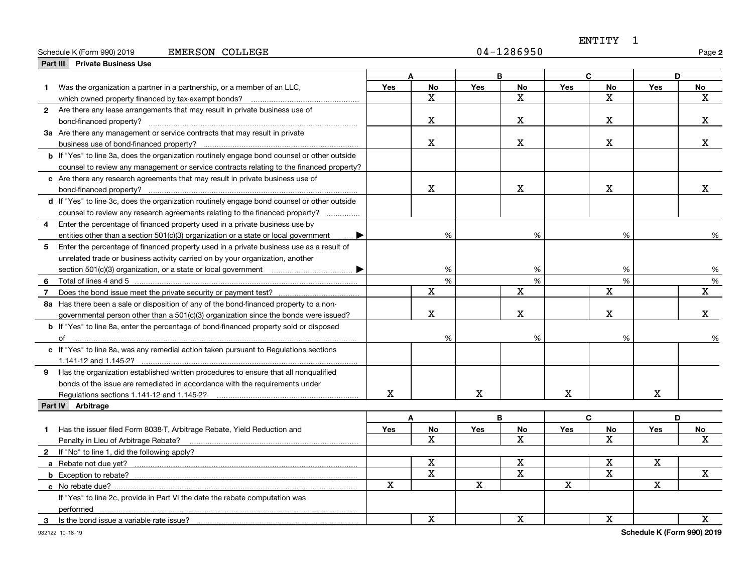ENTITY 1

Schedule K (Form 990) 2019 EMERSON COLLEGE 04-1286950 Page **2**

## Part III Private Business Use

| | A | | B | | C | | D | |
|---|---|---|---|---|---|---|---|---|
| | Yes | No | Yes | No | Yes | No | Yes | No |
| **1** Was the organization a partner in a partnership, or a member of an LLC, which owned property financed by tax-exempt bonds? | | X | | X | | X | | X |
| **2** Are there any lease arrangements that may result in private business use of bond-financed property? | | X | | X | | X | | X |
| **3a** Are there any management or service contracts that may result in private business use of bond-financed property? | | X | | X | | X | | X |
| **b** If "Yes" to line 3a, does the organization routinely engage bond counsel or other outside counsel to review any management or service contracts relating to the financed property? | | | | | | | | |
| **c** Are there any research agreements that may result in private business use of bond-financed property? | | X | | X | | X | | X |
| **d** If "Yes" to line 3c, does the organization routinely engage bond counsel or other outside counsel to review any research agreements relating to the financed property? | | | | | | | | |
| **4** Enter the percentage of financed property used in a private business use by entities other than a section 501(c)(3) organization or a state or local government ▶ | | % | | % | | % | | % |
| **5** Enter the percentage of financed property used in a private business use as a result of unrelated trade or business activity carried on by your organization, another section 501(c)(3) organization, or a state or local government ▶ | | % | | % | | % | | % |
| **6** Total of lines 4 and 5 | | % | | % | | % | | % |
| **7** Does the bond issue meet the private security or payment test? | | X | | X | | X | | X |
| **8a** Has there been a sale or disposition of any of the bond-financed property to a non-governmental person other than a 501(c)(3) organization since the bonds were issued? | | X | | X | | X | | X |
| **b** If "Yes" to line 8a, enter the percentage of bond-financed property sold or disposed of | | % | | % | | % | | % |
| **c** If "Yes" to line 8a, was any remedial action taken pursuant to Regulations sections 1.141-12 and 1.145-2? | | | | | | | | |
| **9** Has the organization established written procedures to ensure that all nonqualified bonds of the issue are remediated in accordance with the requirements under Regulations sections 1.141-12 and 1.145-2? | X | | X | | X | | X | |

## Part IV Arbitrage

| | A | | B | | C | | D | |
|---|---|---|---|---|---|---|---|---|
| | Yes | No | Yes | No | Yes | No | Yes | No |
| **1** Has the issuer filed Form 8038-T, Arbitrage Rebate, Yield Reduction and Penalty in Lieu of Arbitrage Rebate? | | X | | X | | X | | X |
| **2** If "No" to line 1, did the following apply? | | | | | | | | |
| **a** Rebate not due yet? | | X | | X | | X | X | |
| **b** Exception to rebate? | | X | | X | | X | | X |
| **c** No rebate due? | X | | X | | X | | X | |
| If "Yes" to line 2c, provide in Part VI the date the rebate computation was performed | | | | | | | | |
| **3** Is the bond issue a variable rate issue? | | X | | X | | X | | X |

932122 10-18-19 **Schedule K (Form 990) 2019**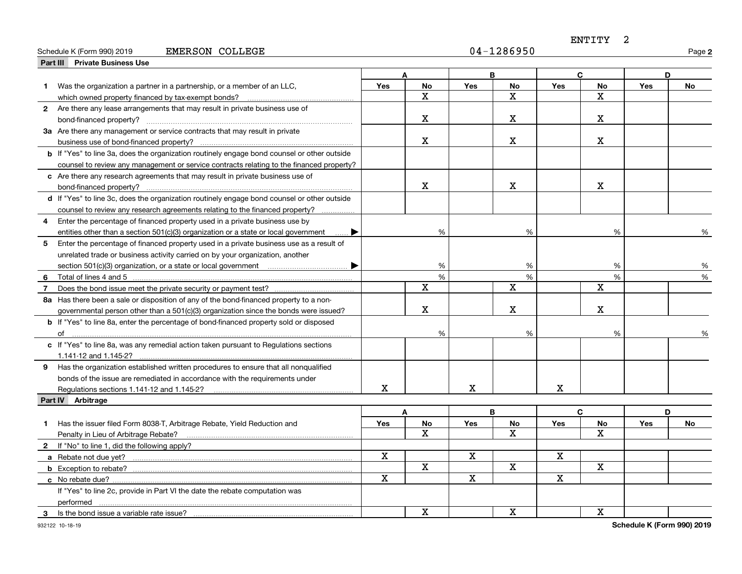ENTITY 2

Schedule K (Form 990) 2019 EMERSON COLLEGE 04-1286950

## Part III Private Business Use

| | A | | B | | C | | D | |
|---|---|---|---|---|---|---|---|---|
| | Yes | No | Yes | No | Yes | No | Yes | No |
| **1** Was the organization a partner in a partnership, or a member of an LLC, which owned property financed by tax-exempt bonds? | | X | | X | | X | | |
| **2** Are there any lease arrangements that may result in private business use of bond-financed property? | | X | | X | | X | | |
| **3a** Are there any management or service contracts that may result in private business use of bond-financed property? | | X | | X | | X | | |
| **b** If "Yes" to line 3a, does the organization routinely engage bond counsel or other outside counsel to review any management or service contracts relating to the financed property? | | | | | | | | |
| **c** Are there any research agreements that may result in private business use of bond-financed property? | | X | | X | | X | | |
| **d** If "Yes" to line 3c, does the organization routinely engage bond counsel or other outside counsel to review any research agreements relating to the financed property? | | | | | | | | |
| **4** Enter the percentage of financed property used in a private business use by entities other than a section 501(c)(3) organization or a state or local government ▶ | | % | | % | | % | | % |
| **5** Enter the percentage of financed property used in a private business use as a result of unrelated trade or business activity carried on by your organization, another section 501(c)(3) organization, or a state or local government ▶ | | % | | % | | % | | % |
| **6** Total of lines 4 and 5 | | % | | % | | % | | % |
| **7** Does the bond issue meet the private security or payment test? | | X | | X | | X | | |
| **8a** Has there been a sale or disposition of any of the bond-financed property to a nongovernmental person other than a 501(c)(3) organization since the bonds were issued? | | X | | X | | X | | |
| **b** If "Yes" to line 8a, enter the percentage of bond-financed property sold or disposed of | | % | | % | | % | | % |
| **c** If "Yes" to line 8a, was any remedial action taken pursuant to Regulations sections 1.141-12 and 1.145-2? | | | | | | | | |
| **9** Has the organization established written procedures to ensure that all nonqualified bonds of the issue are remediated in accordance with the requirements under Regulations sections 1.141-12 and 1.145-2? | X | | X | | X | | | |

## Part IV Arbitrage

| | A | | B | | C | | D | |
|---|---|---|---|---|---|---|---|---|
| | Yes | No | Yes | No | Yes | No | Yes | No |
| **1** Has the issuer filed Form 8038-T, Arbitrage Rebate, Yield Reduction and Penalty in Lieu of Arbitrage Rebate? | | X | | X | | X | | |
| **2** If "No" to line 1, did the following apply? | | | | | | | | |
| **a** Rebate not due yet? | X | | X | | X | | | |
| **b** Exception to rebate? | | X | | X | | X | | |
| **c** No rebate due? | X | | X | | X | | | |
| If "Yes" to line 2c, provide in Part VI the date the rebate computation was performed | | | | | | | | |
| **3** Is the bond issue a variable rate issue? | | X | | X | | X | | |

932122 10-18-19

Schedule K (Form 990) 2019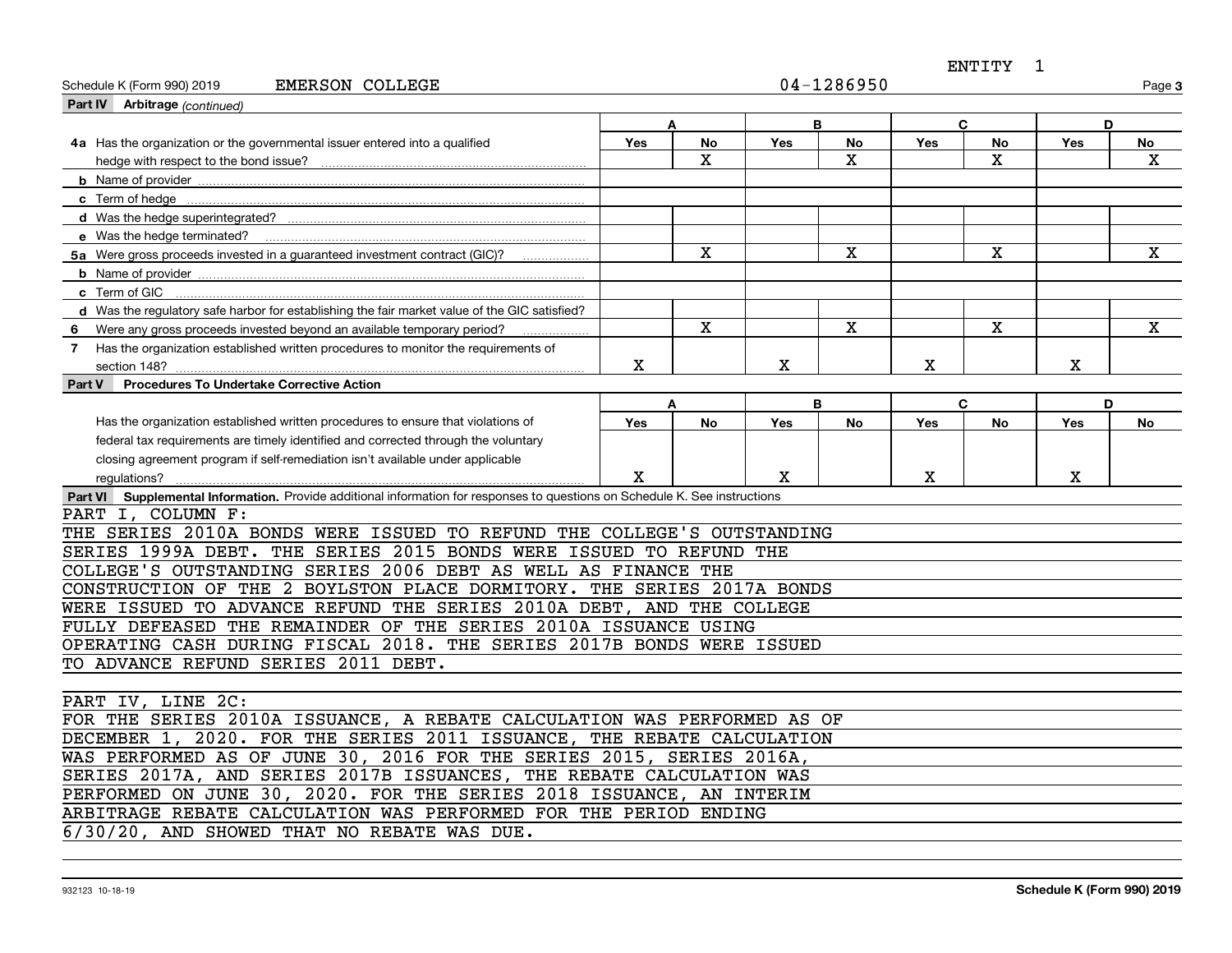ENTITY 1

Schedule K (Form 990) 2019 EMERSON COLLEGE 04-1286950

**Part IV Arbitrage** *(continued)*

| | A | | B | | C | | D | |
|---|---|---|---|---|---|---|---|---|
| | Yes | No | Yes | No | Yes | No | Yes | No |
| **4a** Has the organization or the governmental issuer entered into a qualified hedge with respect to the bond issue? | | X | | X | | X | | X |
| **b** Name of provider | | | | | | | | |
| **c** Term of hedge | | | | | | | | |
| **d** Was the hedge superintegrated? | | | | | | | | |
| **e** Was the hedge terminated? | | | | | | | | |
| **5a** Were gross proceeds invested in a guaranteed investment contract (GIC)? | | X | | X | | X | | X |
| **b** Name of provider | | | | | | | | |
| **c** Term of GIC | | | | | | | | |
| **d** Was the regulatory safe harbor for establishing the fair market value of the GIC satisfied? | | | | | | | | |
| **6** Were any gross proceeds invested beyond an available temporary period? | | X | | X | | X | | X |
| **7** Has the organization established written procedures to monitor the requirements of section 148? | X | | X | | X | | X | |

**Part V Procedures To Undertake Corrective Action**

| | A | | B | | C | | D | |
|---|---|---|---|---|---|---|---|---|
| | Yes | No | Yes | No | Yes | No | Yes | No |
| Has the organization established written procedures to ensure that violations of federal tax requirements are timely identified and corrected through the voluntary closing agreement program if self-remediation isn't available under applicable regulations? | X | | X | | X | | X | |

**Part VI Supplemental Information.** Provide additional information for responses to questions on Schedule K. See instructions

PART I, COLUMN F:
THE SERIES 2010A BONDS WERE ISSUED TO REFUND THE COLLEGE'S OUTSTANDING SERIES 1999A DEBT. THE SERIES 2015 BONDS WERE ISSUED TO REFUND THE COLLEGE'S OUTSTANDING SERIES 2006 DEBT AS WELL AS FINANCE THE CONSTRUCTION OF THE 2 BOYLSTON PLACE DORMITORY. THE SERIES 2017A BONDS WERE ISSUED TO ADVANCE REFUND THE SERIES 2010A DEBT, AND THE COLLEGE FULLY DEFEASED THE REMAINDER OF THE SERIES 2010A ISSUANCE USING OPERATING CASH DURING FISCAL 2018. THE SERIES 2017B BONDS WERE ISSUED TO ADVANCE REFUND SERIES 2011 DEBT.

PART IV, LINE 2C:
FOR THE SERIES 2010A ISSUANCE, A REBATE CALCULATION WAS PERFORMED AS OF DECEMBER 1, 2020. FOR THE SERIES 2011 ISSUANCE, THE REBATE CALCULATION WAS PERFORMED AS OF JUNE 30, 2016 FOR THE SERIES 2015, SERIES 2016A, SERIES 2017A, AND SERIES 2017B ISSUANCES, THE REBATE CALCULATION WAS PERFORMED ON JUNE 30, 2020. FOR THE SERIES 2018 ISSUANCE, AN INTERIM ARBITRAGE REBATE CALCULATION WAS PERFORMED FOR THE PERIOD ENDING 6/30/20, AND SHOWED THAT NO REBATE WAS DUE.

932123 10-18-19 Schedule K (Form 990) 2019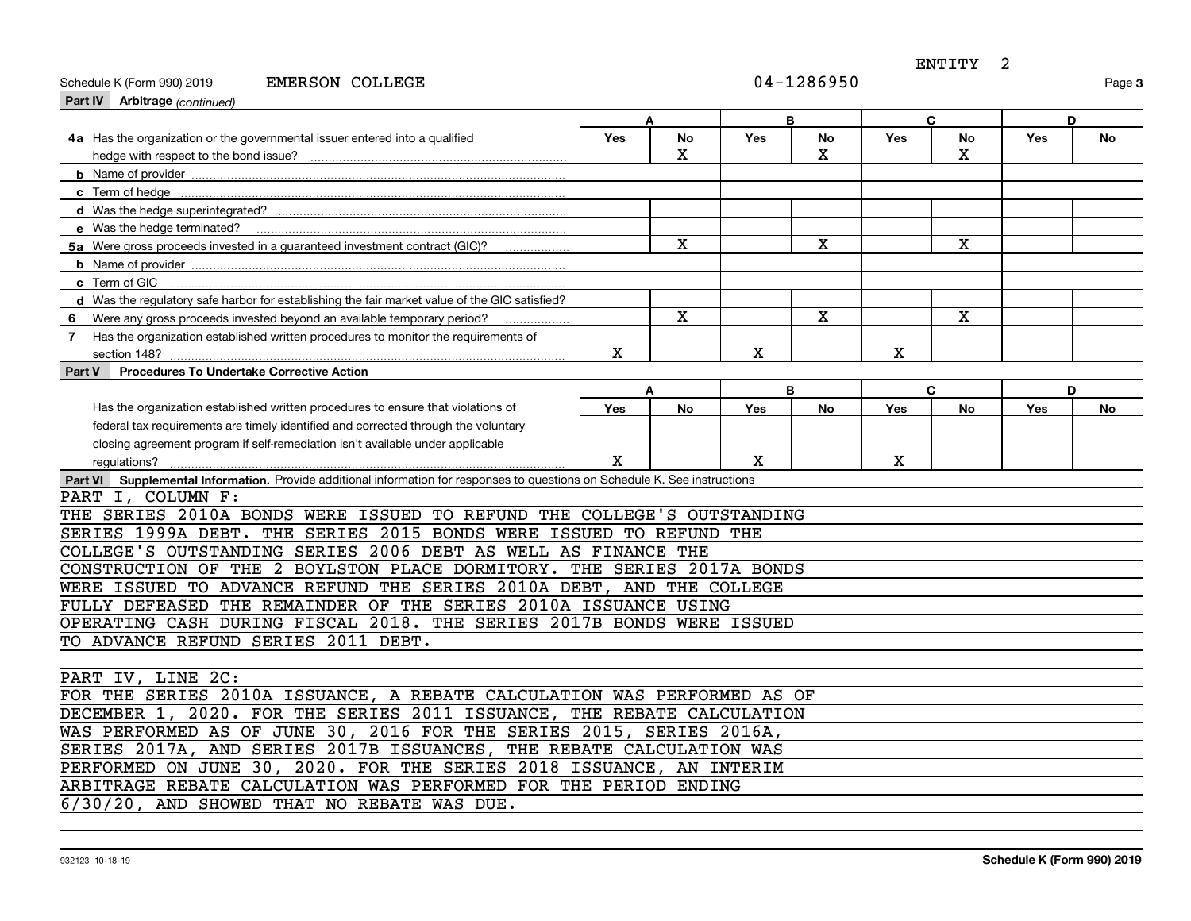ENTITY 2

Schedule K (Form 990) 2019 EMERSON COLLEGE 04-1286950

**Part IV Arbitrage** *(continued)*

| | A | | B | | C | | D | |
|---|---|---|---|---|---|---|---|---|
| | Yes | No | Yes | No | Yes | No | Yes | No |
| **4a** Has the organization or the governmental issuer entered into a qualified hedge with respect to the bond issue? | | X | | X | | X | | |
| **b** Name of provider | | | | | | | | |
| **c** Term of hedge | | | | | | | | |
| **d** Was the hedge superintegrated? | | | | | | | | |
| **e** Was the hedge terminated? | | | | | | | | |
| **5a** Were gross proceeds invested in a guaranteed investment contract (GIC)? | | X | | X | | X | | |
| **b** Name of provider | | | | | | | | |
| **c** Term of GIC | | | | | | | | |
| **d** Was the regulatory safe harbor for establishing the fair market value of the GIC satisfied? | | | | | | | | |
| **6** Were any gross proceeds invested beyond an available temporary period? | | X | | X | | X | | |
| **7** Has the organization established written procedures to monitor the requirements of section 148? | X | | X | | X | | | |

**Part V Procedures To Undertake Corrective Action**

| | A | | B | | C | | D | |
|---|---|---|---|---|---|---|---|---|
| | Yes | No | Yes | No | Yes | No | Yes | No |
| Has the organization established written procedures to ensure that violations of federal tax requirements are timely identified and corrected through the voluntary closing agreement program if self-remediation isn't available under applicable regulations? | X | | X | | X | | | |

**Part VI Supplemental Information.** Provide additional information for responses to questions on Schedule K. See instructions

PART I, COLUMN F:
THE SERIES 2010A BONDS WERE ISSUED TO REFUND THE COLLEGE'S OUTSTANDING SERIES 1999A DEBT. THE SERIES 2015 BONDS WERE ISSUED TO REFUND THE COLLEGE'S OUTSTANDING SERIES 2006 DEBT AS WELL AS FINANCE THE CONSTRUCTION OF THE 2 BOYLSTON PLACE DORMITORY. THE SERIES 2017A BONDS WERE ISSUED TO ADVANCE REFUND THE SERIES 2010A DEBT, AND THE COLLEGE FULLY DEFEASED THE REMAINDER OF THE SERIES 2010A ISSUANCE USING OPERATING CASH DURING FISCAL 2018. THE SERIES 2017B BONDS WERE ISSUED TO ADVANCE REFUND SERIES 2011 DEBT.

PART IV, LINE 2C:
FOR THE SERIES 2010A ISSUANCE, A REBATE CALCULATION WAS PERFORMED AS OF DECEMBER 1, 2020. FOR THE SERIES 2011 ISSUANCE, THE REBATE CALCULATION WAS PERFORMED AS OF JUNE 30, 2016 FOR THE SERIES 2015, SERIES 2016A, SERIES 2017A, AND SERIES 2017B ISSUANCES, THE REBATE CALCULATION WAS PERFORMED ON JUNE 30, 2020. FOR THE SERIES 2018 ISSUANCE, AN INTERIM ARBITRAGE REBATE CALCULATION WAS PERFORMED FOR THE PERIOD ENDING 6/30/20, AND SHOWED THAT NO REBATE WAS DUE.

932123 10-18-19 **Schedule K (Form 990) 2019**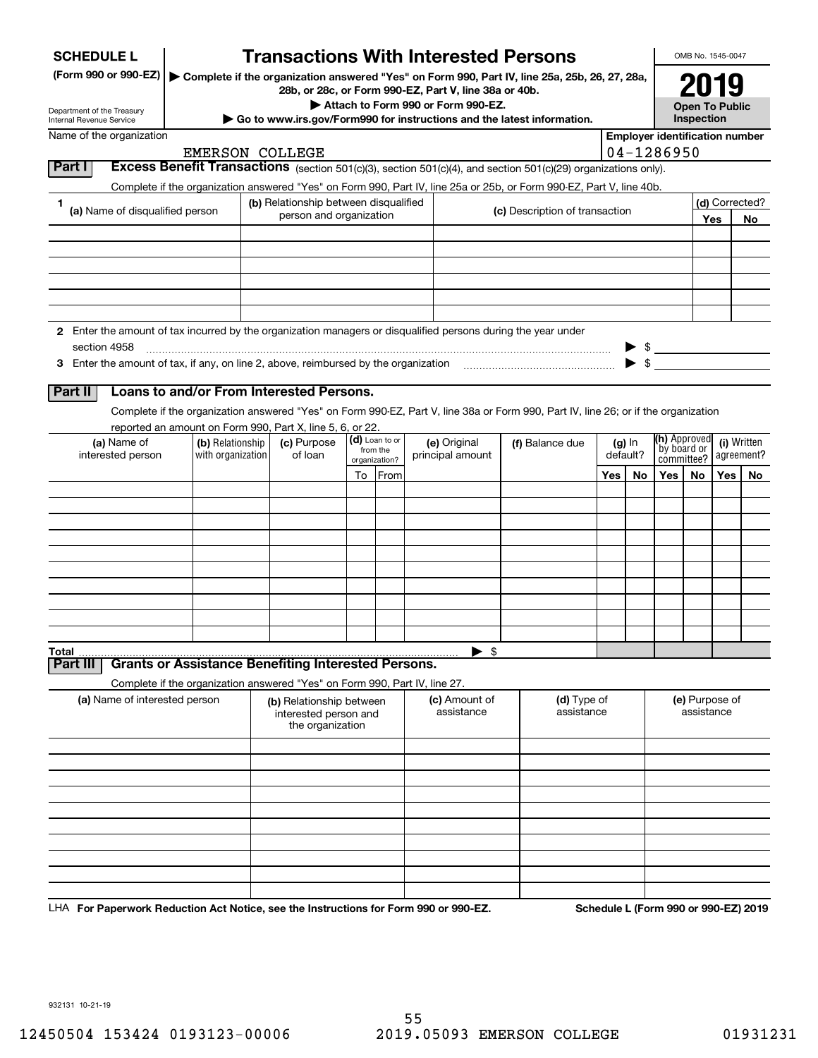**SCHEDULE L** (Form 990 or 990-EZ)

Department of the Treasury
Internal Revenue Service

# Transactions With Interested Persons

▶ Complete if the organization answered "Yes" on Form 990, Part IV, line 25a, 25b, 26, 27, 28a, 28b, or 28c, or Form 990-EZ, Part V, line 38a or 40b.

▶ Attach to Form 990 or Form 990-EZ.

▶ Go to www.irs.gov/Form990 for instructions and the latest information.

OMB No. 1545-0047

**2019**

**Open To Public Inspection**

Name of the organization: EMERSON COLLEGE

Employer identification number: 04-1286950

## Part I Excess Benefit Transactions (section 501(c)(3), section 501(c)(4), and section 501(c)(29) organizations only).

Complete if the organization answered "Yes" on Form 990, Part IV, line 25a or 25b, or Form 990-EZ, Part V, line 40b.

| 1 (a) Name of disqualified person | (b) Relationship between disqualified person and organization | (c) Description of transaction | (d) Corrected? Yes | No |
|---|---|---|---|---|
| | | | | |
| | | | | |
| | | | | |
| | | | | |
| | | | | |
| | | | | |

2 Enter the amount of tax incurred by the organization managers or disqualified persons during the year under section 4958 ▶ $

3 Enter the amount of tax, if any, on line 2, above, reimbursed by the organization ▶ $

## Part II Loans to and/or From Interested Persons.

Complete if the organization answered "Yes" on Form 990-EZ, Part V, line 38a or Form 990, Part IV, line 26; or if the organization reported an amount on Form 990, Part X, line 5, 6, or 22.

| (a) Name of interested person | (b) Relationship with organization | (c) Purpose of loan | (d) Loan to or from the organization? To | From | (e) Original principal amount | (f) Balance due | (g) In default? Yes | No | (h) Approved by board or committee? Yes | No | (i) Written agreement? Yes | No |
|---|---|---|---|---|---|---|---|---|---|---|---|---|
| | | | | | | | | | | | | |
| | | | | | | | | | | | | |
| | | | | | | | | | | | | |
| | | | | | | | | | | | | |
| | | | | | | | | | | | | |
| | | | | | | | | | | | | |
| | | | | | | | | | | | | |
| | | | | | | | | | | | | |
| | | | | | | | | | | | | |
| | | | | | | | | | | | | |
| **Total** | | | | | ▶ $ | | | | | | | |

## Part III Grants or Assistance Benefiting Interested Persons.

Complete if the organization answered "Yes" on Form 990, Part IV, line 27.

| (a) Name of interested person | (b) Relationship between interested person and the organization | (c) Amount of assistance | (d) Type of assistance | (e) Purpose of assistance |
|---|---|---|---|---|
| | | | | |
| | | | | |
| | | | | |
| | | | | |
| | | | | |
| | | | | |
| | | | | |
| | | | | |
| | | | | |
| | | | | |

LHA **For Paperwork Reduction Act Notice, see the Instructions for Form 990 or 990-EZ.** **Schedule L (Form 990 or 990-EZ) 2019**

932131 10-21-19

12450504 153424 0193123-00006 2019.05093 EMERSON COLLEGE 01931231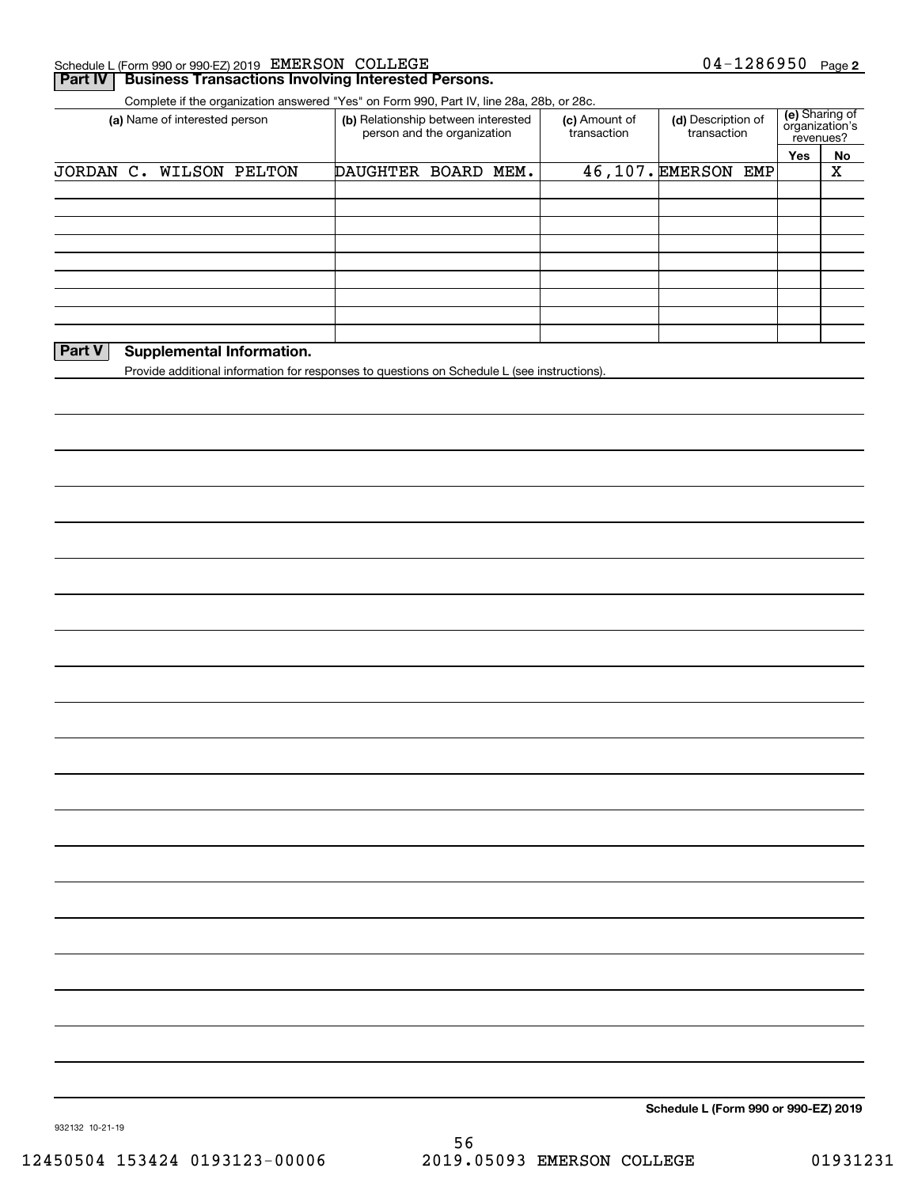Schedule L (Form 990 or 990-EZ) 2019 EMERSON COLLEGE 04-1286950

## Part IV Business Transactions Involving Interested Persons.

Complete if the organization answered "Yes" on Form 990, Part IV, line 28a, 28b, or 28c.

| (a) Name of interested person | (b) Relationship between interested person and the organization | (c) Amount of transaction | (d) Description of transaction | (e) Sharing of organization's revenues? Yes | No |
|---|---|---|---|---|---|
| JORDAN C. WILSON PELTON | DAUGHTER BOARD MEM. | 46,107. | EMERSON EMP | | X |
| | | | | | |
| | | | | | |
| | | | | | |
| | | | | | |
| | | | | | |
| | | | | | |
| | | | | | |
| | | | | | |

## Part V Supplemental Information.

Provide additional information for responses to questions on Schedule L (see instructions).

**Schedule L (Form 990 or 990-EZ) 2019**

932132 10-21-19

12450504 153424 0193123-00006 2019.05093 EMERSON COLLEGE 01931231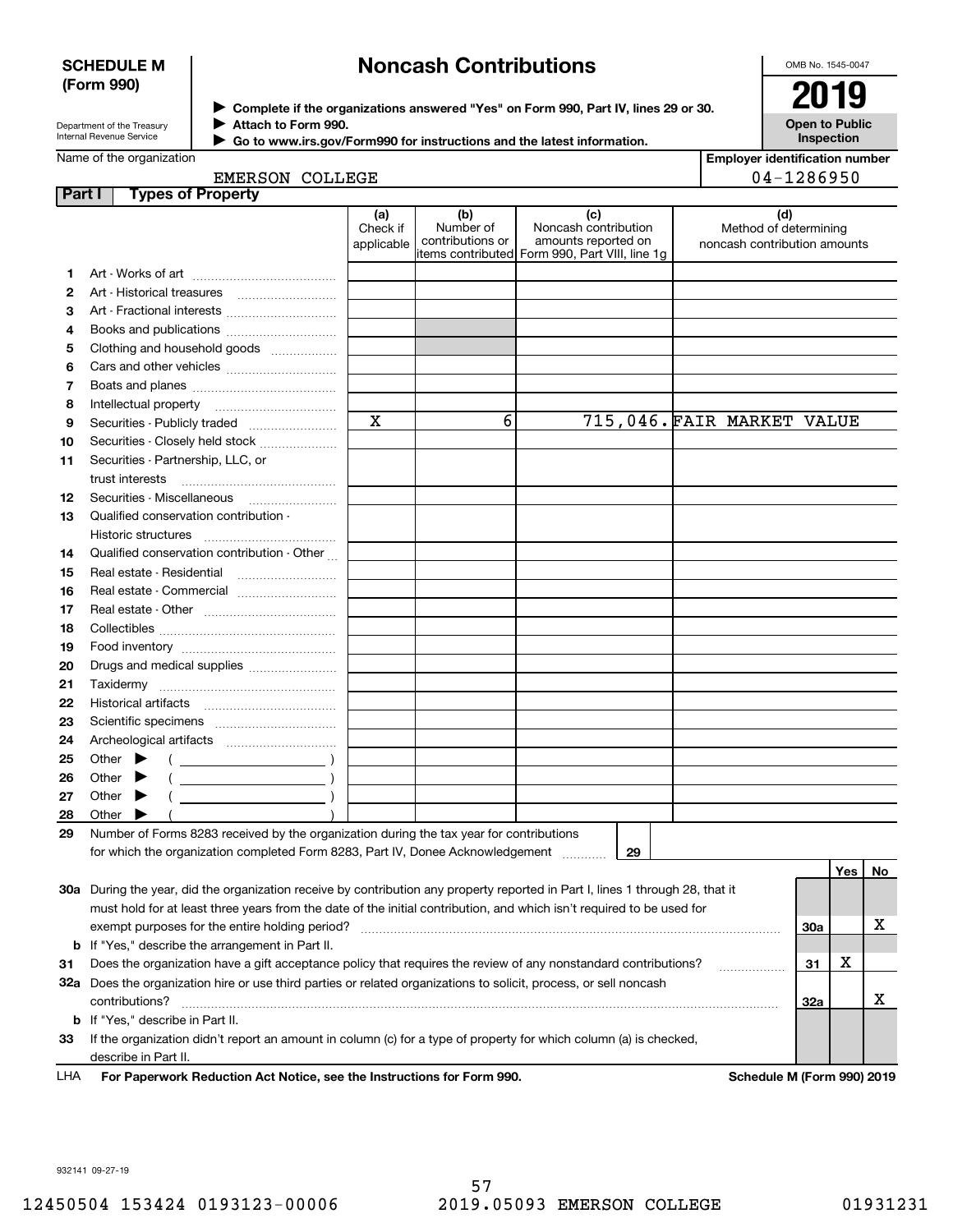**SCHEDULE M (Form 990)**

Department of the Treasury
Internal Revenue Service

# Noncash Contributions

▶ Complete if the organizations answered "Yes" on Form 990, Part IV, lines 29 or 30.
▶ Attach to Form 990.
▶ Go to www.irs.gov/Form990 for instructions and the latest information.

OMB No. 1545-0047

**2019**

**Open to Public Inspection**

Name of the organization: EMERSON COLLEGE

Employer identification number: 04-1286950

## Part I Types of Property

| | | (a) Check if applicable | (b) Number of contributions or items contributed | (c) Noncash contribution amounts reported on Form 990, Part VIII, line 1g | (d) Method of determining noncash contribution amounts |
|---|---|---|---|---|---|
| 1 | Art - Works of art | | | | |
| 2 | Art - Historical treasures | | | | |
| 3 | Art - Fractional interests | | | | |
| 4 | Books and publications | | | | |
| 5 | Clothing and household goods | | | | |
| 6 | Cars and other vehicles | | | | |
| 7 | Boats and planes | | | | |
| 8 | Intellectual property | | | | |
| 9 | Securities - Publicly traded | X | 6 | 715,046. | FAIR MARKET VALUE |
| 10 | Securities - Closely held stock | | | | |
| 11 | Securities - Partnership, LLC, or trust interests | | | | |
| 12 | Securities - Miscellaneous | | | | |
| 13 | Qualified conservation contribution - Historic structures | | | | |
| 14 | Qualified conservation contribution - Other | | | | |
| 15 | Real estate - Residential | | | | |
| 16 | Real estate - Commercial | | | | |
| 17 | Real estate - Other | | | | |
| 18 | Collectibles | | | | |
| 19 | Food inventory | | | | |
| 20 | Drugs and medical supplies | | | | |
| 21 | Taxidermy | | | | |
| 22 | Historical artifacts | | | | |
| 23 | Scientific specimens | | | | |
| 24 | Archeological artifacts | | | | |
| 25 | Other ▶ ( ) | | | | |
| 26 | Other ▶ ( ) | | | | |
| 27 | Other ▶ ( ) | | | | |
| 28 | Other ▶ ( ) | | | | |

29 Number of Forms 8283 received by the organization during the tax year for contributions for which the organization completed Form 8283, Part IV, Donee Acknowledgement ..... 29

| | | | Yes | No |
|---|---|---|---|---|
| 30a | During the year, did the organization receive by contribution any property reported in Part I, lines 1 through 28, that it must hold for at least three years from the date of the initial contribution, and which isn't required to be used for exempt purposes for the entire holding period? | 30a | | X |
| b | If "Yes," describe the arrangement in Part II. | | | |
| 31 | Does the organization have a gift acceptance policy that requires the review of any nonstandard contributions? | 31 | X | |
| 32a | Does the organization hire or use third parties or related organizations to solicit, process, or sell noncash contributions? | 32a | | X |
| b | If "Yes," describe in Part II. | | | |
| 33 | If the organization didn't report an amount in column (c) for a type of property for which column (a) is checked, describe in Part II. | | | |

LHA For Paperwork Reduction Act Notice, see the Instructions for Form 990. Schedule M (Form 990) 2019

932141 09-27-19

12450504 153424 0193123-00006 2019.05093 EMERSON COLLEGE 01931231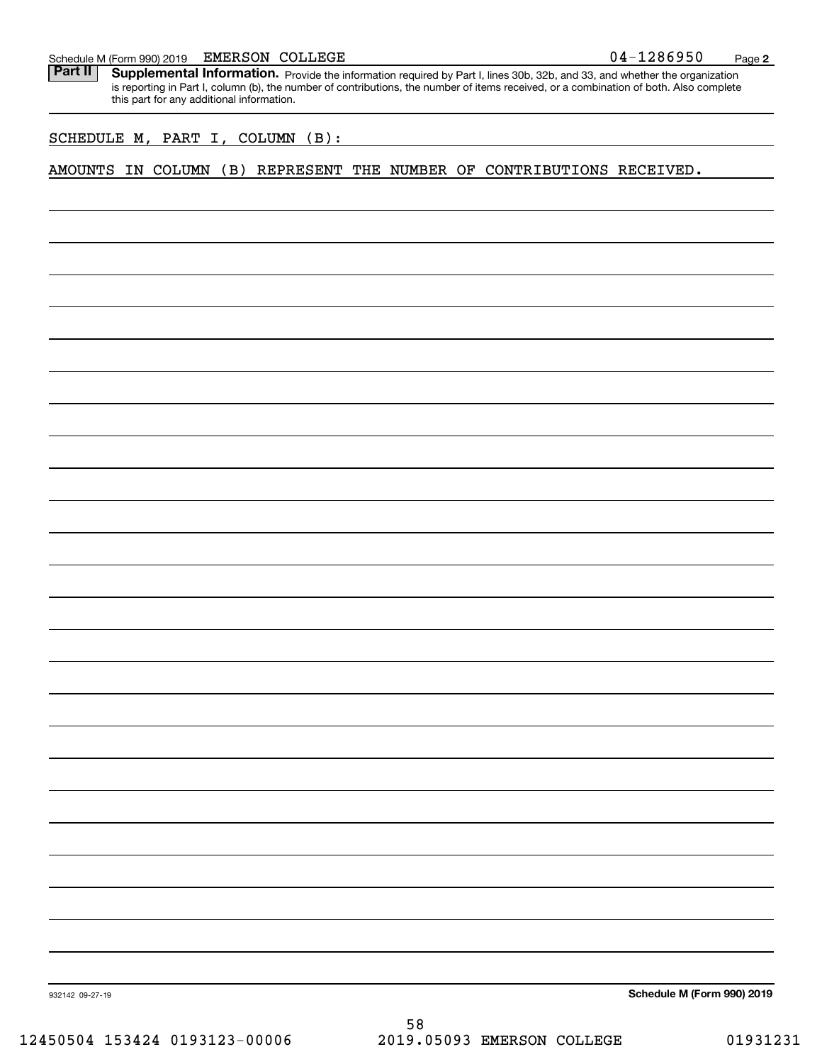Schedule M (Form 990) 2019 EMERSON COLLEGE 04-1286950 Page 2

**Part II** **Supplemental Information.** Provide the information required by Part I, lines 30b, 32b, and 33, and whether the organization is reporting in Part I, column (b), the number of contributions, the number of items received, or a combination of both. Also complete this part for any additional information.

SCHEDULE M, PART I, COLUMN (B):

AMOUNTS IN COLUMN (B) REPRESENT THE NUMBER OF CONTRIBUTIONS RECEIVED.

932142 09-27-19 **Schedule M (Form 990) 2019**

12450504 153424 0193123-00006 2019.05093 EMERSON COLLEGE 01931231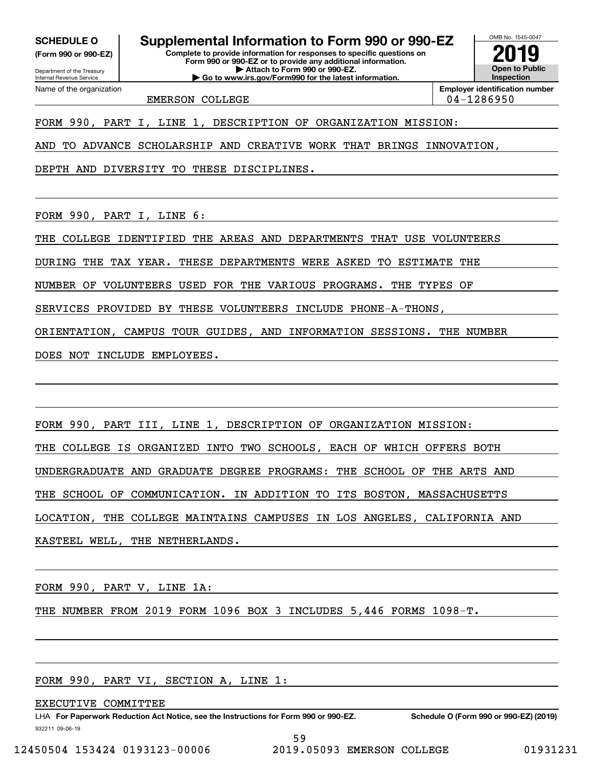**SCHEDULE O**
**(Form 990 or 990-EZ)**

Department of the Treasury
Internal Revenue Service

# Supplemental Information to Form 990 or 990-EZ

**Complete to provide information for responses to specific questions on Form 990 or 990-EZ or to provide any additional information.**
**▶ Attach to Form 990 or 990-EZ.**
**▶ Go to www.irs.gov/Form990 for the latest information.**

OMB No. 1545-0047
**2019**
**Open to Public Inspection**

Name of the organization: EMERSON COLLEGE

**Employer identification number:** 04-1286950

FORM 990, PART I, LINE 1, DESCRIPTION OF ORGANIZATION MISSION:

AND TO ADVANCE SCHOLARSHIP AND CREATIVE WORK THAT BRINGS INNOVATION, DEPTH AND DIVERSITY TO THESE DISCIPLINES.

FORM 990, PART I, LINE 6:

THE COLLEGE IDENTIFIED THE AREAS AND DEPARTMENTS THAT USE VOLUNTEERS DURING THE TAX YEAR. THESE DEPARTMENTS WERE ASKED TO ESTIMATE THE NUMBER OF VOLUNTEERS USED FOR THE VARIOUS PROGRAMS. THE TYPES OF SERVICES PROVIDED BY THESE VOLUNTEERS INCLUDE PHONE-A-THONS, ORIENTATION, CAMPUS TOUR GUIDES, AND INFORMATION SESSIONS. THE NUMBER DOES NOT INCLUDE EMPLOYEES.

FORM 990, PART III, LINE 1, DESCRIPTION OF ORGANIZATION MISSION:

THE COLLEGE IS ORGANIZED INTO TWO SCHOOLS, EACH OF WHICH OFFERS BOTH UNDERGRADUATE AND GRADUATE DEGREE PROGRAMS: THE SCHOOL OF THE ARTS AND THE SCHOOL OF COMMUNICATION. IN ADDITION TO ITS BOSTON, MASSACHUSETTS LOCATION, THE COLLEGE MAINTAINS CAMPUSES IN LOS ANGELES, CALIFORNIA AND KASTEEL WELL, THE NETHERLANDS.

FORM 990, PART V, LINE 1A:

THE NUMBER FROM 2019 FORM 1096 BOX 3 INCLUDES 5,446 FORMS 1098-T.

FORM 990, PART VI, SECTION A, LINE 1:

EXECUTIVE COMMITTEE

LHA **For Paperwork Reduction Act Notice, see the Instructions for Form 990 or 990-EZ.** **Schedule O (Form 990 or 990-EZ) (2019)**

932211 09-06-19

12450504 153424 0193123-00006 2019.05093 EMERSON COLLEGE 01931231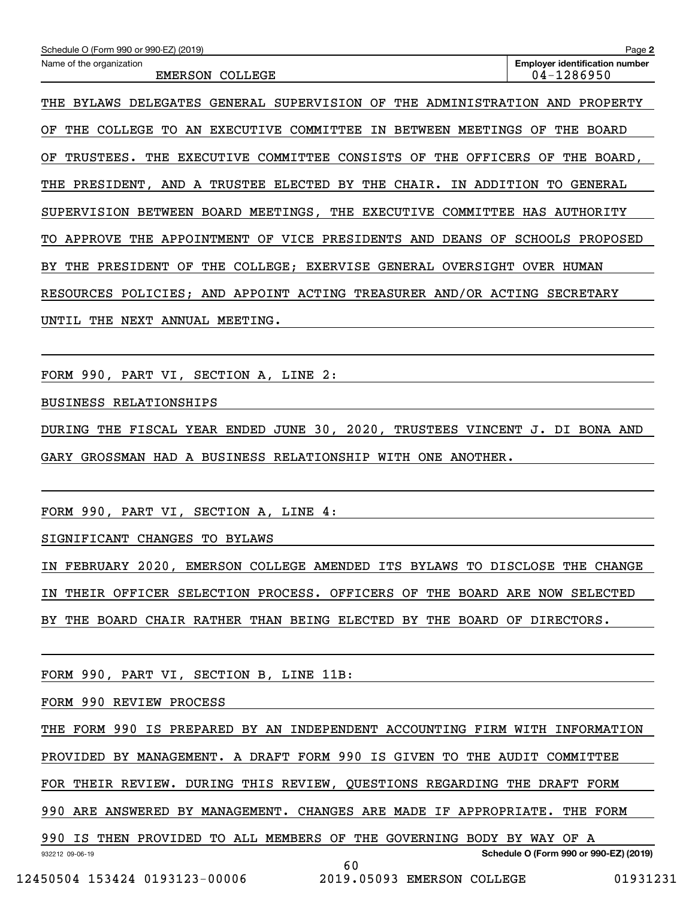Schedule O (Form 990 or 990-EZ) (2019)

Name of the organization: EMERSON COLLEGE

Employer identification number: 04-1286950

THE BYLAWS DELEGATES GENERAL SUPERVISION OF THE ADMINISTRATION AND PROPERTY OF THE COLLEGE TO AN EXECUTIVE COMMITTEE IN BETWEEN MEETINGS OF THE BOARD OF TRUSTEES. THE EXECUTIVE COMMITTEE CONSISTS OF THE OFFICERS OF THE BOARD, THE PRESIDENT, AND A TRUSTEE ELECTED BY THE CHAIR. IN ADDITION TO GENERAL SUPERVISION BETWEEN BOARD MEETINGS, THE EXECUTIVE COMMITTEE HAS AUTHORITY TO APPROVE THE APPOINTMENT OF VICE PRESIDENTS AND DEANS OF SCHOOLS PROPOSED BY THE PRESIDENT OF THE COLLEGE; EXERVISE GENERAL OVERSIGHT OVER HUMAN RESOURCES POLICIES; AND APPOINT ACTING TREASURER AND/OR ACTING SECRETARY UNTIL THE NEXT ANNUAL MEETING.

FORM 990, PART VI, SECTION A, LINE 2:

BUSINESS RELATIONSHIPS

DURING THE FISCAL YEAR ENDED JUNE 30, 2020, TRUSTEES VINCENT J. DI BONA AND GARY GROSSMAN HAD A BUSINESS RELATIONSHIP WITH ONE ANOTHER.

FORM 990, PART VI, SECTION A, LINE 4:

SIGNIFICANT CHANGES TO BYLAWS

IN FEBRUARY 2020, EMERSON COLLEGE AMENDED ITS BYLAWS TO DISCLOSE THE CHANGE IN THEIR OFFICER SELECTION PROCESS. OFFICERS OF THE BOARD ARE NOW SELECTED BY THE BOARD CHAIR RATHER THAN BEING ELECTED BY THE BOARD OF DIRECTORS.

FORM 990, PART VI, SECTION B, LINE 11B:

FORM 990 REVIEW PROCESS

THE FORM 990 IS PREPARED BY AN INDEPENDENT ACCOUNTING FIRM WITH INFORMATION PROVIDED BY MANAGEMENT. A DRAFT FORM 990 IS GIVEN TO THE AUDIT COMMITTEE FOR THEIR REVIEW. DURING THIS REVIEW, QUESTIONS REGARDING THE DRAFT FORM 990 ARE ANSWERED BY MANAGEMENT. CHANGES ARE MADE IF APPROPRIATE. THE FORM 990 IS THEN PROVIDED TO ALL MEMBERS OF THE GOVERNING BODY BY WAY OF A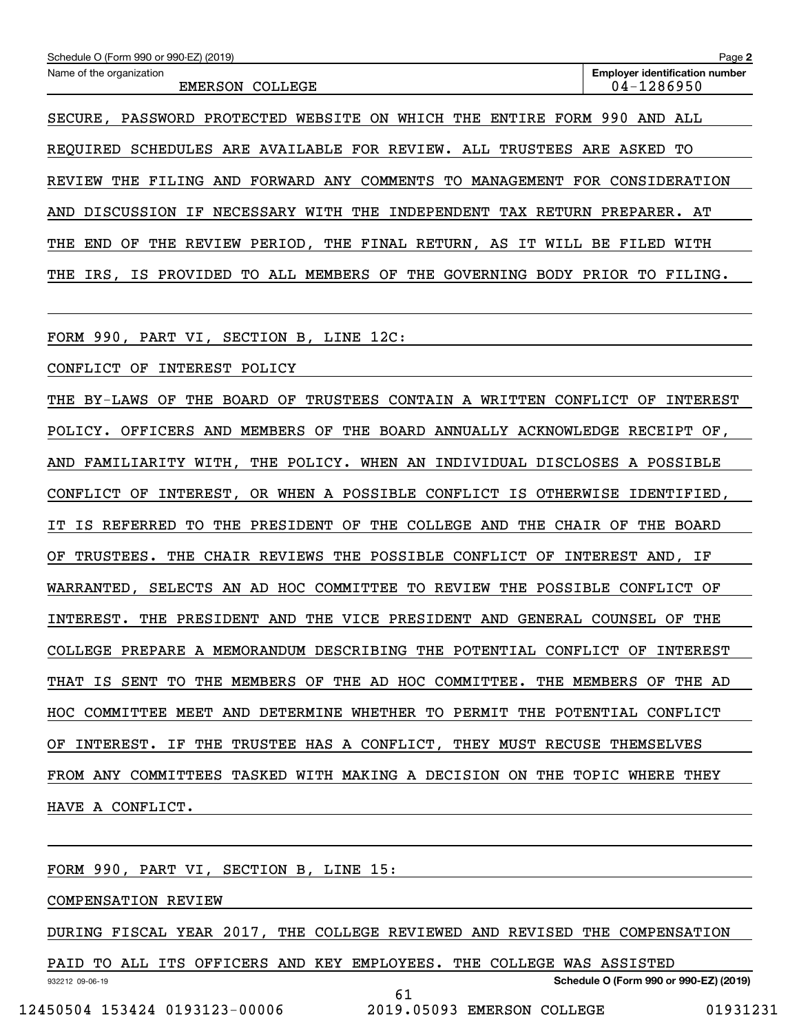Schedule O (Form 990 or 990-EZ) (2019) Page **2**

| Name of the organization | Employer identification number |
|---|---|
| EMERSON COLLEGE | 04-1286950 |

SECURE, PASSWORD PROTECTED WEBSITE ON WHICH THE ENTIRE FORM 990 AND ALL REQUIRED SCHEDULES ARE AVAILABLE FOR REVIEW. ALL TRUSTEES ARE ASKED TO REVIEW THE FILING AND FORWARD ANY COMMENTS TO MANAGEMENT FOR CONSIDERATION AND DISCUSSION IF NECESSARY WITH THE INDEPENDENT TAX RETURN PREPARER. AT THE END OF THE REVIEW PERIOD, THE FINAL RETURN, AS IT WILL BE FILED WITH THE IRS, IS PROVIDED TO ALL MEMBERS OF THE GOVERNING BODY PRIOR TO FILING.

FORM 990, PART VI, SECTION B, LINE 12C:

CONFLICT OF INTEREST POLICY

THE BY-LAWS OF THE BOARD OF TRUSTEES CONTAIN A WRITTEN CONFLICT OF INTEREST POLICY. OFFICERS AND MEMBERS OF THE BOARD ANNUALLY ACKNOWLEDGE RECEIPT OF, AND FAMILIARITY WITH, THE POLICY. WHEN AN INDIVIDUAL DISCLOSES A POSSIBLE CONFLICT OF INTEREST, OR WHEN A POSSIBLE CONFLICT IS OTHERWISE IDENTIFIED, IT IS REFERRED TO THE PRESIDENT OF THE COLLEGE AND THE CHAIR OF THE BOARD OF TRUSTEES. THE CHAIR REVIEWS THE POSSIBLE CONFLICT OF INTEREST AND, IF WARRANTED, SELECTS AN AD HOC COMMITTEE TO REVIEW THE POSSIBLE CONFLICT OF INTEREST. THE PRESIDENT AND THE VICE PRESIDENT AND GENERAL COUNSEL OF THE COLLEGE PREPARE A MEMORANDUM DESCRIBING THE POTENTIAL CONFLICT OF INTEREST THAT IS SENT TO THE MEMBERS OF THE AD HOC COMMITTEE. THE MEMBERS OF THE AD HOC COMMITTEE MEET AND DETERMINE WHETHER TO PERMIT THE POTENTIAL CONFLICT OF INTEREST. IF THE TRUSTEE HAS A CONFLICT, THEY MUST RECUSE THEMSELVES FROM ANY COMMITTEES TASKED WITH MAKING A DECISION ON THE TOPIC WHERE THEY HAVE A CONFLICT.

FORM 990, PART VI, SECTION B, LINE 15:

COMPENSATION REVIEW

DURING FISCAL YEAR 2017, THE COLLEGE REVIEWED AND REVISED THE COMPENSATION PAID TO ALL ITS OFFICERS AND KEY EMPLOYEES. THE COLLEGE WAS ASSISTED

932212 09-06-19 **Schedule O (Form 990 or 990-EZ) (2019)**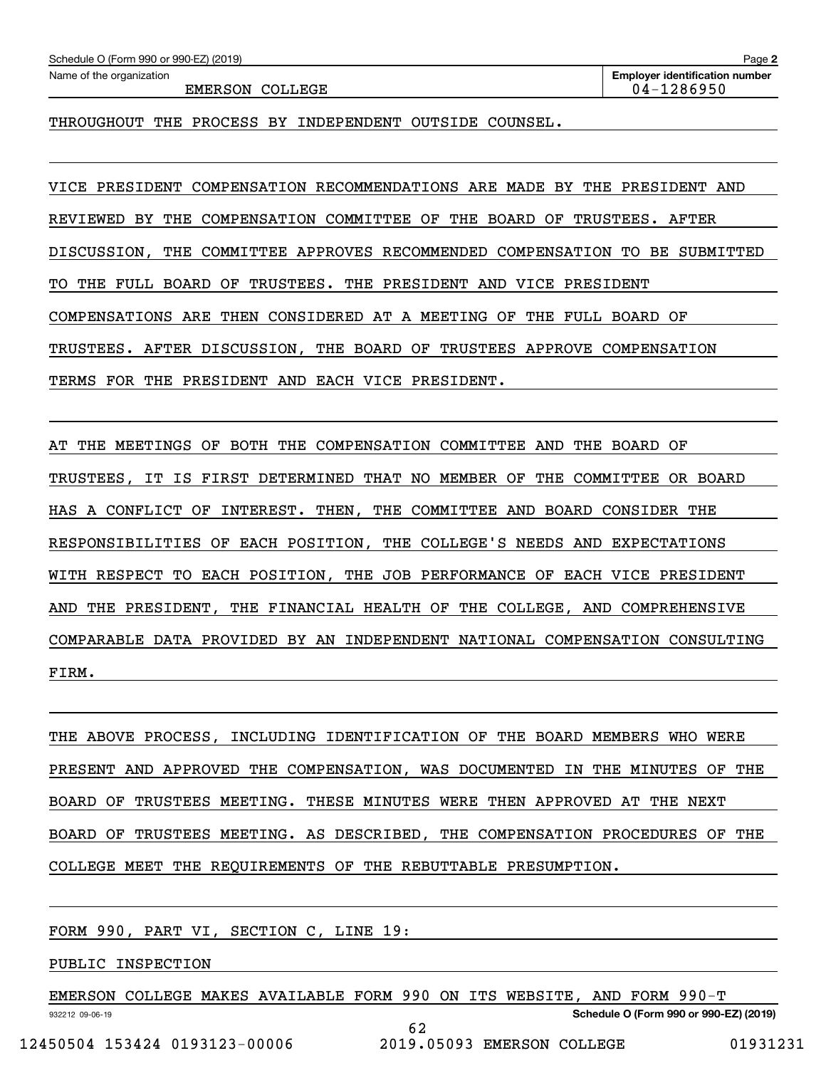THROUGHOUT THE PROCESS BY INDEPENDENT OUTSIDE COUNSEL.

VICE PRESIDENT COMPENSATION RECOMMENDATIONS ARE MADE BY THE PRESIDENT AND REVIEWED BY THE COMPENSATION COMMITTEE OF THE BOARD OF TRUSTEES. AFTER DISCUSSION, THE COMMITTEE APPROVES RECOMMENDED COMPENSATION TO BE SUBMITTED TO THE FULL BOARD OF TRUSTEES. THE PRESIDENT AND VICE PRESIDENT COMPENSATIONS ARE THEN CONSIDERED AT A MEETING OF THE FULL BOARD OF TRUSTEES. AFTER DISCUSSION, THE BOARD OF TRUSTEES APPROVE COMPENSATION TERMS FOR THE PRESIDENT AND EACH VICE PRESIDENT.

AT THE MEETINGS OF BOTH THE COMPENSATION COMMITTEE AND THE BOARD OF TRUSTEES, IT IS FIRST DETERMINED THAT NO MEMBER OF THE COMMITTEE OR BOARD HAS A CONFLICT OF INTEREST. THEN, THE COMMITTEE AND BOARD CONSIDER THE RESPONSIBILITIES OF EACH POSITION, THE COLLEGE'S NEEDS AND EXPECTATIONS WITH RESPECT TO EACH POSITION, THE JOB PERFORMANCE OF EACH VICE PRESIDENT AND THE PRESIDENT, THE FINANCIAL HEALTH OF THE COLLEGE, AND COMPREHENSIVE COMPARABLE DATA PROVIDED BY AN INDEPENDENT NATIONAL COMPENSATION CONSULTING FIRM.

THE ABOVE PROCESS, INCLUDING IDENTIFICATION OF THE BOARD MEMBERS WHO WERE PRESENT AND APPROVED THE COMPENSATION, WAS DOCUMENTED IN THE MINUTES OF THE BOARD OF TRUSTEES MEETING. THESE MINUTES WERE THEN APPROVED AT THE NEXT BOARD OF TRUSTEES MEETING. AS DESCRIBED, THE COMPENSATION PROCEDURES OF THE COLLEGE MEET THE REQUIREMENTS OF THE REBUTTABLE PRESUMPTION.

FORM 990, PART VI, SECTION C, LINE 19:

PUBLIC INSPECTION

EMERSON COLLEGE MAKES AVAILABLE FORM 990 ON ITS WEBSITE, AND FORM 990-T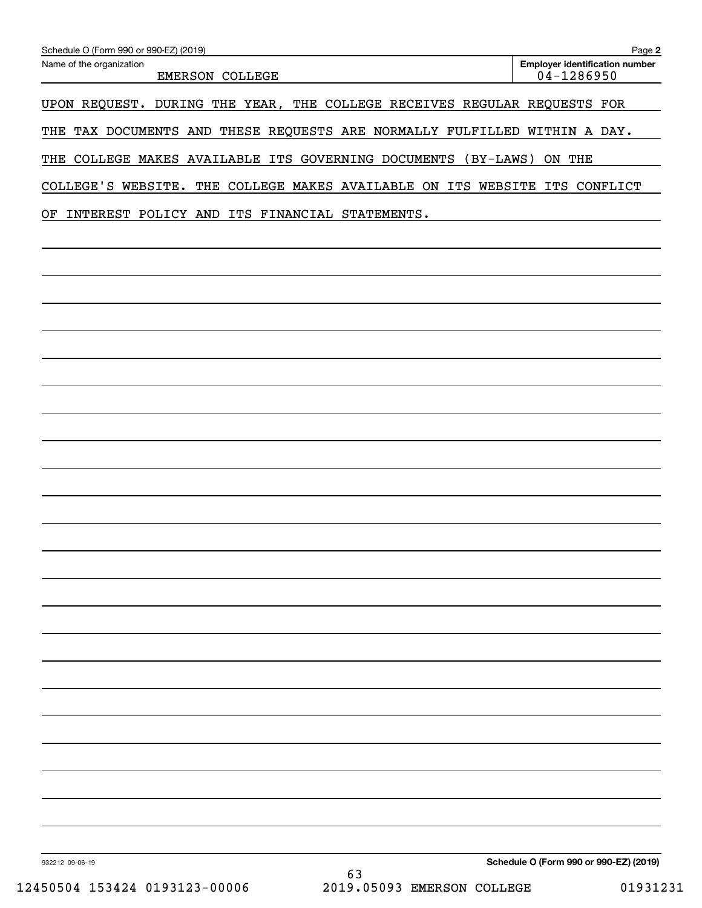Schedule O (Form 990 or 990-EZ) (2019)

Name of the organization: EMERSON COLLEGE

Employer identification number: 04-1286950

UPON REQUEST. DURING THE YEAR, THE COLLEGE RECEIVES REGULAR REQUESTS FOR THE TAX DOCUMENTS AND THESE REQUESTS ARE NORMALLY FULFILLED WITHIN A DAY. THE COLLEGE MAKES AVAILABLE ITS GOVERNING DOCUMENTS (BY-LAWS) ON THE COLLEGE'S WEBSITE. THE COLLEGE MAKES AVAILABLE ON ITS WEBSITE ITS CONFLICT OF INTEREST POLICY AND ITS FINANCIAL STATEMENTS.

932212 09-06-19

12450504 153424 0193123-00006 2019.05093 EMERSON COLLEGE 01931231